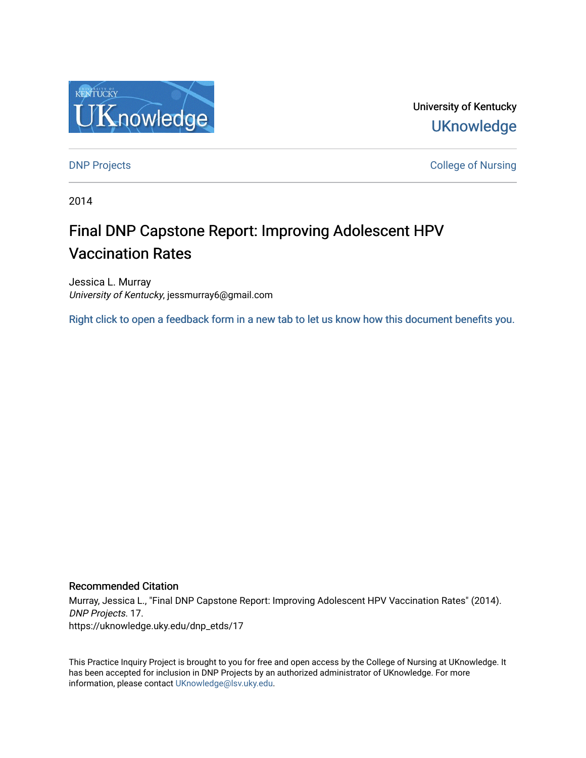University of Kentucky

UKnowledge

DNP Projects

College of Nursing

2014

# Final DNP Capstone Report: Improving Adolescent HPV Vaccination Rates

Jessica L. Murray
*University of Kentucky*, jessmurray6@gmail.com

Right click to open a feedback form in a new tab to let us know how this document benefits you.

## Recommended Citation

Murray, Jessica L., "Final DNP Capstone Report: Improving Adolescent HPV Vaccination Rates" (2014). *DNP Projects*. 17.
https://uknowledge.uky.edu/dnp_etds/17

This Practice Inquiry Project is brought to you for free and open access by the College of Nursing at UKnowledge. It has been accepted for inclusion in DNP Projects by an authorized administrator of UKnowledge. For more information, please contact UKnowledge@lsv.uky.edu.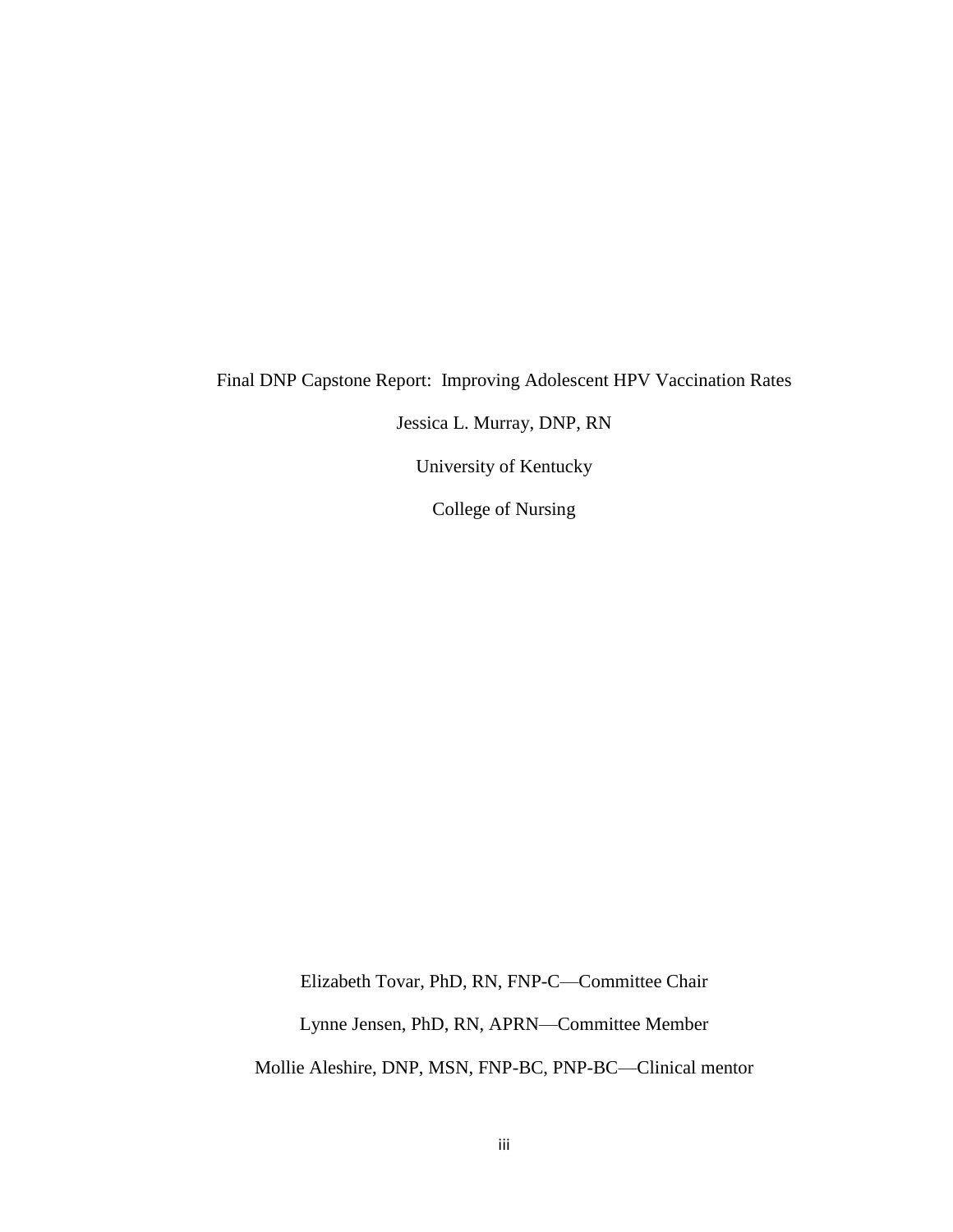Final DNP Capstone Report: Improving Adolescent HPV Vaccination Rates

Jessica L. Murray, DNP, RN

University of Kentucky

College of Nursing

Elizabeth Tovar, PhD, RN, FNP-C—Committee Chair

Lynne Jensen, PhD, RN, APRN—Committee Member

Mollie Aleshire, DNP, MSN, FNP-BC, PNP-BC—Clinical mentor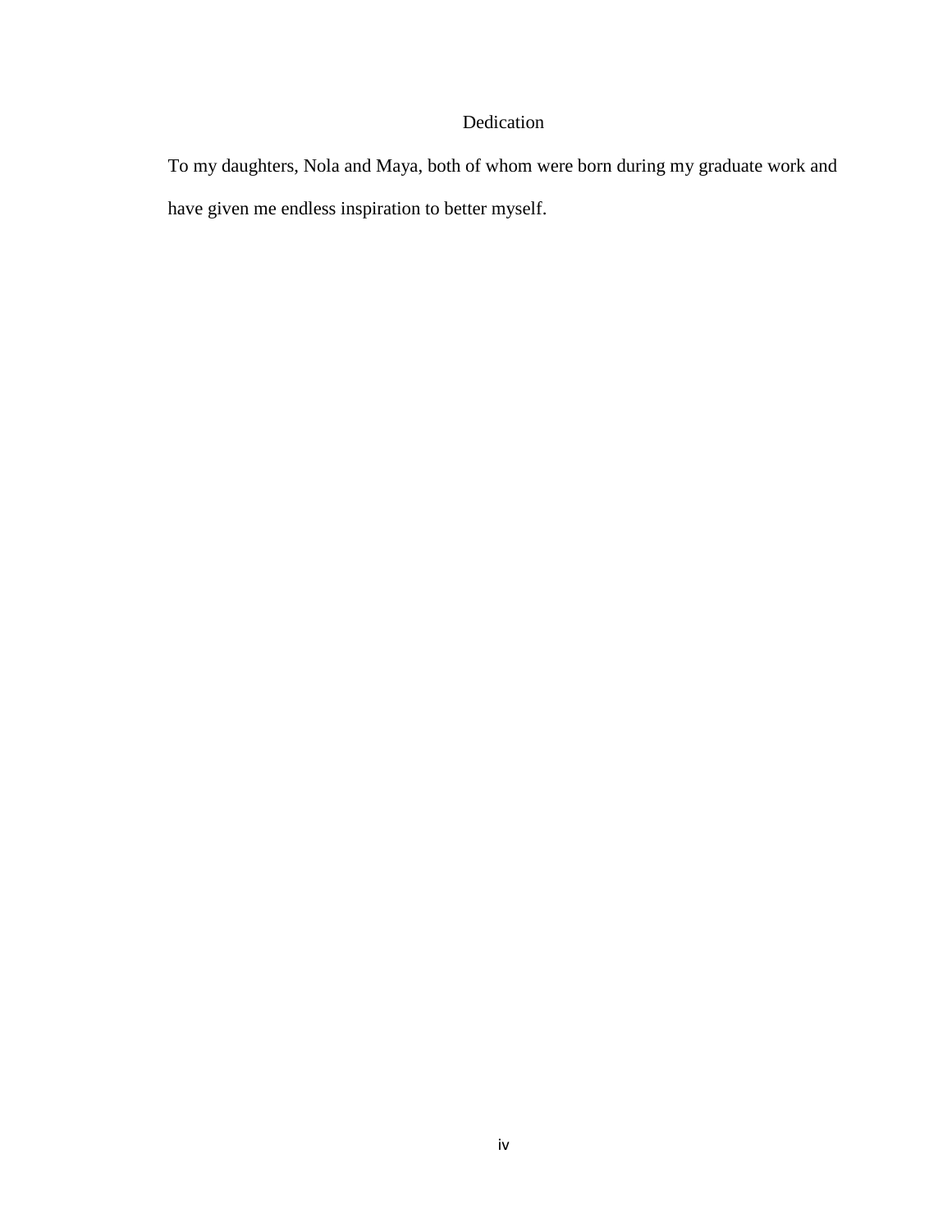# Dedication

To my daughters, Nola and Maya, both of whom were born during my graduate work and have given me endless inspiration to better myself.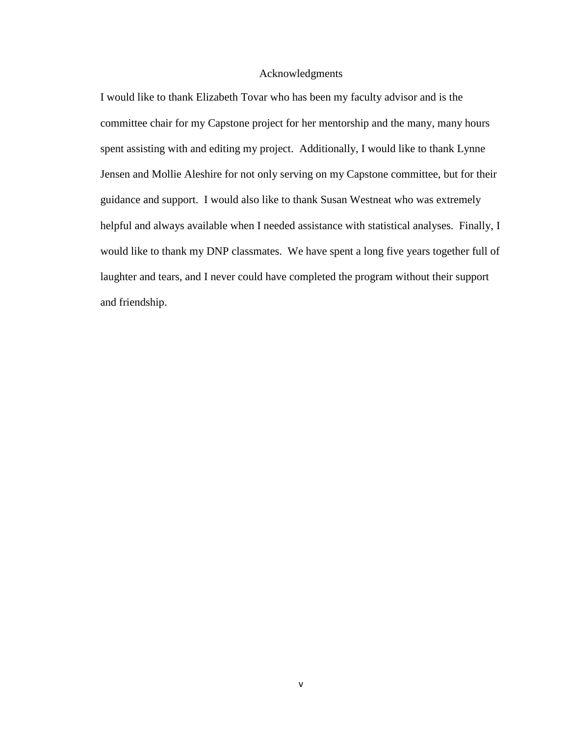# Acknowledgments

I would like to thank Elizabeth Tovar who has been my faculty advisor and is the committee chair for my Capstone project for her mentorship and the many, many hours spent assisting with and editing my project. Additionally, I would like to thank Lynne Jensen and Mollie Aleshire for not only serving on my Capstone committee, but for their guidance and support. I would also like to thank Susan Westneat who was extremely helpful and always available when I needed assistance with statistical analyses. Finally, I would like to thank my DNP classmates. We have spent a long five years together full of laughter and tears, and I never could have completed the program without their support and friendship.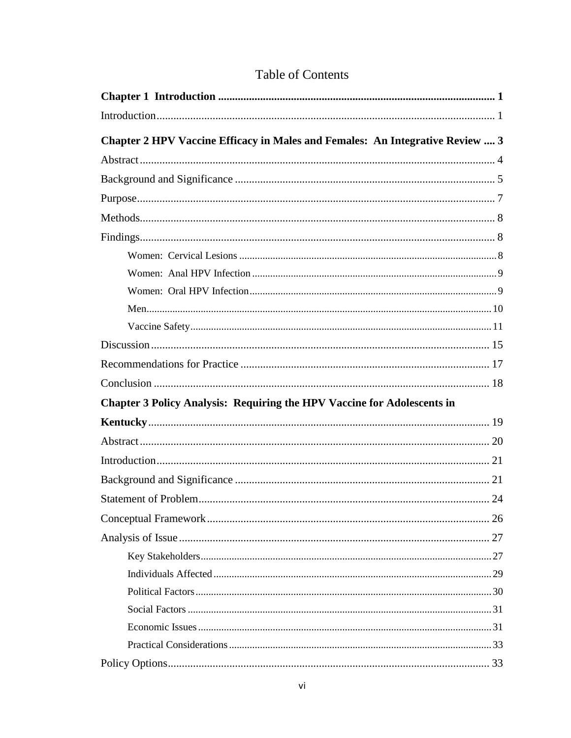# Table of Contents

**Chapter 1 Introduction** .................................................................................................. **1**

Introduction........................................................................................................................ 1

**Chapter 2 HPV Vaccine Efficacy in Males and Females: An Integrative Review .... 3**

Abstract.............................................................................................................................. 4

Background and Significance ............................................................................................ 5

Purpose............................................................................................................................... 7

Methods.............................................................................................................................. 8

Findings.............................................................................................................................. 8

- Women: Cervical Lesions ................................................................................................... 8
- Women: Anal HPV Infection .............................................................................................. 9
- Women: Oral HPV Infection............................................................................................... 9
- Men.................................................................................................................................. 10
- Vaccine Safety................................................................................................................... 11

Discussion ........................................................................................................................ 15

Recommendations for Practice ........................................................................................ 17

Conclusion ....................................................................................................................... 18

**Chapter 3 Policy Analysis: Requiring the HPV Vaccine for Adolescents in Kentucky**......................................................................................................................... 19

Abstract............................................................................................................................ 20

Introduction...................................................................................................................... 21

Background and Significance .......................................................................................... 21

Statement of Problem........................................................................................................ 24

Conceptual Framework.................................................................................................... 26

Analysis of Issue .............................................................................................................. 27

- Key Stakeholders............................................................................................................... 27
- Individuals Affected .......................................................................................................... 29
- Political Factors................................................................................................................. 30
- Social Factors .................................................................................................................... 31
- Economic Issues ................................................................................................................ 31
- Practical Considerations .................................................................................................... 33

Policy Options.................................................................................................................. 33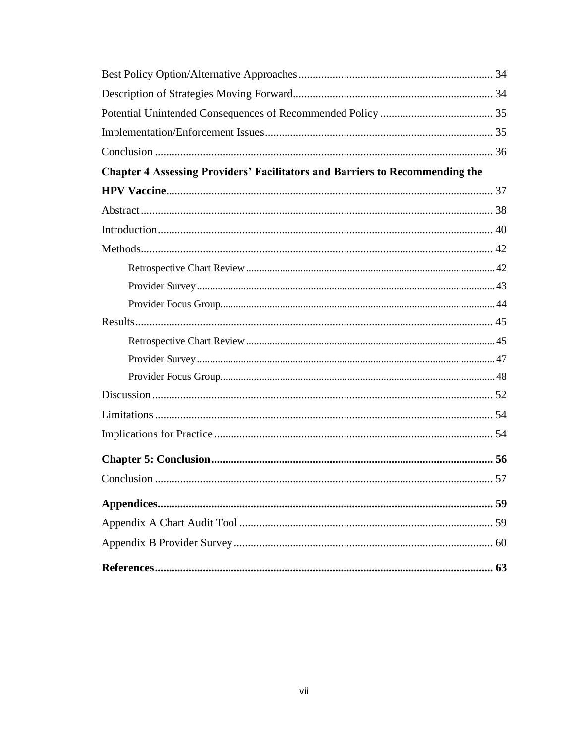Best Policy Option/Alternative Approaches .......... 34
Description of Strategies Moving Forward .......... 34
Potential Unintended Consequences of Recommended Policy .......... 35
Implementation/Enforcement Issues .......... 35
Conclusion .......... 36

**Chapter 4 Assessing Providers' Facilitators and Barriers to Recommending the HPV Vaccine** .......... 37

Abstract .......... 38
Introduction .......... 40
Methods .......... 42
- Retrospective Chart Review .......... 42
- Provider Survey .......... 43
- Provider Focus Group .......... 44

Results .......... 45
- Retrospective Chart Review .......... 45
- Provider Survey .......... 47
- Provider Focus Group .......... 48

Discussion .......... 52
Limitations .......... 54
Implications for Practice .......... 54

**Chapter 5: Conclusion** .......... 56

Conclusion .......... 57

**Appendices** .......... 59

Appendix A Chart Audit Tool .......... 59
Appendix B Provider Survey .......... 60

**References** .......... 63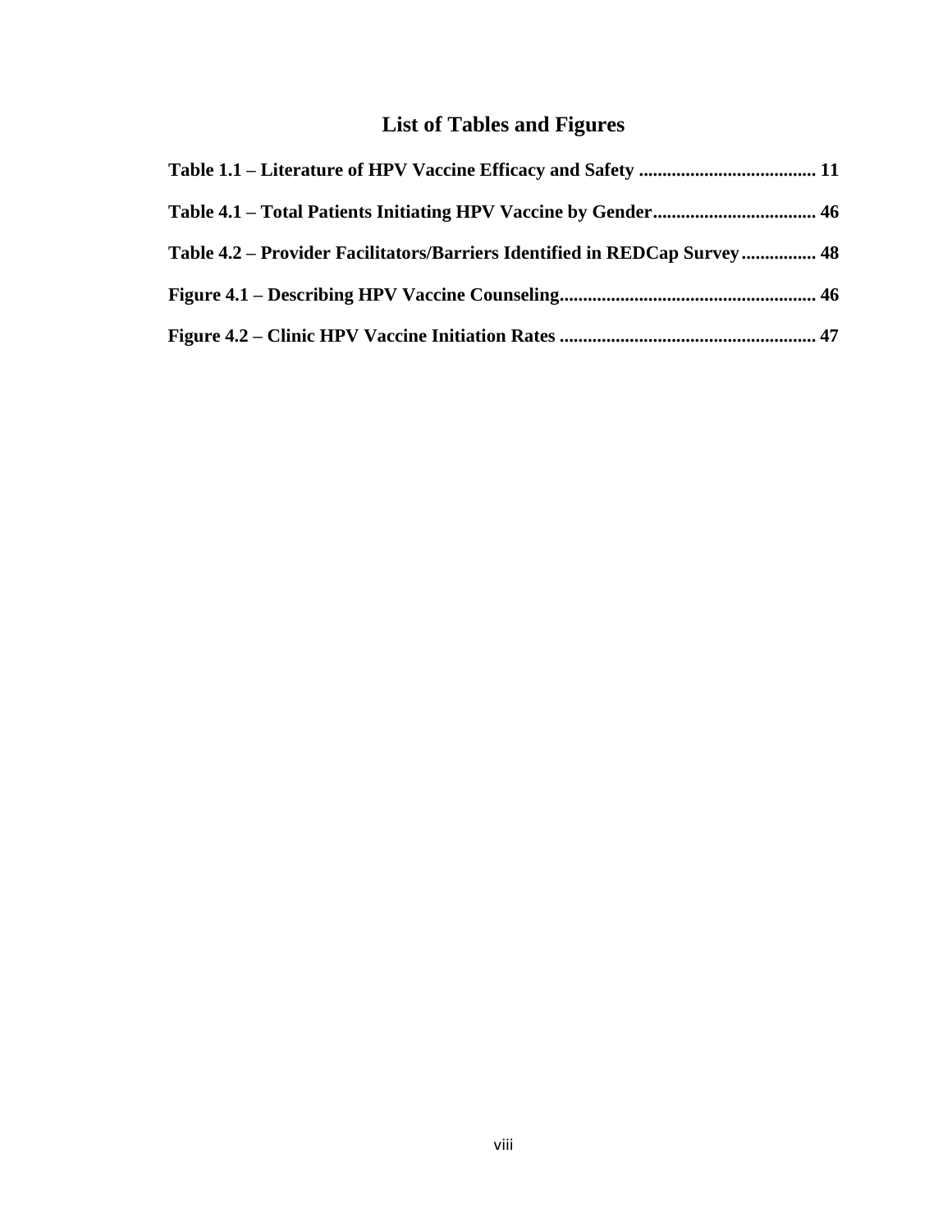# List of Tables and Figures

**Table 1.1 – Literature of HPV Vaccine Efficacy and Safety ...................................... 11**

**Table 4.1 – Total Patients Initiating HPV Vaccine by Gender................................... 46**

**Table 4.2 – Provider Facilitators/Barriers Identified in REDCap Survey................ 48**

**Figure 4.1 – Describing HPV Vaccine Counseling....................................................... 46**

**Figure 4.2 – Clinic HPV Vaccine Initiation Rates ....................................................... 47**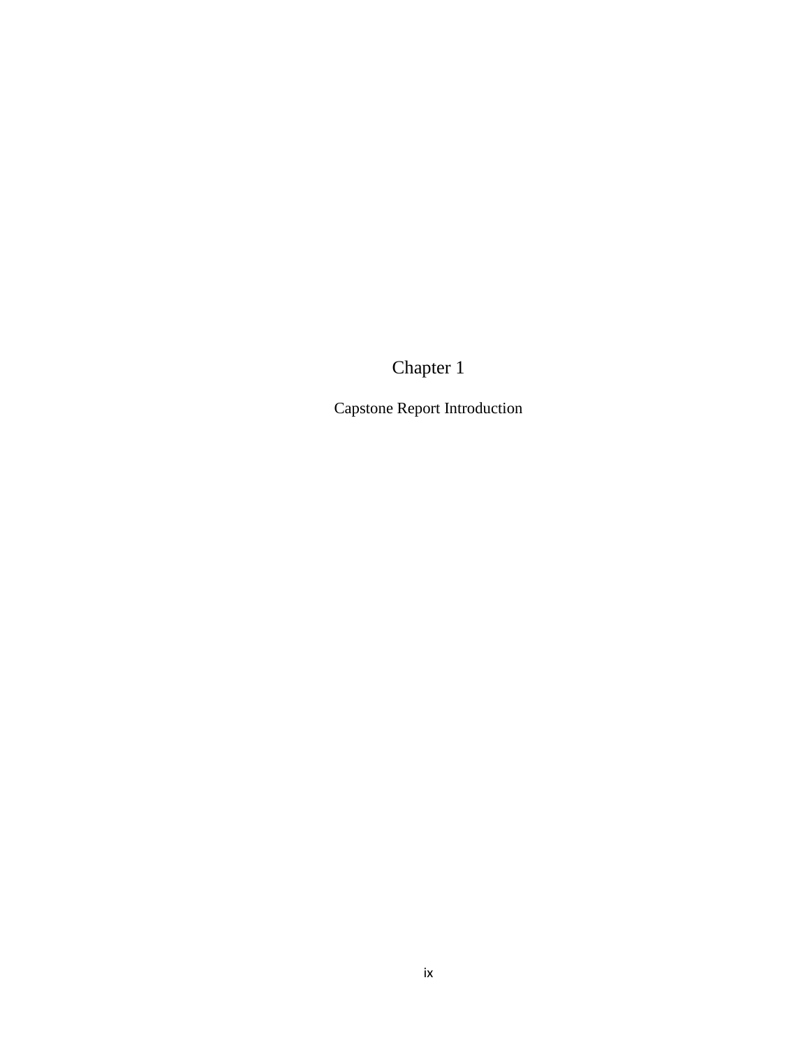# Chapter 1

## Capstone Report Introduction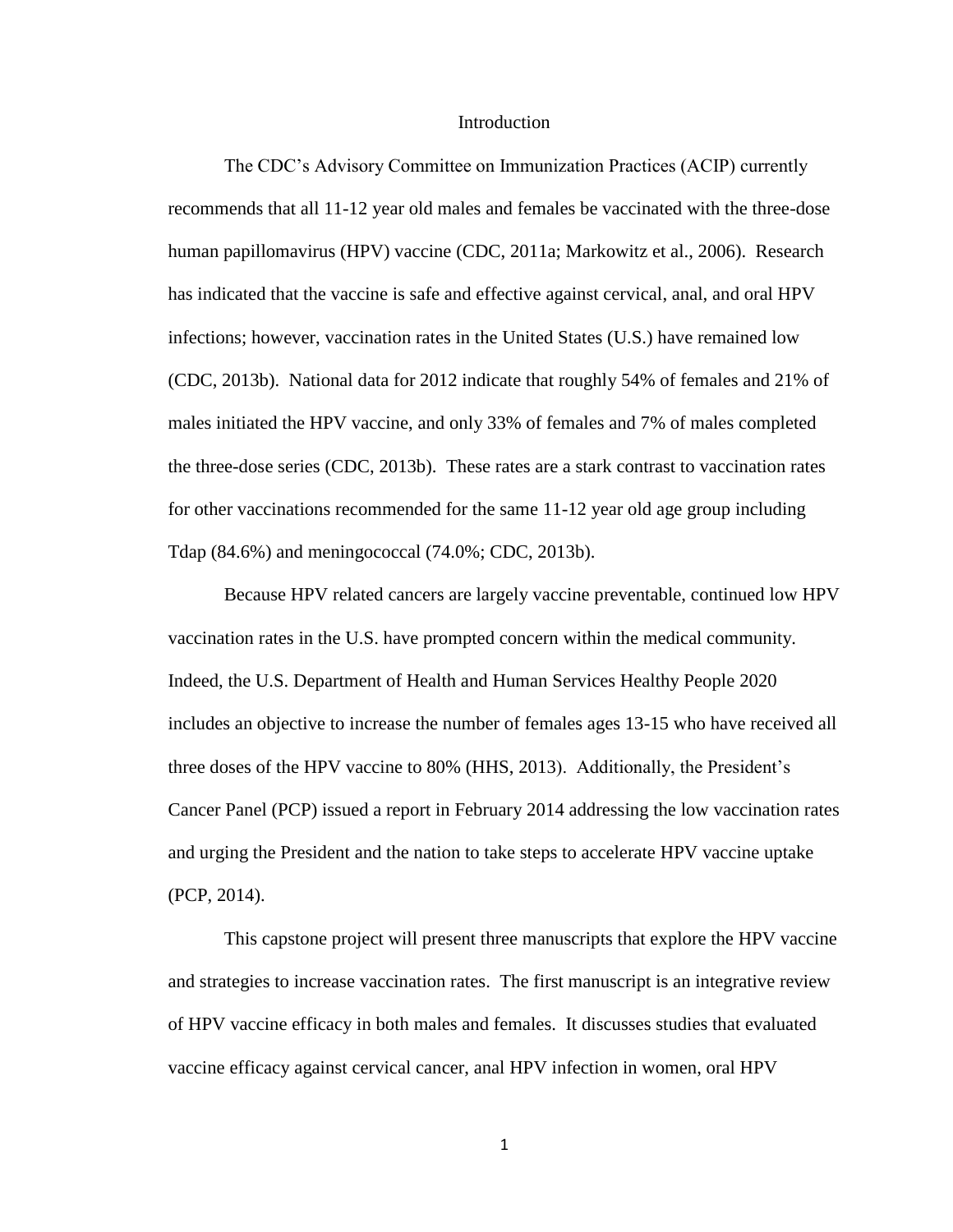# Introduction

The CDC's Advisory Committee on Immunization Practices (ACIP) currently recommends that all 11-12 year old males and females be vaccinated with the three-dose human papillomavirus (HPV) vaccine (CDC, 2011a; Markowitz et al., 2006). Research has indicated that the vaccine is safe and effective against cervical, anal, and oral HPV infections; however, vaccination rates in the United States (U.S.) have remained low (CDC, 2013b). National data for 2012 indicate that roughly 54% of females and 21% of males initiated the HPV vaccine, and only 33% of females and 7% of males completed the three-dose series (CDC, 2013b). These rates are a stark contrast to vaccination rates for other vaccinations recommended for the same 11-12 year old age group including Tdap (84.6%) and meningococcal (74.0%; CDC, 2013b).

Because HPV related cancers are largely vaccine preventable, continued low HPV vaccination rates in the U.S. have prompted concern within the medical community. Indeed, the U.S. Department of Health and Human Services Healthy People 2020 includes an objective to increase the number of females ages 13-15 who have received all three doses of the HPV vaccine to 80% (HHS, 2013). Additionally, the President's Cancer Panel (PCP) issued a report in February 2014 addressing the low vaccination rates and urging the President and the nation to take steps to accelerate HPV vaccine uptake (PCP, 2014).

This capstone project will present three manuscripts that explore the HPV vaccine and strategies to increase vaccination rates. The first manuscript is an integrative review of HPV vaccine efficacy in both males and females. It discusses studies that evaluated vaccine efficacy against cervical cancer, anal HPV infection in women, oral HPV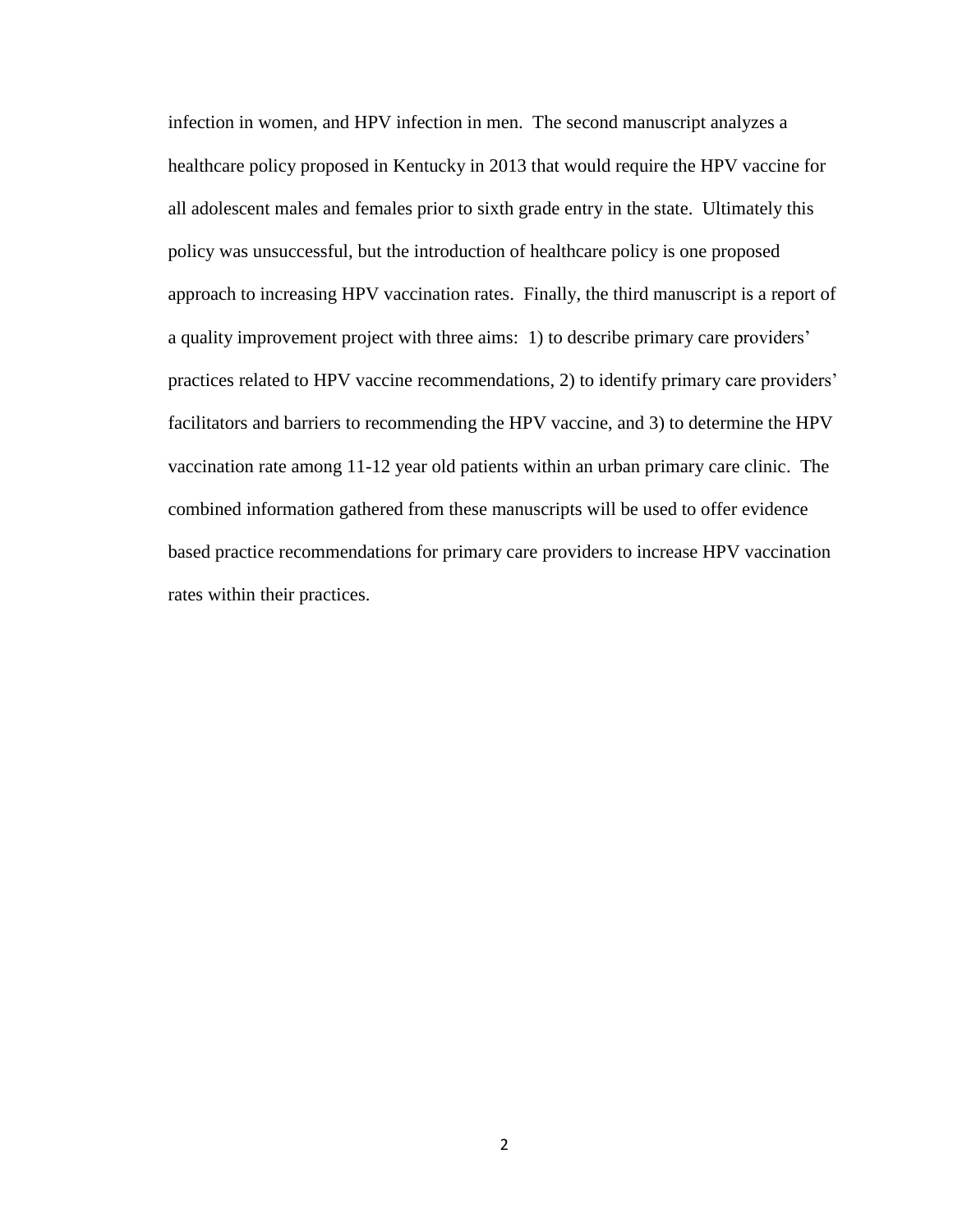infection in women, and HPV infection in men. The second manuscript analyzes a healthcare policy proposed in Kentucky in 2013 that would require the HPV vaccine for all adolescent males and females prior to sixth grade entry in the state. Ultimately this policy was unsuccessful, but the introduction of healthcare policy is one proposed approach to increasing HPV vaccination rates. Finally, the third manuscript is a report of a quality improvement project with three aims: 1) to describe primary care providers' practices related to HPV vaccine recommendations, 2) to identify primary care providers' facilitators and barriers to recommending the HPV vaccine, and 3) to determine the HPV vaccination rate among 11-12 year old patients within an urban primary care clinic. The combined information gathered from these manuscripts will be used to offer evidence based practice recommendations for primary care providers to increase HPV vaccination rates within their practices.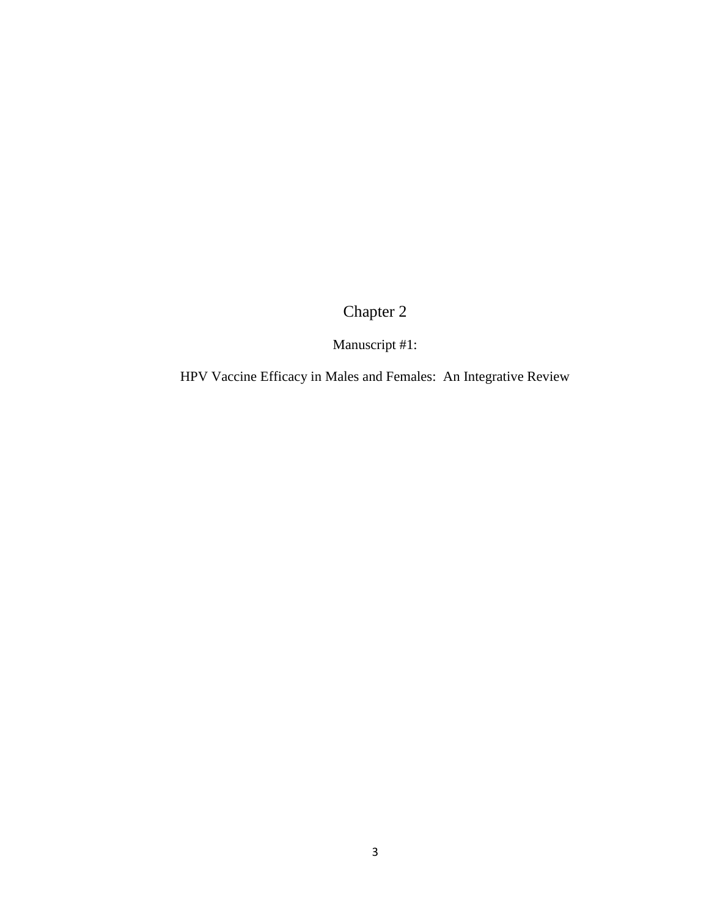# Chapter 2

## Manuscript #1:

## HPV Vaccine Efficacy in Males and Females: An Integrative Review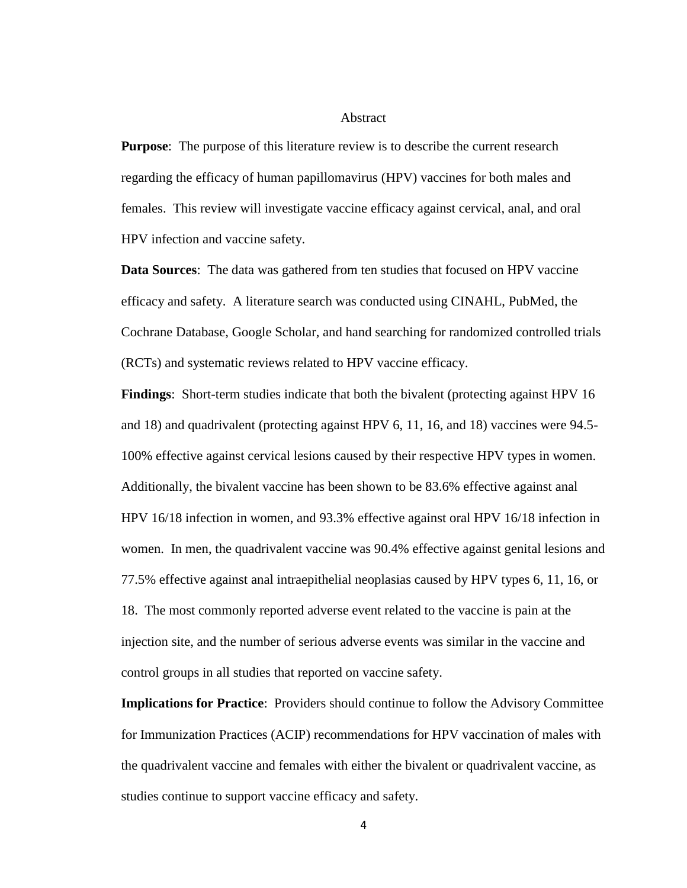# Abstract

**Purpose**: The purpose of this literature review is to describe the current research regarding the efficacy of human papillomavirus (HPV) vaccines for both males and females. This review will investigate vaccine efficacy against cervical, anal, and oral HPV infection and vaccine safety.

**Data Sources**: The data was gathered from ten studies that focused on HPV vaccine efficacy and safety. A literature search was conducted using CINAHL, PubMed, the Cochrane Database, Google Scholar, and hand searching for randomized controlled trials (RCTs) and systematic reviews related to HPV vaccine efficacy.

**Findings**: Short-term studies indicate that both the bivalent (protecting against HPV 16 and 18) and quadrivalent (protecting against HPV 6, 11, 16, and 18) vaccines were 94.5-100% effective against cervical lesions caused by their respective HPV types in women. Additionally, the bivalent vaccine has been shown to be 83.6% effective against anal HPV 16/18 infection in women, and 93.3% effective against oral HPV 16/18 infection in women. In men, the quadrivalent vaccine was 90.4% effective against genital lesions and 77.5% effective against anal intraepithelial neoplasias caused by HPV types 6, 11, 16, or 18. The most commonly reported adverse event related to the vaccine is pain at the injection site, and the number of serious adverse events was similar in the vaccine and control groups in all studies that reported on vaccine safety.

**Implications for Practice**: Providers should continue to follow the Advisory Committee for Immunization Practices (ACIP) recommendations for HPV vaccination of males with the quadrivalent vaccine and females with either the bivalent or quadrivalent vaccine, as studies continue to support vaccine efficacy and safety.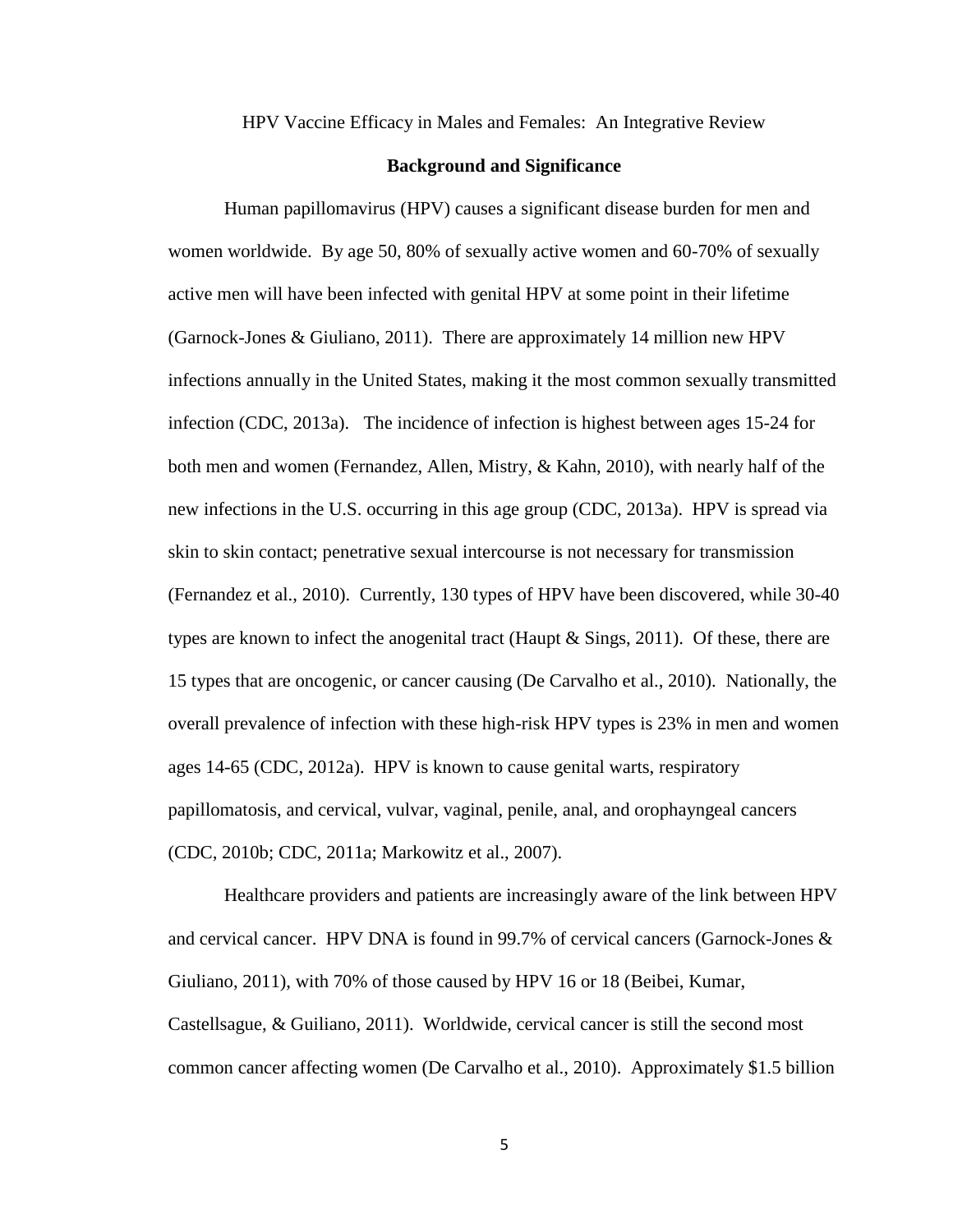HPV Vaccine Efficacy in Males and Females: An Integrative Review

## Background and Significance

Human papillomavirus (HPV) causes a significant disease burden for men and women worldwide. By age 50, 80% of sexually active women and 60-70% of sexually active men will have been infected with genital HPV at some point in their lifetime (Garnock-Jones & Giuliano, 2011). There are approximately 14 million new HPV infections annually in the United States, making it the most common sexually transmitted infection (CDC, 2013a). The incidence of infection is highest between ages 15-24 for both men and women (Fernandez, Allen, Mistry, & Kahn, 2010), with nearly half of the new infections in the U.S. occurring in this age group (CDC, 2013a). HPV is spread via skin to skin contact; penetrative sexual intercourse is not necessary for transmission (Fernandez et al., 2010). Currently, 130 types of HPV have been discovered, while 30-40 types are known to infect the anogenital tract (Haupt & Sings, 2011). Of these, there are 15 types that are oncogenic, or cancer causing (De Carvalho et al., 2010). Nationally, the overall prevalence of infection with these high-risk HPV types is 23% in men and women ages 14-65 (CDC, 2012a). HPV is known to cause genital warts, respiratory papillomatosis, and cervical, vulvar, vaginal, penile, anal, and orophayngeal cancers (CDC, 2010b; CDC, 2011a; Markowitz et al., 2007).

Healthcare providers and patients are increasingly aware of the link between HPV and cervical cancer. HPV DNA is found in 99.7% of cervical cancers (Garnock-Jones & Giuliano, 2011), with 70% of those caused by HPV 16 or 18 (Beibei, Kumar, Castellsague, & Guiliano, 2011). Worldwide, cervical cancer is still the second most common cancer affecting women (De Carvalho et al., 2010). Approximately $1.5 billion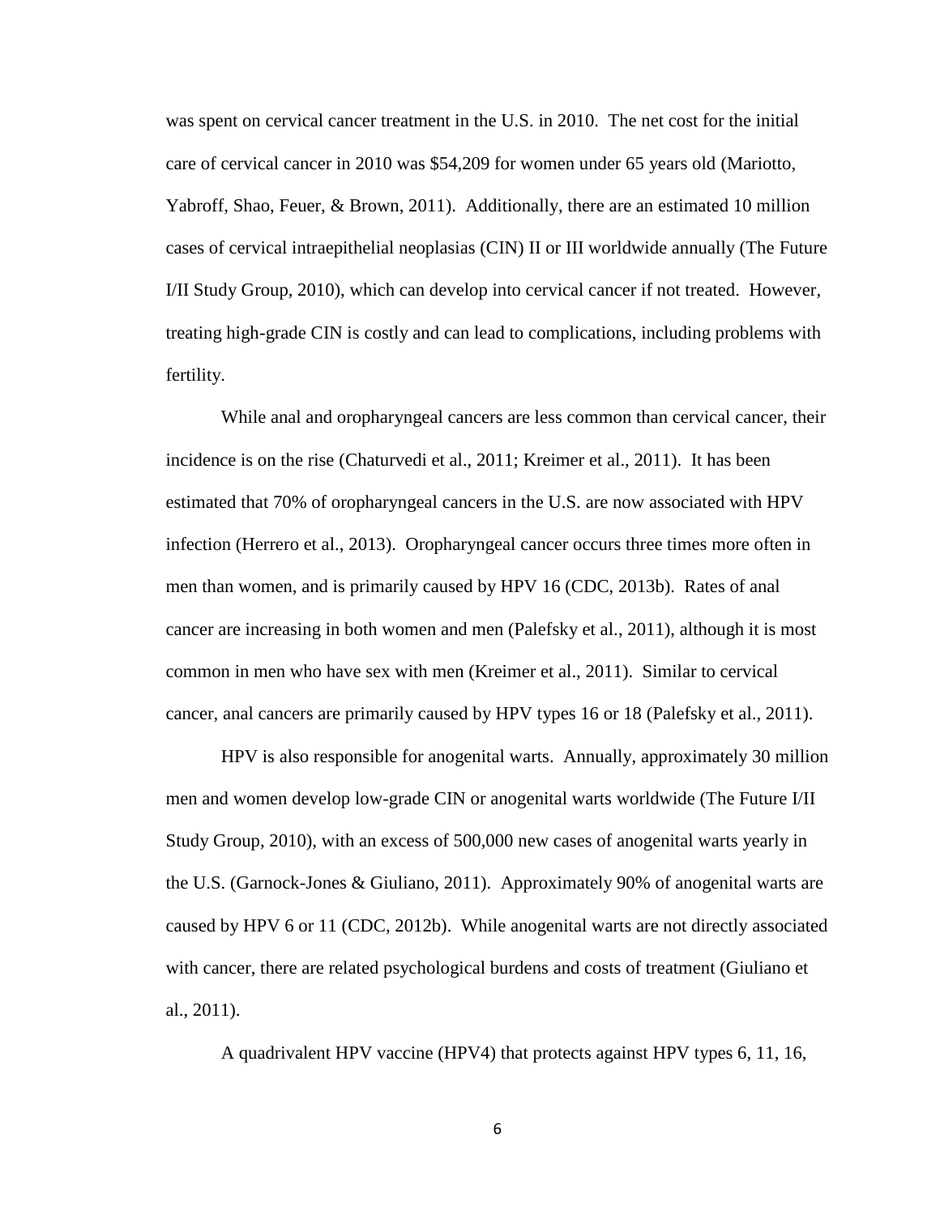was spent on cervical cancer treatment in the U.S. in 2010. The net cost for the initial care of cervical cancer in 2010 was $54,209 for women under 65 years old (Mariotto, Yabroff, Shao, Feuer, & Brown, 2011). Additionally, there are an estimated 10 million cases of cervical intraepithelial neoplasias (CIN) II or III worldwide annually (The Future I/II Study Group, 2010), which can develop into cervical cancer if not treated. However, treating high-grade CIN is costly and can lead to complications, including problems with fertility.

While anal and oropharyngeal cancers are less common than cervical cancer, their incidence is on the rise (Chaturvedi et al., 2011; Kreimer et al., 2011). It has been estimated that 70% of oropharyngeal cancers in the U.S. are now associated with HPV infection (Herrero et al., 2013). Oropharyngeal cancer occurs three times more often in men than women, and is primarily caused by HPV 16 (CDC, 2013b). Rates of anal cancer are increasing in both women and men (Palefsky et al., 2011), although it is most common in men who have sex with men (Kreimer et al., 2011). Similar to cervical cancer, anal cancers are primarily caused by HPV types 16 or 18 (Palefsky et al., 2011).

HPV is also responsible for anogenital warts. Annually, approximately 30 million men and women develop low-grade CIN or anogenital warts worldwide (The Future I/II Study Group, 2010), with an excess of 500,000 new cases of anogenital warts yearly in the U.S. (Garnock-Jones & Giuliano, 2011). Approximately 90% of anogenital warts are caused by HPV 6 or 11 (CDC, 2012b). While anogenital warts are not directly associated with cancer, there are related psychological burdens and costs of treatment (Giuliano et al., 2011).

A quadrivalent HPV vaccine (HPV4) that protects against HPV types 6, 11, 16,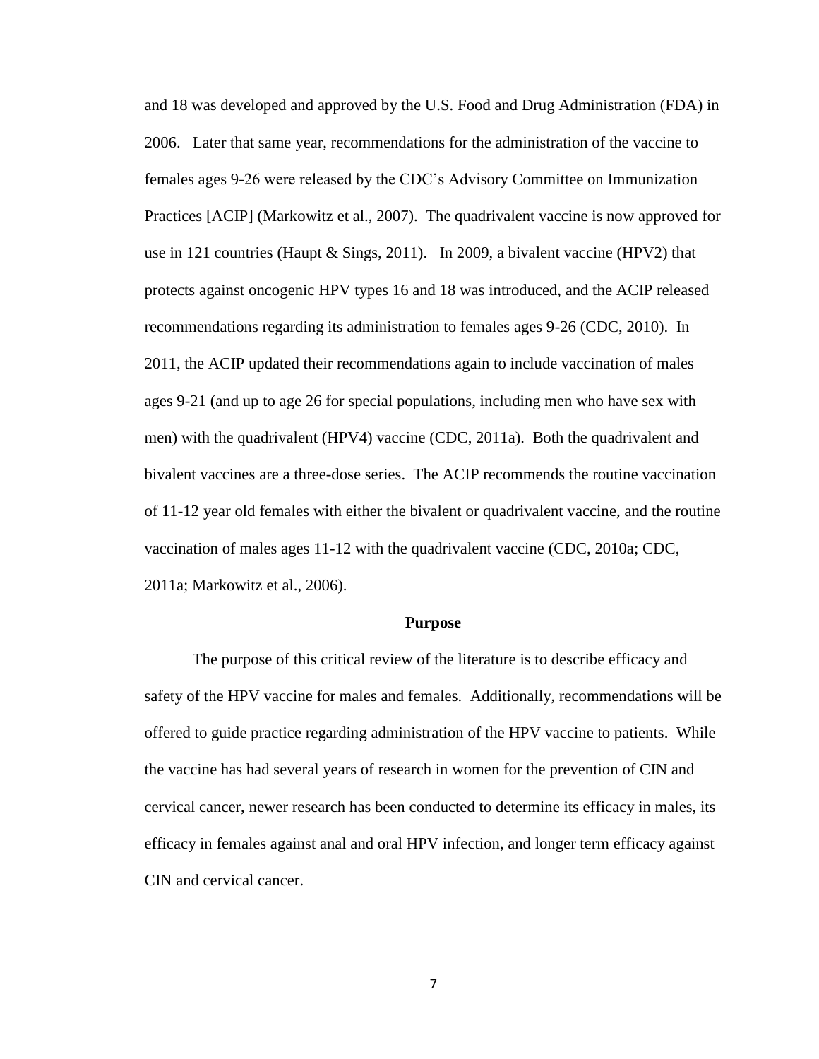and 18 was developed and approved by the U.S. Food and Drug Administration (FDA) in 2006. Later that same year, recommendations for the administration of the vaccine to females ages 9-26 were released by the CDC's Advisory Committee on Immunization Practices [ACIP] (Markowitz et al., 2007). The quadrivalent vaccine is now approved for use in 121 countries (Haupt & Sings, 2011). In 2009, a bivalent vaccine (HPV2) that protects against oncogenic HPV types 16 and 18 was introduced, and the ACIP released recommendations regarding its administration to females ages 9-26 (CDC, 2010). In 2011, the ACIP updated their recommendations again to include vaccination of males ages 9-21 (and up to age 26 for special populations, including men who have sex with men) with the quadrivalent (HPV4) vaccine (CDC, 2011a). Both the quadrivalent and bivalent vaccines are a three-dose series. The ACIP recommends the routine vaccination of 11-12 year old females with either the bivalent or quadrivalent vaccine, and the routine vaccination of males ages 11-12 with the quadrivalent vaccine (CDC, 2010a; CDC, 2011a; Markowitz et al., 2006).

## Purpose

The purpose of this critical review of the literature is to describe efficacy and safety of the HPV vaccine for males and females. Additionally, recommendations will be offered to guide practice regarding administration of the HPV vaccine to patients. While the vaccine has had several years of research in women for the prevention of CIN and cervical cancer, newer research has been conducted to determine its efficacy in males, its efficacy in females against anal and oral HPV infection, and longer term efficacy against CIN and cervical cancer.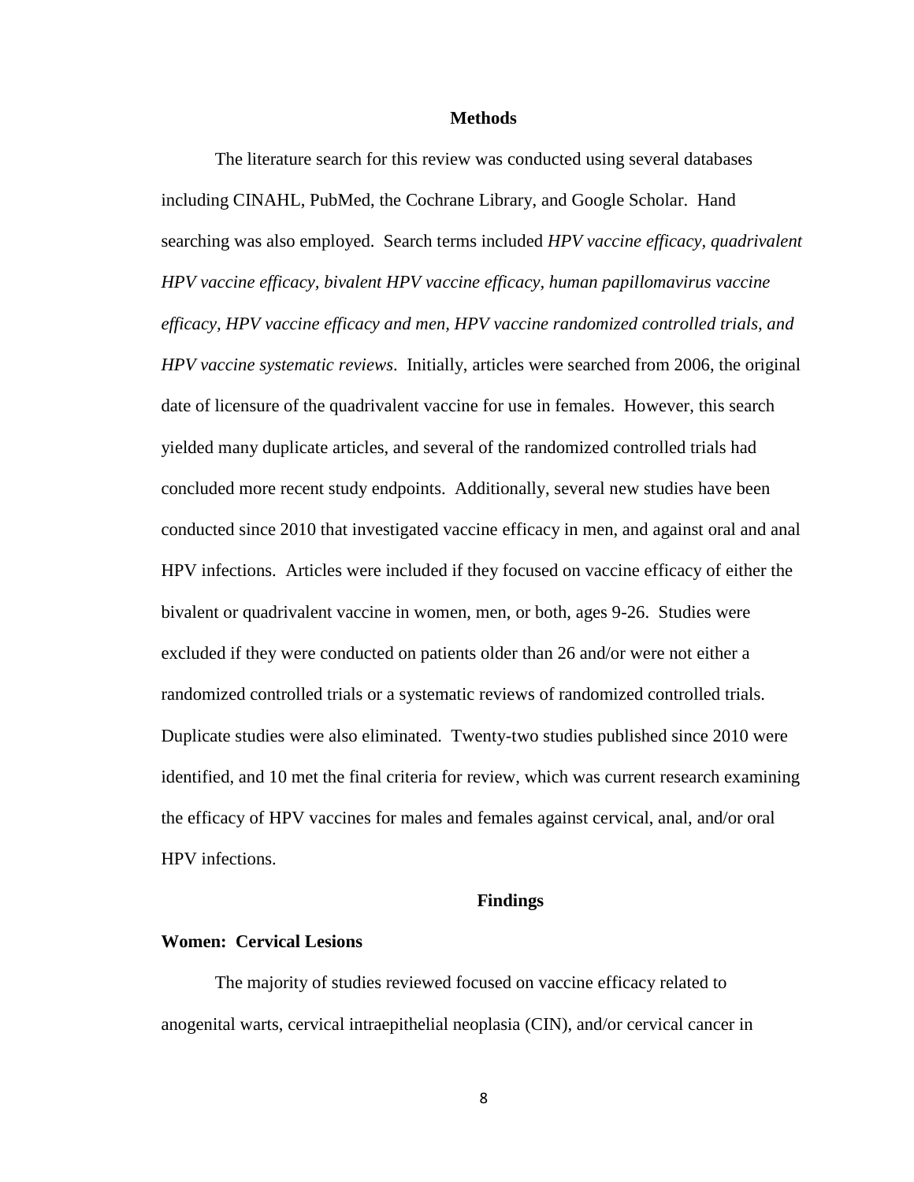## Methods

The literature search for this review was conducted using several databases including CINAHL, PubMed, the Cochrane Library, and Google Scholar. Hand searching was also employed. Search terms included *HPV vaccine efficacy, quadrivalent HPV vaccine efficacy, bivalent HPV vaccine efficacy, human papillomavirus vaccine efficacy, HPV vaccine efficacy and men, HPV vaccine randomized controlled trials, and HPV vaccine systematic reviews*. Initially, articles were searched from 2006, the original date of licensure of the quadrivalent vaccine for use in females. However, this search yielded many duplicate articles, and several of the randomized controlled trials had concluded more recent study endpoints. Additionally, several new studies have been conducted since 2010 that investigated vaccine efficacy in men, and against oral and anal HPV infections. Articles were included if they focused on vaccine efficacy of either the bivalent or quadrivalent vaccine in women, men, or both, ages 9-26. Studies were excluded if they were conducted on patients older than 26 and/or were not either a randomized controlled trials or a systematic reviews of randomized controlled trials. Duplicate studies were also eliminated. Twenty-two studies published since 2010 were identified, and 10 met the final criteria for review, which was current research examining the efficacy of HPV vaccines for males and females against cervical, anal, and/or oral HPV infections.

## Findings

### Women: Cervical Lesions

The majority of studies reviewed focused on vaccine efficacy related to anogenital warts, cervical intraepithelial neoplasia (CIN), and/or cervical cancer in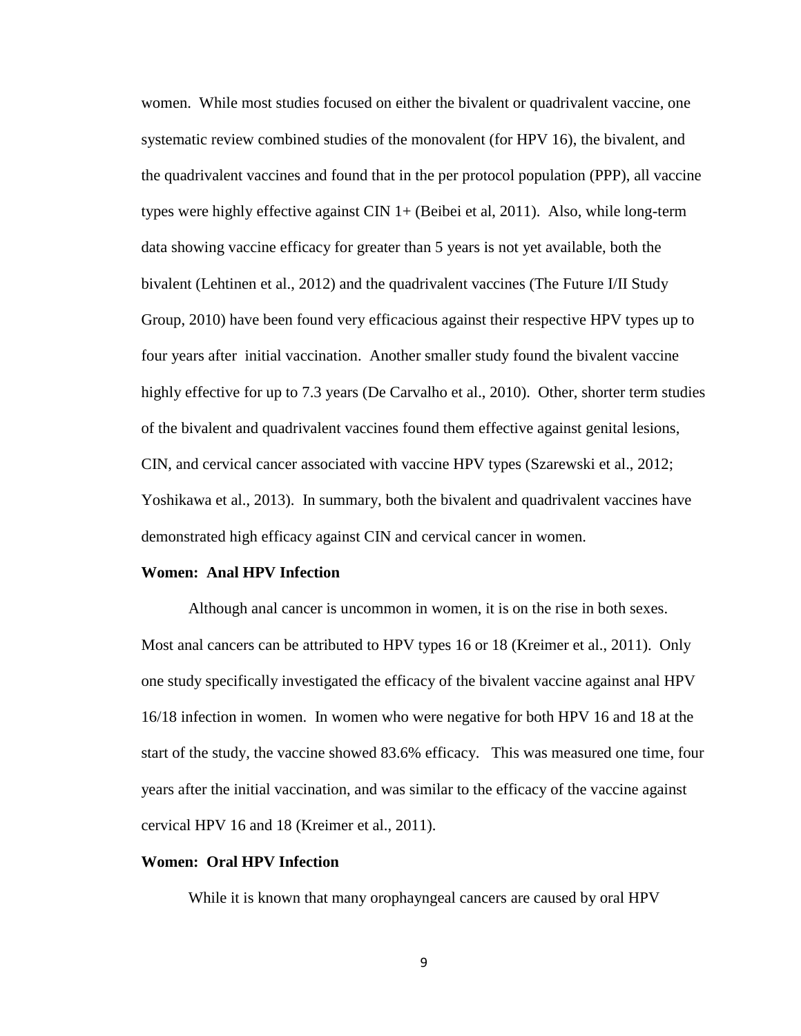women. While most studies focused on either the bivalent or quadrivalent vaccine, one systematic review combined studies of the monovalent (for HPV 16), the bivalent, and the quadrivalent vaccines and found that in the per protocol population (PPP), all vaccine types were highly effective against CIN 1+ (Beibei et al, 2011). Also, while long-term data showing vaccine efficacy for greater than 5 years is not yet available, both the bivalent (Lehtinen et al., 2012) and the quadrivalent vaccines (The Future I/II Study Group, 2010) have been found very efficacious against their respective HPV types up to four years after initial vaccination. Another smaller study found the bivalent vaccine highly effective for up to 7.3 years (De Carvalho et al., 2010). Other, shorter term studies of the bivalent and quadrivalent vaccines found them effective against genital lesions, CIN, and cervical cancer associated with vaccine HPV types (Szarewski et al., 2012; Yoshikawa et al., 2013). In summary, both the bivalent and quadrivalent vaccines have demonstrated high efficacy against CIN and cervical cancer in women.

**Women: Anal HPV Infection**

Although anal cancer is uncommon in women, it is on the rise in both sexes. Most anal cancers can be attributed to HPV types 16 or 18 (Kreimer et al., 2011). Only one study specifically investigated the efficacy of the bivalent vaccine against anal HPV 16/18 infection in women. In women who were negative for both HPV 16 and 18 at the start of the study, the vaccine showed 83.6% efficacy. This was measured one time, four years after the initial vaccination, and was similar to the efficacy of the vaccine against cervical HPV 16 and 18 (Kreimer et al., 2011).

**Women: Oral HPV Infection**

While it is known that many orophayngeal cancers are caused by oral HPV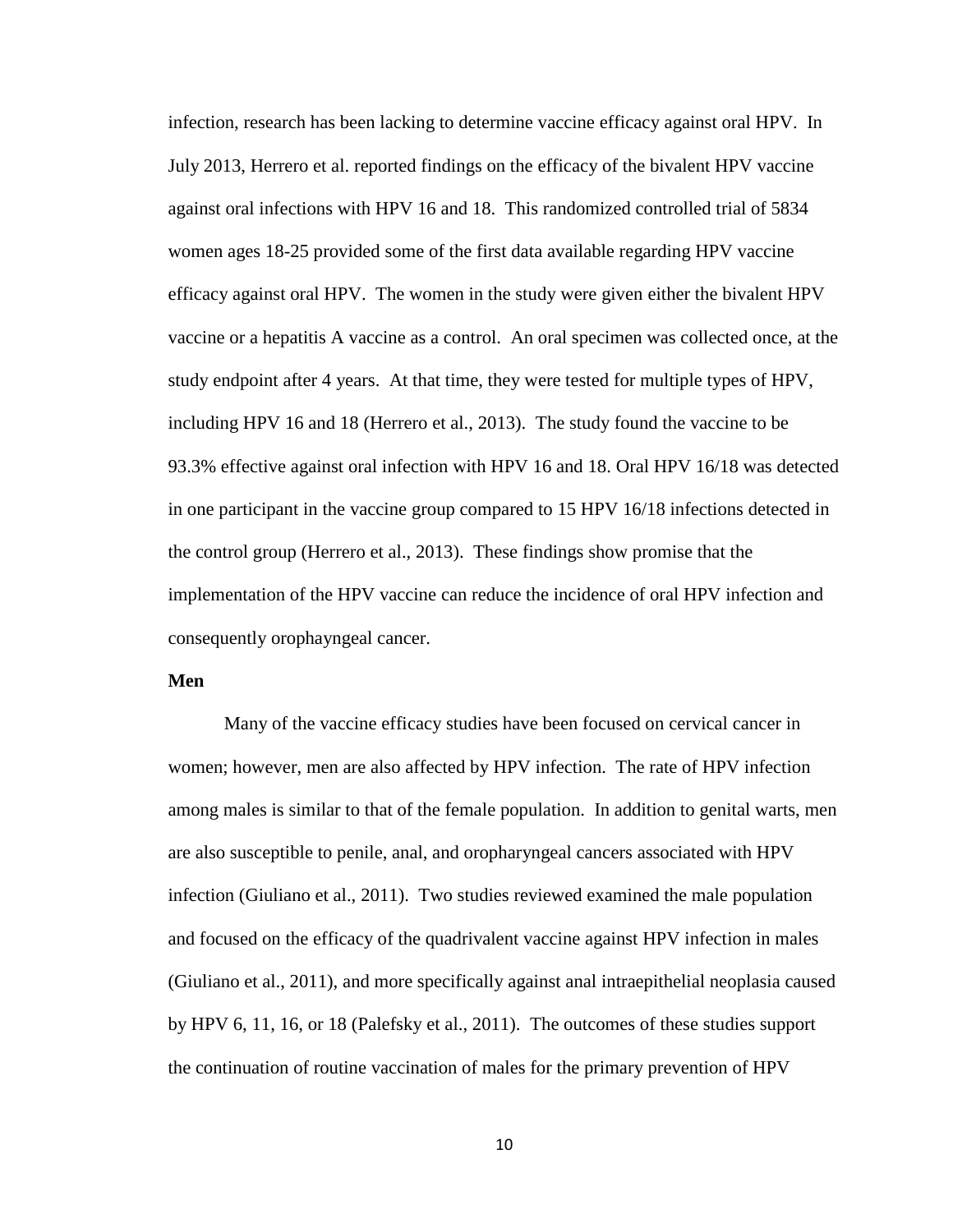infection, research has been lacking to determine vaccine efficacy against oral HPV. In July 2013, Herrero et al. reported findings on the efficacy of the bivalent HPV vaccine against oral infections with HPV 16 and 18. This randomized controlled trial of 5834 women ages 18-25 provided some of the first data available regarding HPV vaccine efficacy against oral HPV. The women in the study were given either the bivalent HPV vaccine or a hepatitis A vaccine as a control. An oral specimen was collected once, at the study endpoint after 4 years. At that time, they were tested for multiple types of HPV, including HPV 16 and 18 (Herrero et al., 2013). The study found the vaccine to be 93.3% effective against oral infection with HPV 16 and 18. Oral HPV 16/18 was detected in one participant in the vaccine group compared to 15 HPV 16/18 infections detected in the control group (Herrero et al., 2013). These findings show promise that the implementation of the HPV vaccine can reduce the incidence of oral HPV infection and consequently orophayngeal cancer.

**Men**

Many of the vaccine efficacy studies have been focused on cervical cancer in women; however, men are also affected by HPV infection. The rate of HPV infection among males is similar to that of the female population. In addition to genital warts, men are also susceptible to penile, anal, and oropharyngeal cancers associated with HPV infection (Giuliano et al., 2011). Two studies reviewed examined the male population and focused on the efficacy of the quadrivalent vaccine against HPV infection in males (Giuliano et al., 2011), and more specifically against anal intraepithelial neoplasia caused by HPV 6, 11, 16, or 18 (Palefsky et al., 2011). The outcomes of these studies support the continuation of routine vaccination of males for the primary prevention of HPV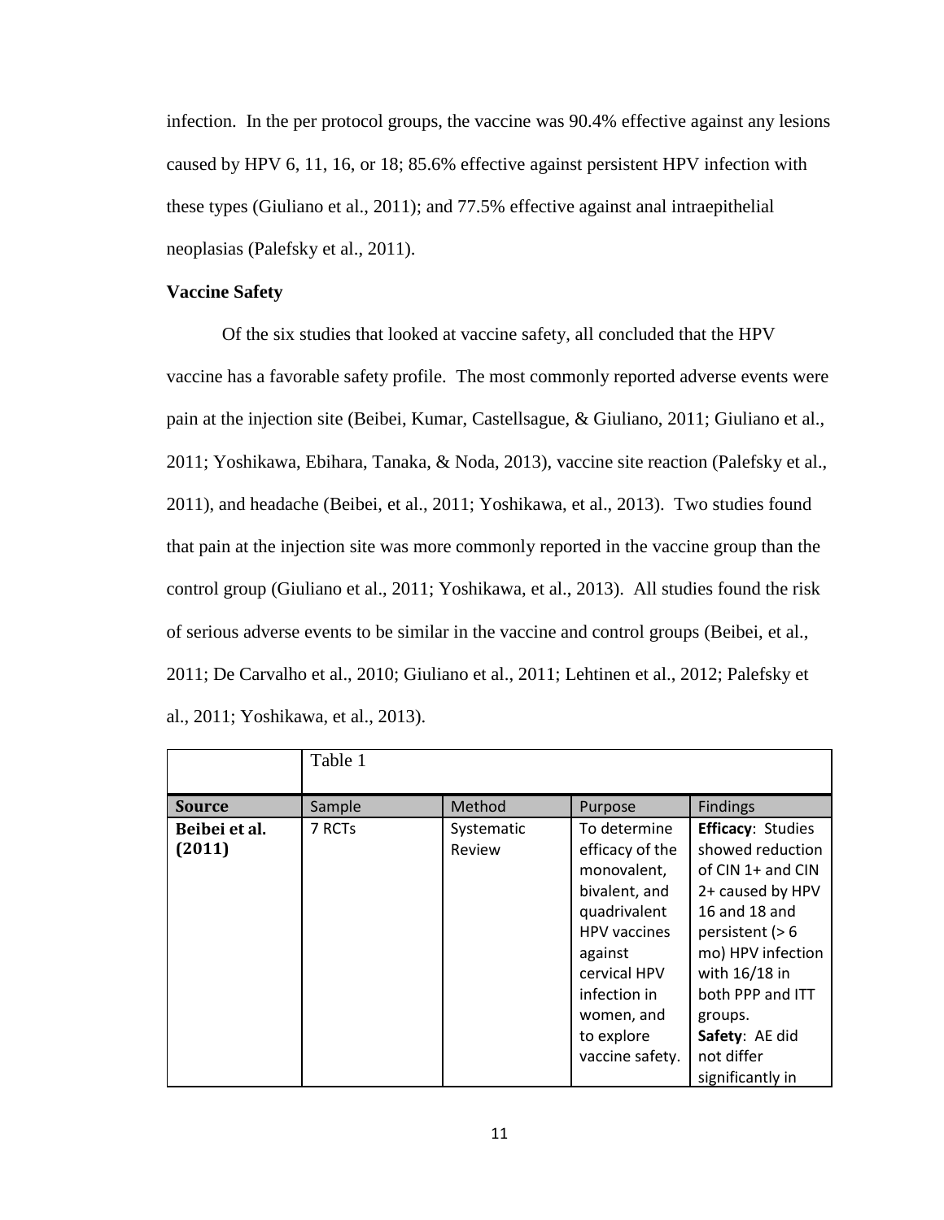infection. In the per protocol groups, the vaccine was 90.4% effective against any lesions caused by HPV 6, 11, 16, or 18; 85.6% effective against persistent HPV infection with these types (Giuliano et al., 2011); and 77.5% effective against anal intraepithelial neoplasias (Palefsky et al., 2011).

**Vaccine Safety**

Of the six studies that looked at vaccine safety, all concluded that the HPV vaccine has a favorable safety profile. The most commonly reported adverse events were pain at the injection site (Beibei, Kumar, Castellsague, & Giuliano, 2011; Giuliano et al., 2011; Yoshikawa, Ebihara, Tanaka, & Noda, 2013), vaccine site reaction (Palefsky et al., 2011), and headache (Beibei, et al., 2011; Yoshikawa, et al., 2013). Two studies found that pain at the injection site was more commonly reported in the vaccine group than the control group (Giuliano et al., 2011; Yoshikawa, et al., 2013). All studies found the risk of serious adverse events to be similar in the vaccine and control groups (Beibei, et al., 2011; De Carvalho et al., 2010; Giuliano et al., 2011; Lehtinen et al., 2012; Palefsky et al., 2011; Yoshikawa, et al., 2013).

| | Table 1 | | | |
|---|---|---|---|---|
| **Source** | Sample | Method | Purpose | Findings |
| **Beibei et al. (2011)** | 7 RCTs | Systematic Review | To determine efficacy of the monovalent, bivalent, and quadrivalent HPV vaccines against cervical HPV infection in women, and to explore vaccine safety. | **Efficacy**: Studies showed reduction of CIN 1+ and CIN 2+ caused by HPV 16 and 18 and persistent (> 6 mo) HPV infection with 16/18 in both PPP and ITT groups. **Safety**: AE did not differ significantly in |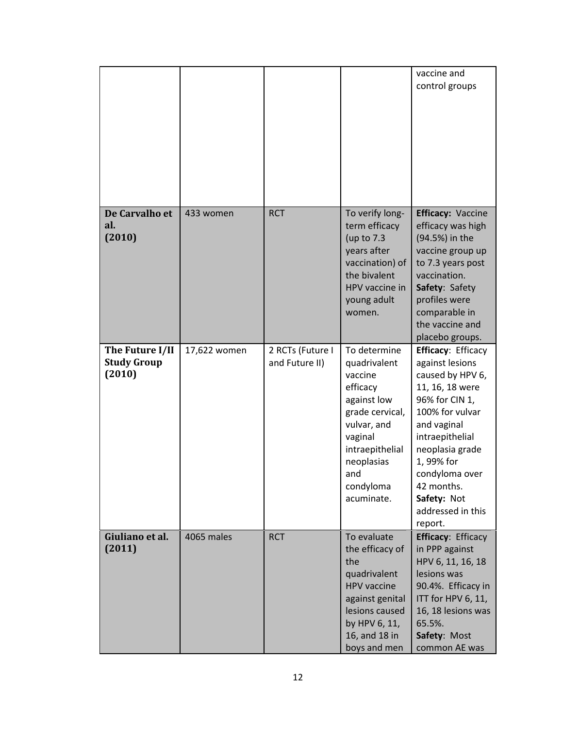| | | | | |
|---|---|---|---|---|
| | | | | vaccine and control groups |
| **De Carvalho et al. (2010)** | 433 women | RCT | To verify long-term efficacy (up to 7.3 years after vaccination) of the bivalent HPV vaccine in young adult women. | **Efficacy:** Vaccine efficacy was high (94.5%) in the vaccine group up to 7.3 years post vaccination. **Safety**: Safety profiles were comparable in the vaccine and placebo groups. |
| **The Future I/II Study Group (2010)** | 17,622 women | 2 RCTs (Future I and Future II) | To determine quadrivalent vaccine efficacy against low grade cervical, vulvar, and vaginal intraepithelial neoplasias and condyloma acuminate. | **Efficacy**: Efficacy against lesions caused by HPV 6, 11, 16, 18 were 96% for CIN 1, 100% for vulvar and vaginal intraepithelial neoplasia grade 1, 99% for condyloma over 42 months. **Safety:** Not addressed in this report. |
| **Giuliano et al. (2011)** | 4065 males | RCT | To evaluate the efficacy of the quadrivalent HPV vaccine against genital lesions caused by HPV 6, 11, 16, and 18 in boys and men | **Efficacy**: Efficacy in PPP against HPV 6, 11, 16, 18 lesions was 90.4%. Efficacy in ITT for HPV 6, 11, 16, 18 lesions was 65.5%. **Safety**: Most common AE was |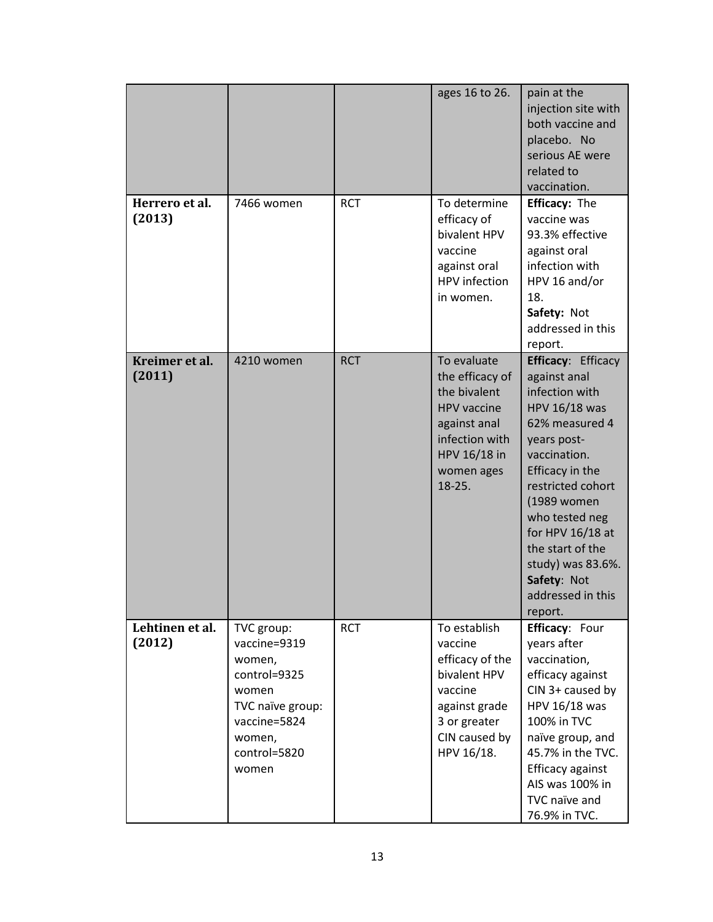|  |  |  |  |  |
|---|---|---|---|---|
|  |  |  | ages 16 to 26. | pain at the injection site with both vaccine and placebo. No serious AE were related to vaccination. |
| **Herrero et al. (2013)** | 7466 women | RCT | To determine efficacy of bivalent HPV vaccine against oral HPV infection in women. | **Efficacy:** The vaccine was 93.3% effective against oral infection with HPV 16 and/or 18. **Safety:** Not addressed in this report. |
| **Kreimer et al. (2011)** | 4210 women | RCT | To evaluate the efficacy of the bivalent HPV vaccine against anal infection with HPV 16/18 in women ages 18-25. | **Efficacy**: Efficacy against anal infection with HPV 16/18 was 62% measured 4 years post-vaccination. Efficacy in the restricted cohort (1989 women who tested neg for HPV 16/18 at the start of the study) was 83.6%. **Safety**: Not addressed in this report. |
| **Lehtinen et al. (2012)** | TVC group: vaccine=9319 women, control=9325 women TVC naïve group: vaccine=5824 women, control=5820 women | RCT | To establish vaccine efficacy of the bivalent HPV vaccine against grade 3 or greater CIN caused by HPV 16/18. | **Efficacy**: Four years after vaccination, efficacy against CIN 3+ caused by HPV 16/18 was 100% in TVC naïve group, and 45.7% in the TVC. Efficacy against AIS was 100% in TVC naïve and 76.9% in TVC. |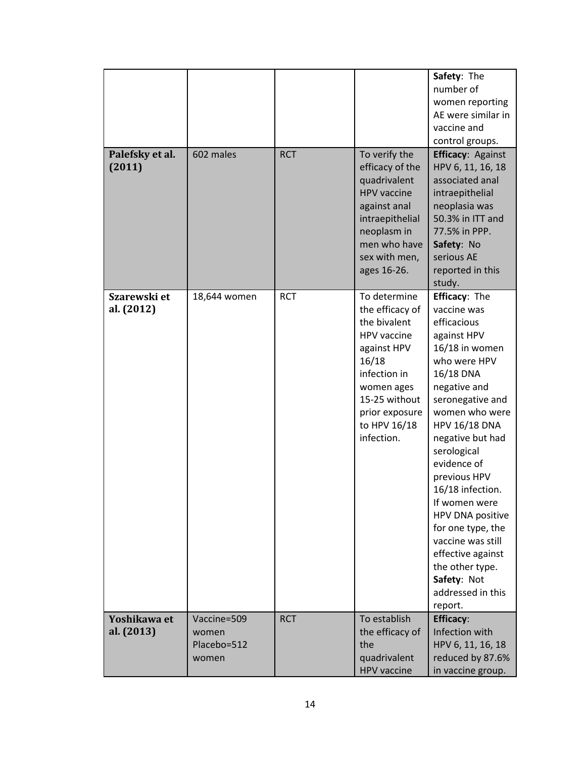| | | | | |
|---|---|---|---|---|
| | | | | **Safety**: The number of women reporting AE were similar in vaccine and control groups. |
| **Palefsky et al. (2011)** | 602 males | RCT | To verify the efficacy of the quadrivalent HPV vaccine against anal intraepithelial neoplasm in men who have sex with men, ages 16-26. | **Efficacy**: Against HPV 6, 11, 16, 18 associated anal intraepithelial neoplasia was 50.3% in ITT and 77.5% in PPP. **Safety**: No serious AE reported in this study. |
| **Szarewski et al. (2012)** | 18,644 women | RCT | To determine the efficacy of the bivalent HPV vaccine against HPV 16/18 infection in women ages 15-25 without prior exposure to HPV 16/18 infection. | **Efficacy**: The vaccine was efficacious against HPV 16/18 in women who were HPV 16/18 DNA negative and seronegative and women who were HPV 16/18 DNA negative but had serological evidence of previous HPV 16/18 infection. If women were HPV DNA positive for one type, the vaccine was still effective against the other type. **Safety**: Not addressed in this report. |
| **Yoshikawa et al. (2013)** | Vaccine=509 women Placebo=512 women | RCT | To establish the efficacy of the quadrivalent HPV vaccine | **Efficacy**: Infection with HPV 6, 11, 16, 18 reduced by 87.6% in vaccine group. |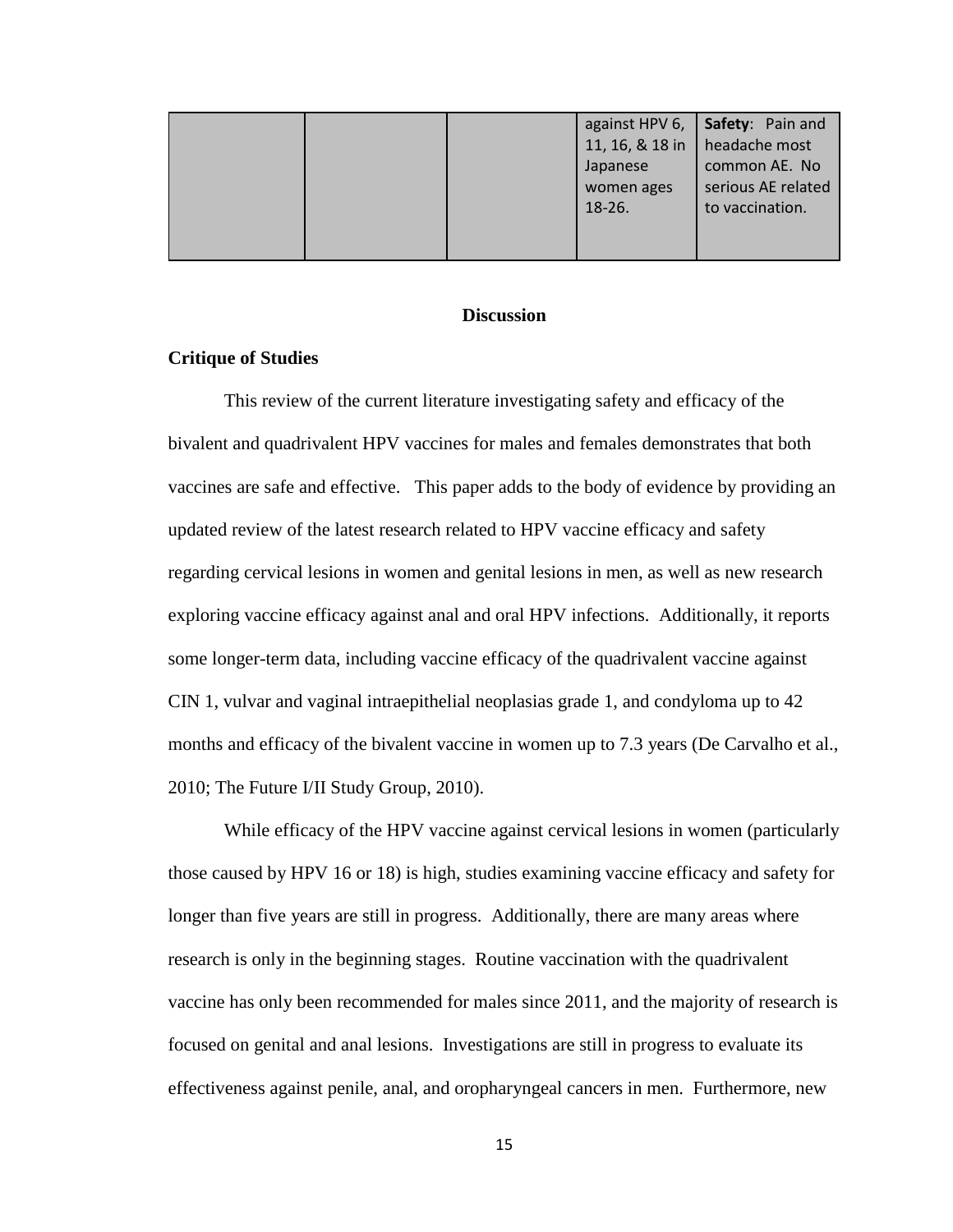| | | | against HPV 6, 11, 16, & 18 in Japanese women ages 18-26. | **Safety**: Pain and headache most common AE. No serious AE related to vaccination. |
|---|---|---|---|---|

## Discussion

### Critique of Studies

This review of the current literature investigating safety and efficacy of the bivalent and quadrivalent HPV vaccines for males and females demonstrates that both vaccines are safe and effective. This paper adds to the body of evidence by providing an updated review of the latest research related to HPV vaccine efficacy and safety regarding cervical lesions in women and genital lesions in men, as well as new research exploring vaccine efficacy against anal and oral HPV infections. Additionally, it reports some longer-term data, including vaccine efficacy of the quadrivalent vaccine against CIN 1, vulvar and vaginal intraepithelial neoplasias grade 1, and condyloma up to 42 months and efficacy of the bivalent vaccine in women up to 7.3 years (De Carvalho et al., 2010; The Future I/II Study Group, 2010).

While efficacy of the HPV vaccine against cervical lesions in women (particularly those caused by HPV 16 or 18) is high, studies examining vaccine efficacy and safety for longer than five years are still in progress. Additionally, there are many areas where research is only in the beginning stages. Routine vaccination with the quadrivalent vaccine has only been recommended for males since 2011, and the majority of research is focused on genital and anal lesions. Investigations are still in progress to evaluate its effectiveness against penile, anal, and oropharyngeal cancers in men. Furthermore, new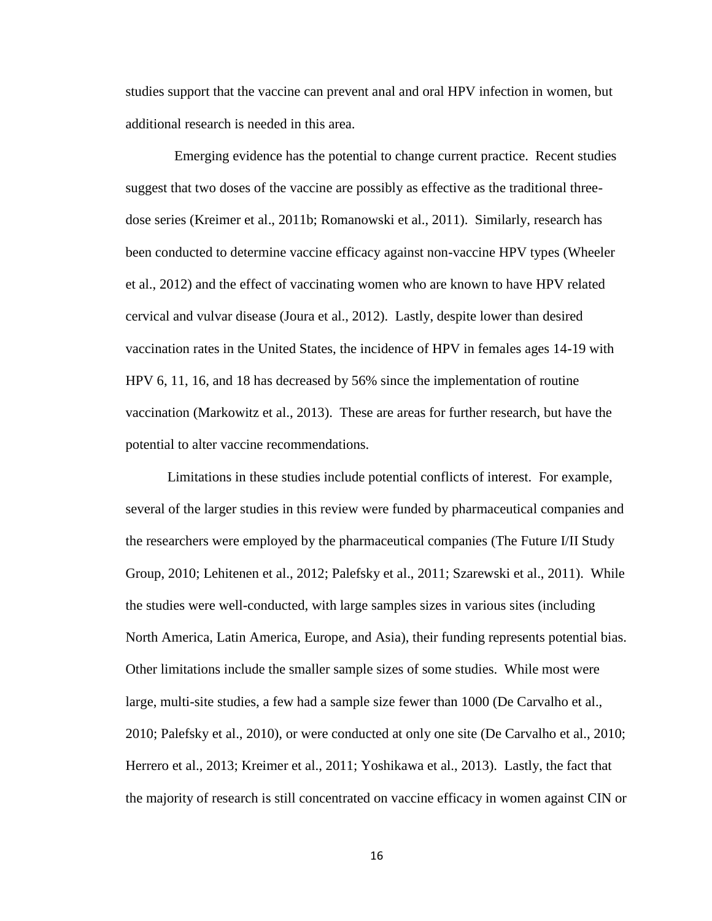studies support that the vaccine can prevent anal and oral HPV infection in women, but additional research is needed in this area.

Emerging evidence has the potential to change current practice. Recent studies suggest that two doses of the vaccine are possibly as effective as the traditional three-dose series (Kreimer et al., 2011b; Romanowski et al., 2011). Similarly, research has been conducted to determine vaccine efficacy against non-vaccine HPV types (Wheeler et al., 2012) and the effect of vaccinating women who are known to have HPV related cervical and vulvar disease (Joura et al., 2012). Lastly, despite lower than desired vaccination rates in the United States, the incidence of HPV in females ages 14-19 with HPV 6, 11, 16, and 18 has decreased by 56% since the implementation of routine vaccination (Markowitz et al., 2013). These are areas for further research, but have the potential to alter vaccine recommendations.

Limitations in these studies include potential conflicts of interest. For example, several of the larger studies in this review were funded by pharmaceutical companies and the researchers were employed by the pharmaceutical companies (The Future I/II Study Group, 2010; Lehitenen et al., 2012; Palefsky et al., 2011; Szarewski et al., 2011). While the studies were well-conducted, with large samples sizes in various sites (including North America, Latin America, Europe, and Asia), their funding represents potential bias. Other limitations include the smaller sample sizes of some studies. While most were large, multi-site studies, a few had a sample size fewer than 1000 (De Carvalho et al., 2010; Palefsky et al., 2010), or were conducted at only one site (De Carvalho et al., 2010; Herrero et al., 2013; Kreimer et al., 2011; Yoshikawa et al., 2013). Lastly, the fact that the majority of research is still concentrated on vaccine efficacy in women against CIN or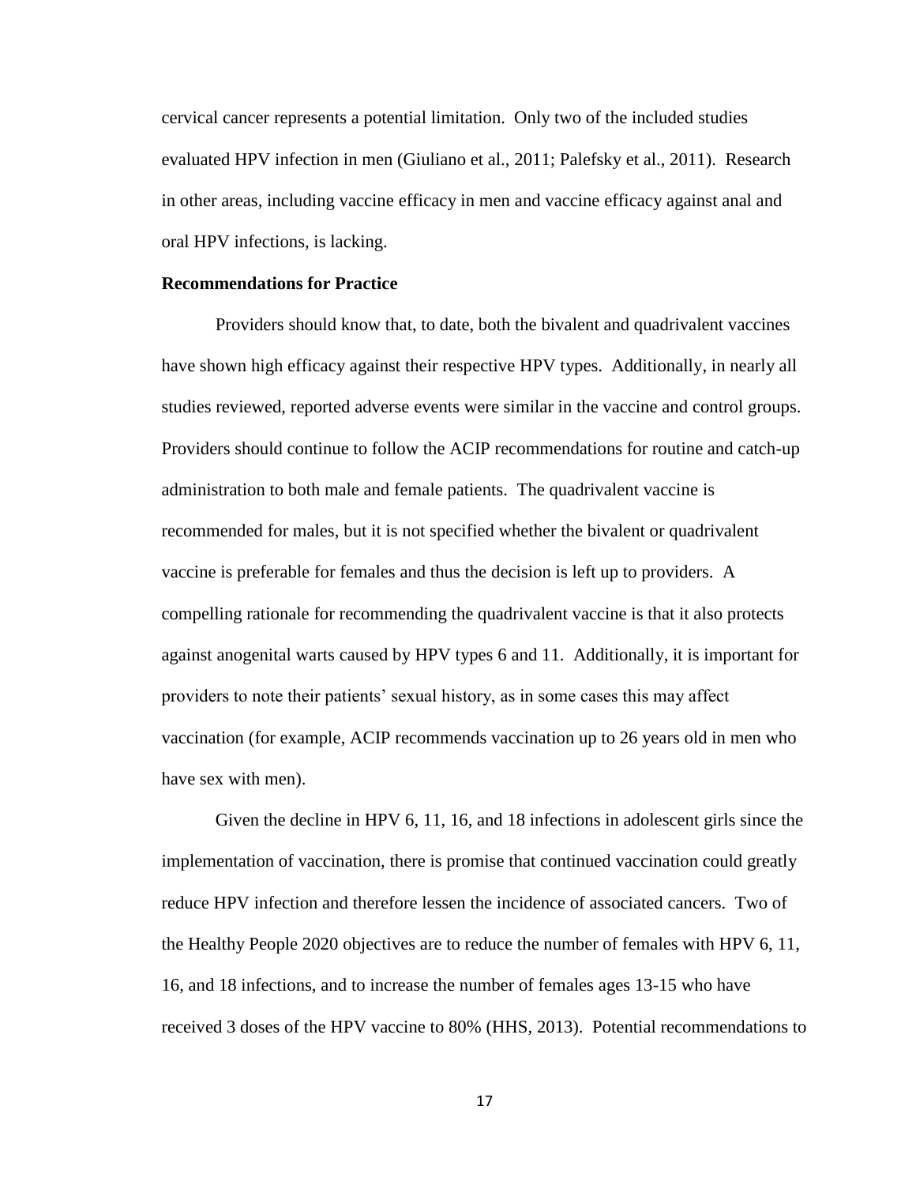cervical cancer represents a potential limitation. Only two of the included studies evaluated HPV infection in men (Giuliano et al., 2011; Palefsky et al., 2011). Research in other areas, including vaccine efficacy in men and vaccine efficacy against anal and oral HPV infections, is lacking.

**Recommendations for Practice**

Providers should know that, to date, both the bivalent and quadrivalent vaccines have shown high efficacy against their respective HPV types. Additionally, in nearly all studies reviewed, reported adverse events were similar in the vaccine and control groups. Providers should continue to follow the ACIP recommendations for routine and catch-up administration to both male and female patients. The quadrivalent vaccine is recommended for males, but it is not specified whether the bivalent or quadrivalent vaccine is preferable for females and thus the decision is left up to providers. A compelling rationale for recommending the quadrivalent vaccine is that it also protects against anogenital warts caused by HPV types 6 and 11. Additionally, it is important for providers to note their patients' sexual history, as in some cases this may affect vaccination (for example, ACIP recommends vaccination up to 26 years old in men who have sex with men).

Given the decline in HPV 6, 11, 16, and 18 infections in adolescent girls since the implementation of vaccination, there is promise that continued vaccination could greatly reduce HPV infection and therefore lessen the incidence of associated cancers. Two of the Healthy People 2020 objectives are to reduce the number of females with HPV 6, 11, 16, and 18 infections, and to increase the number of females ages 13-15 who have received 3 doses of the HPV vaccine to 80% (HHS, 2013). Potential recommendations to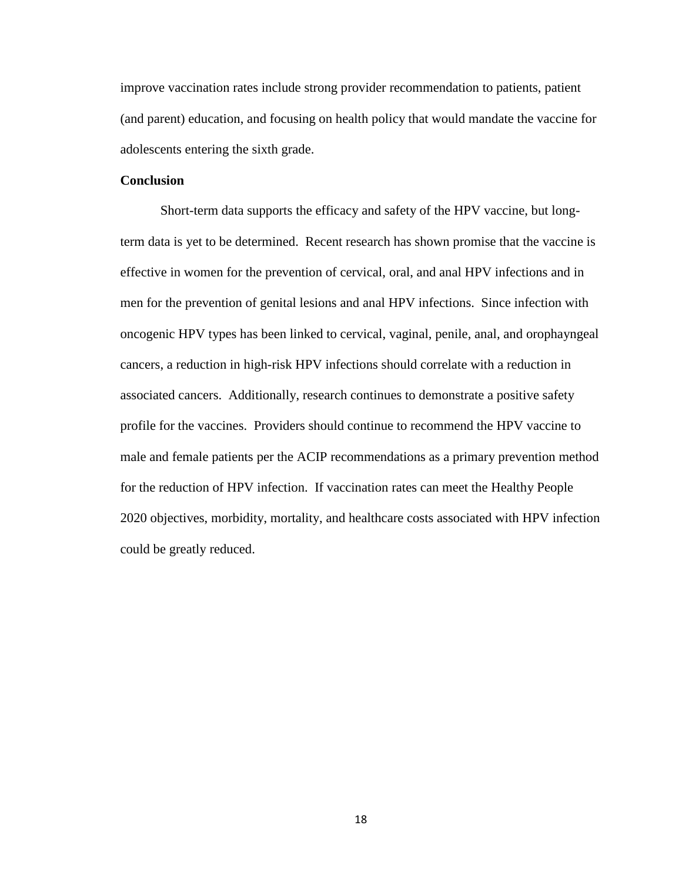improve vaccination rates include strong provider recommendation to patients, patient (and parent) education, and focusing on health policy that would mandate the vaccine for adolescents entering the sixth grade.

**Conclusion**

Short-term data supports the efficacy and safety of the HPV vaccine, but long-term data is yet to be determined. Recent research has shown promise that the vaccine is effective in women for the prevention of cervical, oral, and anal HPV infections and in men for the prevention of genital lesions and anal HPV infections. Since infection with oncogenic HPV types has been linked to cervical, vaginal, penile, anal, and orophayngeal cancers, a reduction in high-risk HPV infections should correlate with a reduction in associated cancers. Additionally, research continues to demonstrate a positive safety profile for the vaccines. Providers should continue to recommend the HPV vaccine to male and female patients per the ACIP recommendations as a primary prevention method for the reduction of HPV infection. If vaccination rates can meet the Healthy People 2020 objectives, morbidity, mortality, and healthcare costs associated with HPV infection could be greatly reduced.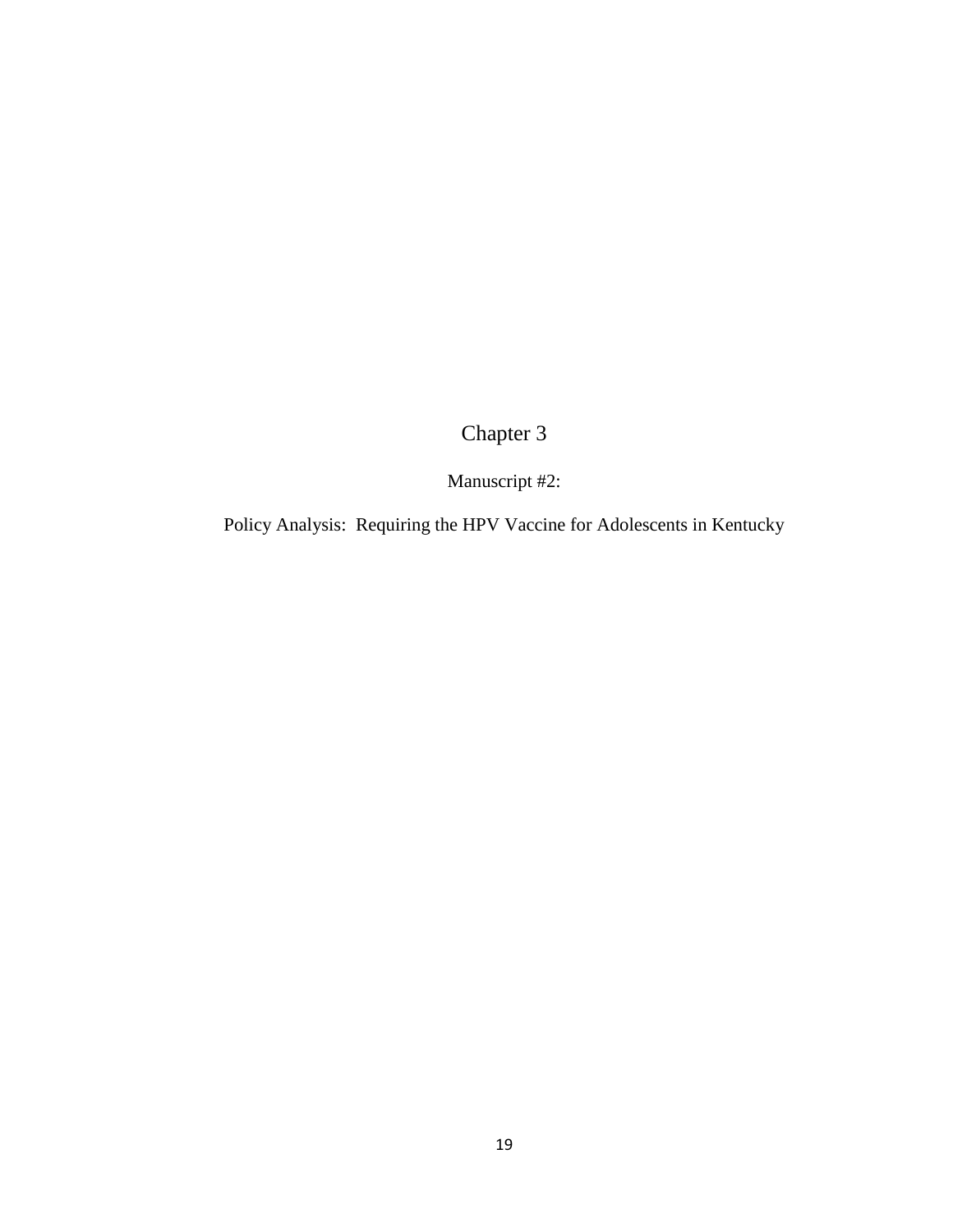# Chapter 3

Manuscript #2:

Policy Analysis: Requiring the HPV Vaccine for Adolescents in Kentucky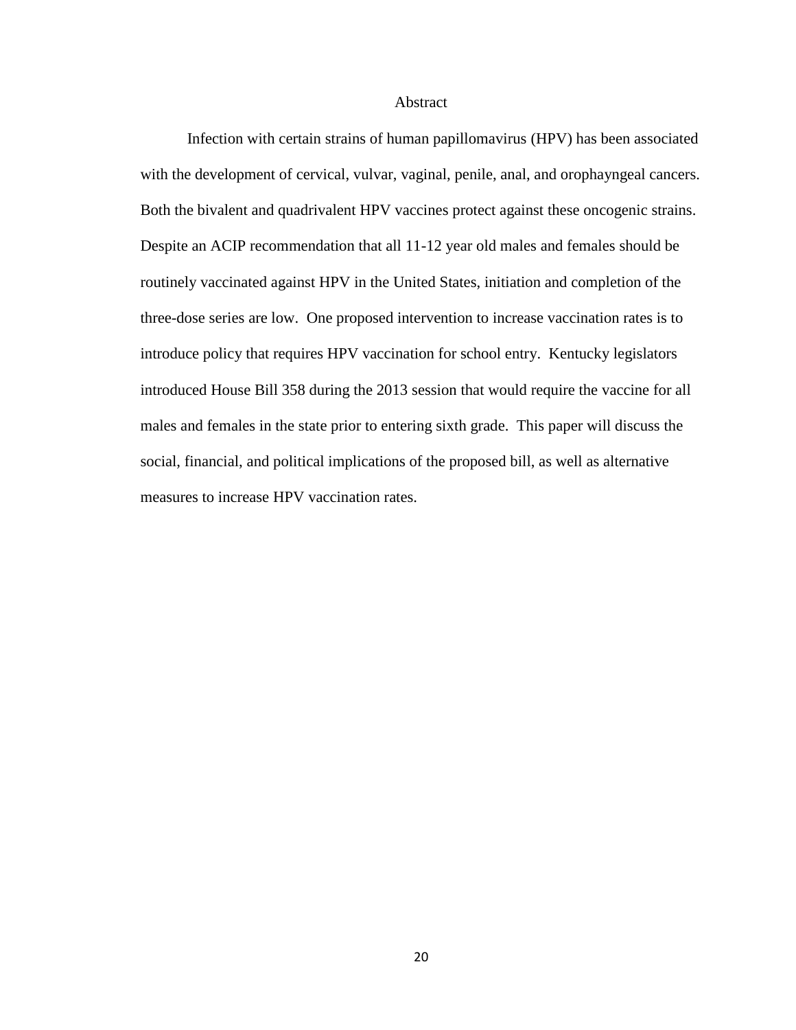# Abstract

Infection with certain strains of human papillomavirus (HPV) has been associated with the development of cervical, vulvar, vaginal, penile, anal, and orophayngeal cancers. Both the bivalent and quadrivalent HPV vaccines protect against these oncogenic strains. Despite an ACIP recommendation that all 11-12 year old males and females should be routinely vaccinated against HPV in the United States, initiation and completion of the three-dose series are low. One proposed intervention to increase vaccination rates is to introduce policy that requires HPV vaccination for school entry. Kentucky legislators introduced House Bill 358 during the 2013 session that would require the vaccine for all males and females in the state prior to entering sixth grade. This paper will discuss the social, financial, and political implications of the proposed bill, as well as alternative measures to increase HPV vaccination rates.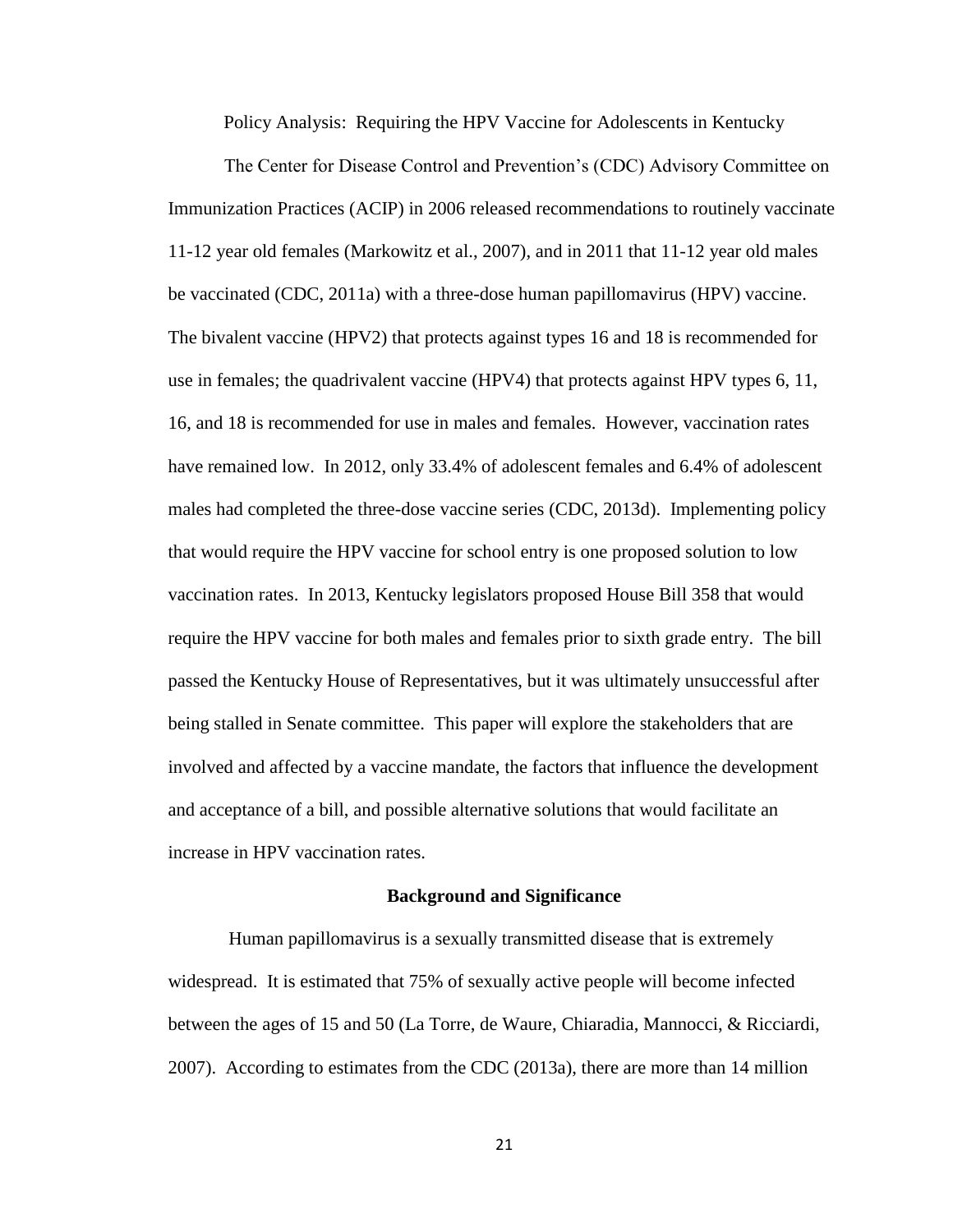# Policy Analysis: Requiring the HPV Vaccine for Adolescents in Kentucky

The Center for Disease Control and Prevention's (CDC) Advisory Committee on Immunization Practices (ACIP) in 2006 released recommendations to routinely vaccinate 11-12 year old females (Markowitz et al., 2007), and in 2011 that 11-12 year old males be vaccinated (CDC, 2011a) with a three-dose human papillomavirus (HPV) vaccine. The bivalent vaccine (HPV2) that protects against types 16 and 18 is recommended for use in females; the quadrivalent vaccine (HPV4) that protects against HPV types 6, 11, 16, and 18 is recommended for use in males and females. However, vaccination rates have remained low. In 2012, only 33.4% of adolescent females and 6.4% of adolescent males had completed the three-dose vaccine series (CDC, 2013d). Implementing policy that would require the HPV vaccine for school entry is one proposed solution to low vaccination rates. In 2013, Kentucky legislators proposed House Bill 358 that would require the HPV vaccine for both males and females prior to sixth grade entry. The bill passed the Kentucky House of Representatives, but it was ultimately unsuccessful after being stalled in Senate committee. This paper will explore the stakeholders that are involved and affected by a vaccine mandate, the factors that influence the development and acceptance of a bill, and possible alternative solutions that would facilitate an increase in HPV vaccination rates.

## Background and Significance

Human papillomavirus is a sexually transmitted disease that is extremely widespread. It is estimated that 75% of sexually active people will become infected between the ages of 15 and 50 (La Torre, de Waure, Chiaradia, Mannocci, & Ricciardi, 2007). According to estimates from the CDC (2013a), there are more than 14 million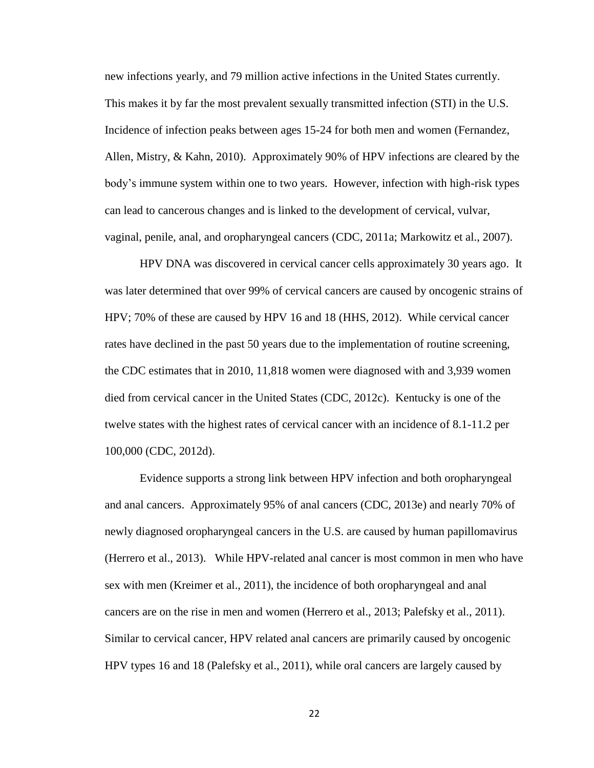new infections yearly, and 79 million active infections in the United States currently. This makes it by far the most prevalent sexually transmitted infection (STI) in the U.S. Incidence of infection peaks between ages 15-24 for both men and women (Fernandez, Allen, Mistry, & Kahn, 2010). Approximately 90% of HPV infections are cleared by the body's immune system within one to two years. However, infection with high-risk types can lead to cancerous changes and is linked to the development of cervical, vulvar, vaginal, penile, anal, and oropharyngeal cancers (CDC, 2011a; Markowitz et al., 2007).

HPV DNA was discovered in cervical cancer cells approximately 30 years ago. It was later determined that over 99% of cervical cancers are caused by oncogenic strains of HPV; 70% of these are caused by HPV 16 and 18 (HHS, 2012). While cervical cancer rates have declined in the past 50 years due to the implementation of routine screening, the CDC estimates that in 2010, 11,818 women were diagnosed with and 3,939 women died from cervical cancer in the United States (CDC, 2012c). Kentucky is one of the twelve states with the highest rates of cervical cancer with an incidence of 8.1-11.2 per 100,000 (CDC, 2012d).

Evidence supports a strong link between HPV infection and both oropharyngeal and anal cancers. Approximately 95% of anal cancers (CDC, 2013e) and nearly 70% of newly diagnosed oropharyngeal cancers in the U.S. are caused by human papillomavirus (Herrero et al., 2013). While HPV-related anal cancer is most common in men who have sex with men (Kreimer et al., 2011), the incidence of both oropharyngeal and anal cancers are on the rise in men and women (Herrero et al., 2013; Palefsky et al., 2011). Similar to cervical cancer, HPV related anal cancers are primarily caused by oncogenic HPV types 16 and 18 (Palefsky et al., 2011), while oral cancers are largely caused by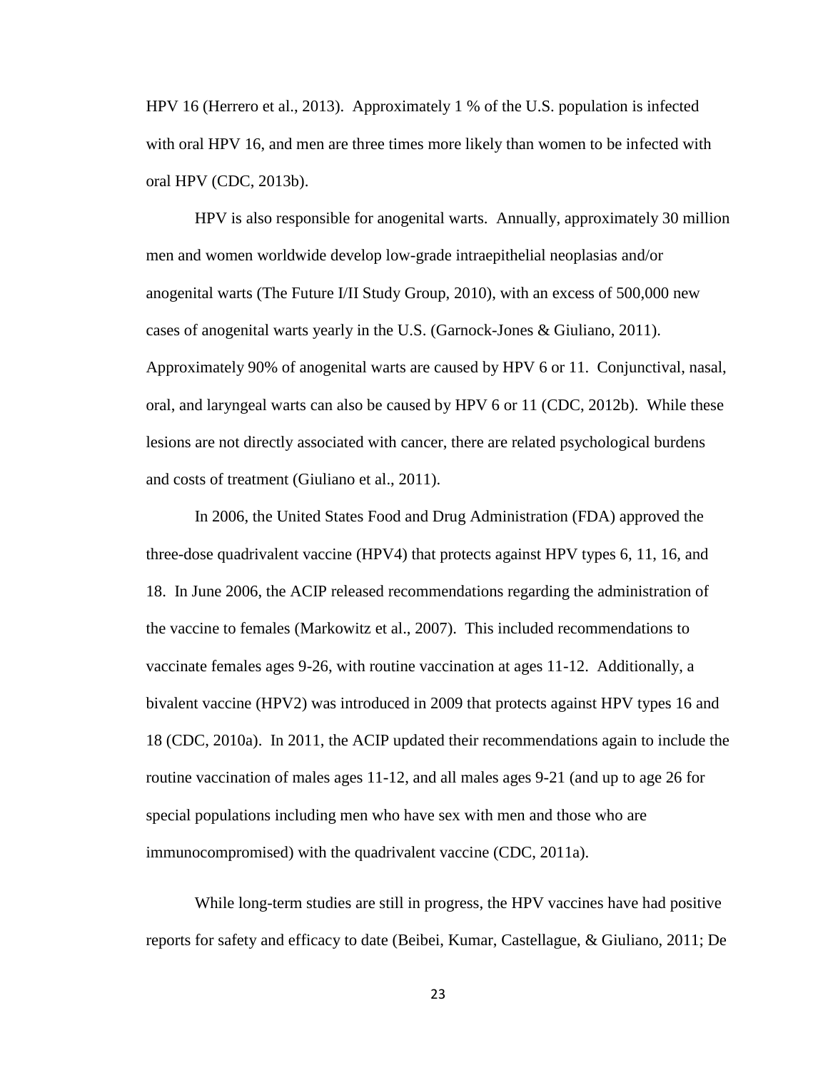HPV 16 (Herrero et al., 2013). Approximately 1 % of the U.S. population is infected with oral HPV 16, and men are three times more likely than women to be infected with oral HPV (CDC, 2013b).

HPV is also responsible for anogenital warts. Annually, approximately 30 million men and women worldwide develop low-grade intraepithelial neoplasias and/or anogenital warts (The Future I/II Study Group, 2010), with an excess of 500,000 new cases of anogenital warts yearly in the U.S. (Garnock-Jones & Giuliano, 2011). Approximately 90% of anogenital warts are caused by HPV 6 or 11. Conjunctival, nasal, oral, and laryngeal warts can also be caused by HPV 6 or 11 (CDC, 2012b). While these lesions are not directly associated with cancer, there are related psychological burdens and costs of treatment (Giuliano et al., 2011).

In 2006, the United States Food and Drug Administration (FDA) approved the three-dose quadrivalent vaccine (HPV4) that protects against HPV types 6, 11, 16, and 18. In June 2006, the ACIP released recommendations regarding the administration of the vaccine to females (Markowitz et al., 2007). This included recommendations to vaccinate females ages 9-26, with routine vaccination at ages 11-12. Additionally, a bivalent vaccine (HPV2) was introduced in 2009 that protects against HPV types 16 and 18 (CDC, 2010a). In 2011, the ACIP updated their recommendations again to include the routine vaccination of males ages 11-12, and all males ages 9-21 (and up to age 26 for special populations including men who have sex with men and those who are immunocompromised) with the quadrivalent vaccine (CDC, 2011a).

While long-term studies are still in progress, the HPV vaccines have had positive reports for safety and efficacy to date (Beibei, Kumar, Castellague, & Giuliano, 2011; De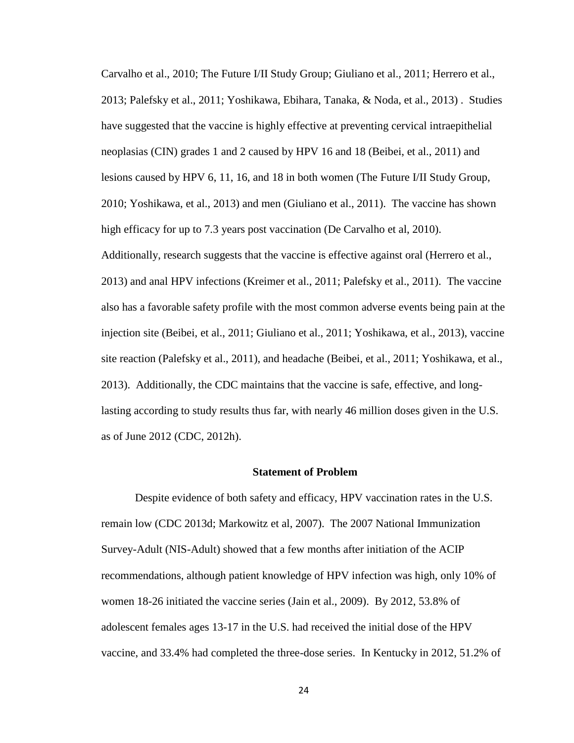Carvalho et al., 2010; The Future I/II Study Group; Giuliano et al., 2011; Herrero et al., 2013; Palefsky et al., 2011; Yoshikawa, Ebihara, Tanaka, & Noda, et al., 2013) . Studies have suggested that the vaccine is highly effective at preventing cervical intraepithelial neoplasias (CIN) grades 1 and 2 caused by HPV 16 and 18 (Beibei, et al., 2011) and lesions caused by HPV 6, 11, 16, and 18 in both women (The Future I/II Study Group, 2010; Yoshikawa, et al., 2013) and men (Giuliano et al., 2011). The vaccine has shown high efficacy for up to 7.3 years post vaccination (De Carvalho et al, 2010). Additionally, research suggests that the vaccine is effective against oral (Herrero et al., 2013) and anal HPV infections (Kreimer et al., 2011; Palefsky et al., 2011). The vaccine also has a favorable safety profile with the most common adverse events being pain at the injection site (Beibei, et al., 2011; Giuliano et al., 2011; Yoshikawa, et al., 2013), vaccine site reaction (Palefsky et al., 2011), and headache (Beibei, et al., 2011; Yoshikawa, et al., 2013). Additionally, the CDC maintains that the vaccine is safe, effective, and long-lasting according to study results thus far, with nearly 46 million doses given in the U.S. as of June 2012 (CDC, 2012h).

## Statement of Problem

Despite evidence of both safety and efficacy, HPV vaccination rates in the U.S. remain low (CDC 2013d; Markowitz et al, 2007). The 2007 National Immunization Survey-Adult (NIS-Adult) showed that a few months after initiation of the ACIP recommendations, although patient knowledge of HPV infection was high, only 10% of women 18-26 initiated the vaccine series (Jain et al., 2009). By 2012, 53.8% of adolescent females ages 13-17 in the U.S. had received the initial dose of the HPV vaccine, and 33.4% had completed the three-dose series. In Kentucky in 2012, 51.2% of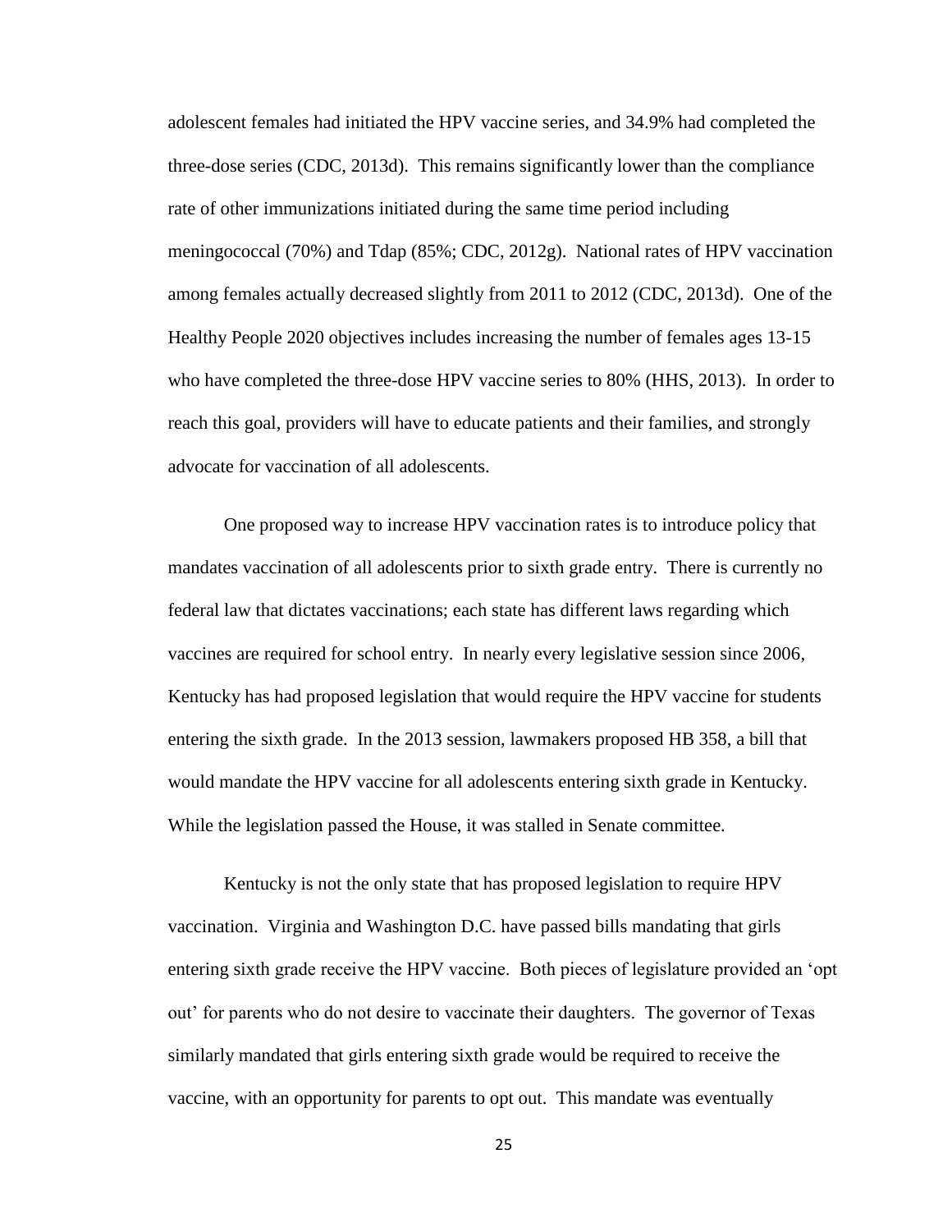adolescent females had initiated the HPV vaccine series, and 34.9% had completed the three-dose series (CDC, 2013d). This remains significantly lower than the compliance rate of other immunizations initiated during the same time period including meningococcal (70%) and Tdap (85%; CDC, 2012g). National rates of HPV vaccination among females actually decreased slightly from 2011 to 2012 (CDC, 2013d). One of the Healthy People 2020 objectives includes increasing the number of females ages 13-15 who have completed the three-dose HPV vaccine series to 80% (HHS, 2013). In order to reach this goal, providers will have to educate patients and their families, and strongly advocate for vaccination of all adolescents.

One proposed way to increase HPV vaccination rates is to introduce policy that mandates vaccination of all adolescents prior to sixth grade entry. There is currently no federal law that dictates vaccinations; each state has different laws regarding which vaccines are required for school entry. In nearly every legislative session since 2006, Kentucky has had proposed legislation that would require the HPV vaccine for students entering the sixth grade. In the 2013 session, lawmakers proposed HB 358, a bill that would mandate the HPV vaccine for all adolescents entering sixth grade in Kentucky. While the legislation passed the House, it was stalled in Senate committee.

Kentucky is not the only state that has proposed legislation to require HPV vaccination. Virginia and Washington D.C. have passed bills mandating that girls entering sixth grade receive the HPV vaccine. Both pieces of legislature provided an 'opt out' for parents who do not desire to vaccinate their daughters. The governor of Texas similarly mandated that girls entering sixth grade would be required to receive the vaccine, with an opportunity for parents to opt out. This mandate was eventually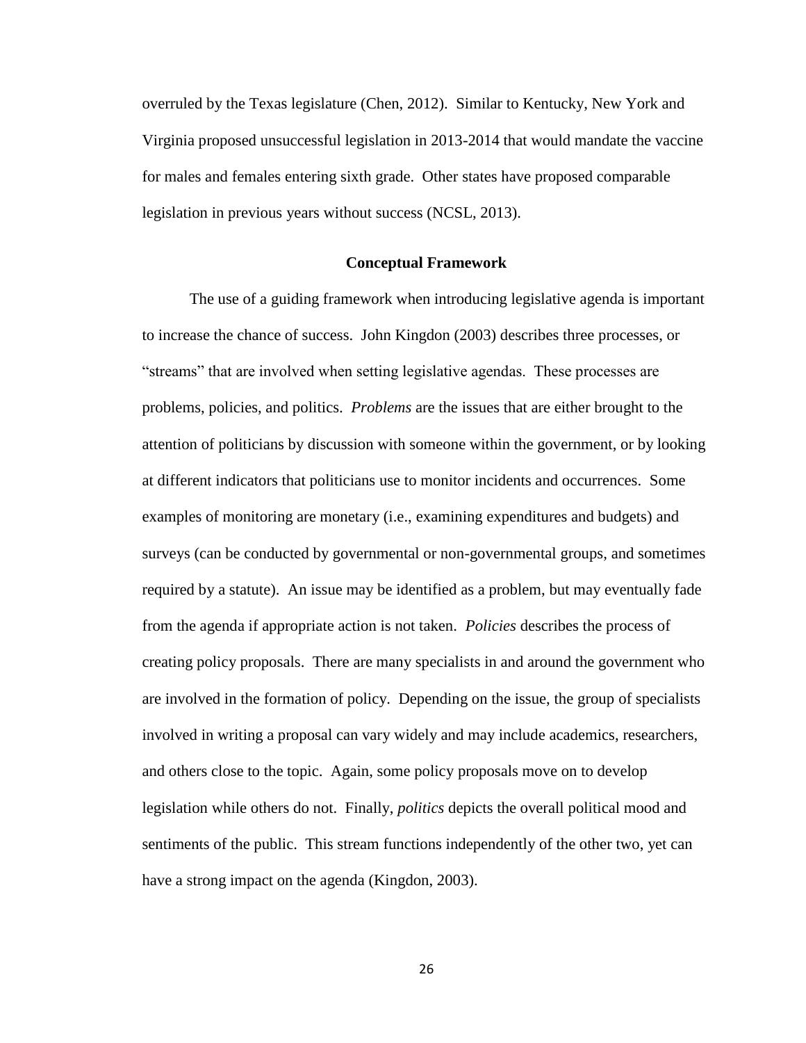overruled by the Texas legislature (Chen, 2012). Similar to Kentucky, New York and Virginia proposed unsuccessful legislation in 2013-2014 that would mandate the vaccine for males and females entering sixth grade. Other states have proposed comparable legislation in previous years without success (NCSL, 2013).

## Conceptual Framework

The use of a guiding framework when introducing legislative agenda is important to increase the chance of success. John Kingdon (2003) describes three processes, or "streams" that are involved when setting legislative agendas. These processes are problems, policies, and politics. *Problems* are the issues that are either brought to the attention of politicians by discussion with someone within the government, or by looking at different indicators that politicians use to monitor incidents and occurrences. Some examples of monitoring are monetary (i.e., examining expenditures and budgets) and surveys (can be conducted by governmental or non-governmental groups, and sometimes required by a statute). An issue may be identified as a problem, but may eventually fade from the agenda if appropriate action is not taken. *Policies* describes the process of creating policy proposals. There are many specialists in and around the government who are involved in the formation of policy. Depending on the issue, the group of specialists involved in writing a proposal can vary widely and may include academics, researchers, and others close to the topic. Again, some policy proposals move on to develop legislation while others do not. Finally, *politics* depicts the overall political mood and sentiments of the public. This stream functions independently of the other two, yet can have a strong impact on the agenda (Kingdon, 2003).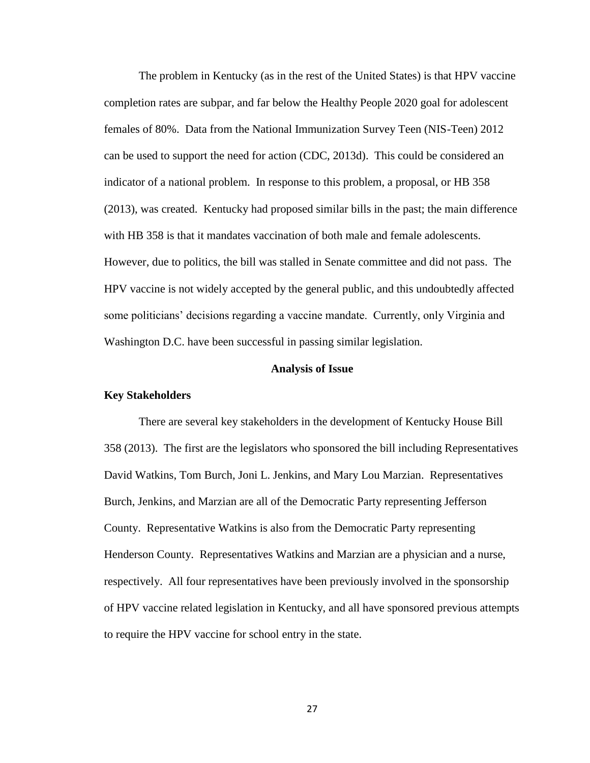The problem in Kentucky (as in the rest of the United States) is that HPV vaccine completion rates are subpar, and far below the Healthy People 2020 goal for adolescent females of 80%. Data from the National Immunization Survey Teen (NIS-Teen) 2012 can be used to support the need for action (CDC, 2013d). This could be considered an indicator of a national problem. In response to this problem, a proposal, or HB 358 (2013), was created. Kentucky had proposed similar bills in the past; the main difference with HB 358 is that it mandates vaccination of both male and female adolescents. However, due to politics, the bill was stalled in Senate committee and did not pass. The HPV vaccine is not widely accepted by the general public, and this undoubtedly affected some politicians' decisions regarding a vaccine mandate. Currently, only Virginia and Washington D.C. have been successful in passing similar legislation.

## Analysis of Issue

### Key Stakeholders

There are several key stakeholders in the development of Kentucky House Bill 358 (2013). The first are the legislators who sponsored the bill including Representatives David Watkins, Tom Burch, Joni L. Jenkins, and Mary Lou Marzian. Representatives Burch, Jenkins, and Marzian are all of the Democratic Party representing Jefferson County. Representative Watkins is also from the Democratic Party representing Henderson County. Representatives Watkins and Marzian are a physician and a nurse, respectively. All four representatives have been previously involved in the sponsorship of HPV vaccine related legislation in Kentucky, and all have sponsored previous attempts to require the HPV vaccine for school entry in the state.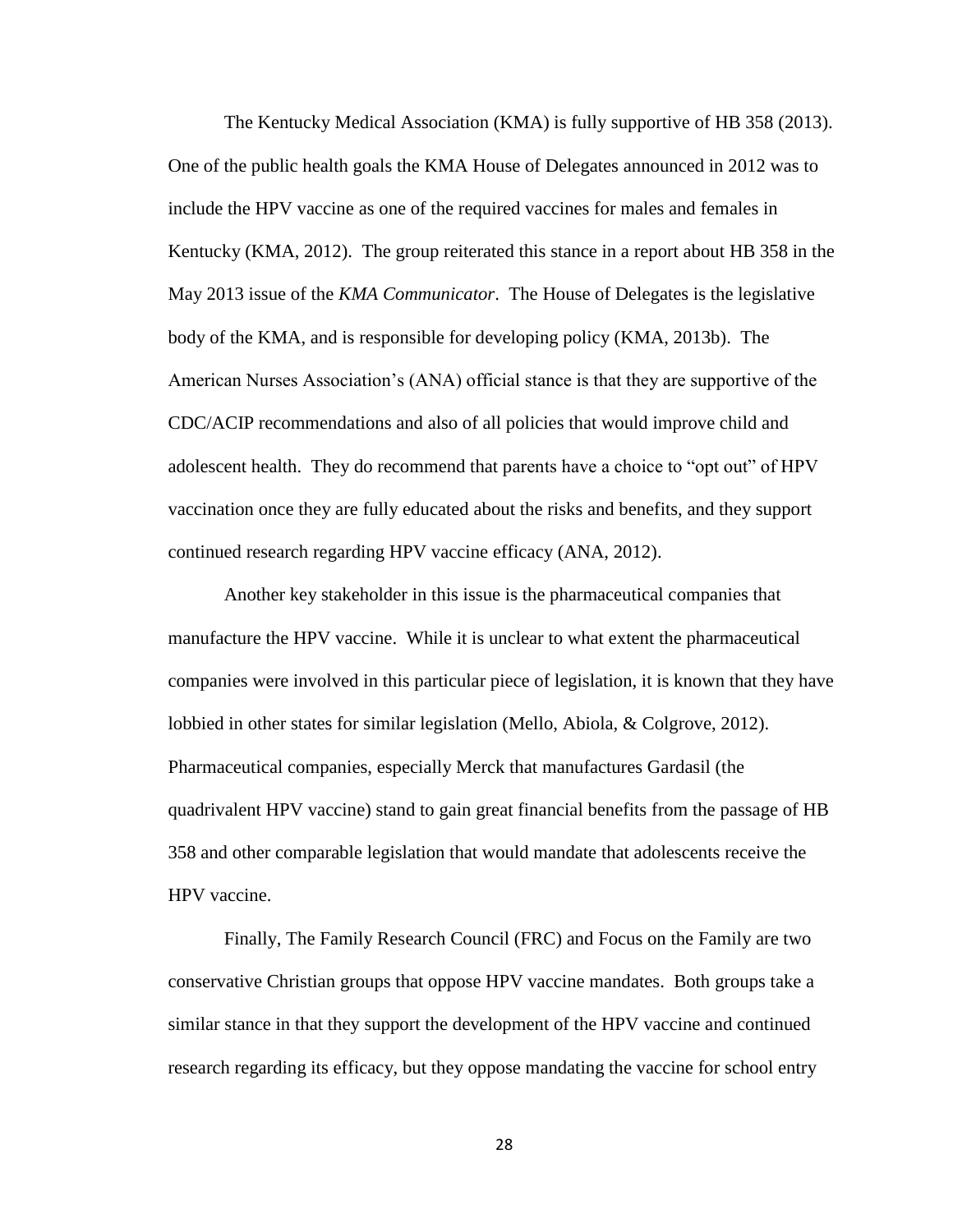The Kentucky Medical Association (KMA) is fully supportive of HB 358 (2013). One of the public health goals the KMA House of Delegates announced in 2012 was to include the HPV vaccine as one of the required vaccines for males and females in Kentucky (KMA, 2012). The group reiterated this stance in a report about HB 358 in the May 2013 issue of the *KMA Communicator*. The House of Delegates is the legislative body of the KMA, and is responsible for developing policy (KMA, 2013b). The American Nurses Association's (ANA) official stance is that they are supportive of the CDC/ACIP recommendations and also of all policies that would improve child and adolescent health. They do recommend that parents have a choice to "opt out" of HPV vaccination once they are fully educated about the risks and benefits, and they support continued research regarding HPV vaccine efficacy (ANA, 2012).

Another key stakeholder in this issue is the pharmaceutical companies that manufacture the HPV vaccine. While it is unclear to what extent the pharmaceutical companies were involved in this particular piece of legislation, it is known that they have lobbied in other states for similar legislation (Mello, Abiola, & Colgrove, 2012). Pharmaceutical companies, especially Merck that manufactures Gardasil (the quadrivalent HPV vaccine) stand to gain great financial benefits from the passage of HB 358 and other comparable legislation that would mandate that adolescents receive the HPV vaccine.

Finally, The Family Research Council (FRC) and Focus on the Family are two conservative Christian groups that oppose HPV vaccine mandates. Both groups take a similar stance in that they support the development of the HPV vaccine and continued research regarding its efficacy, but they oppose mandating the vaccine for school entry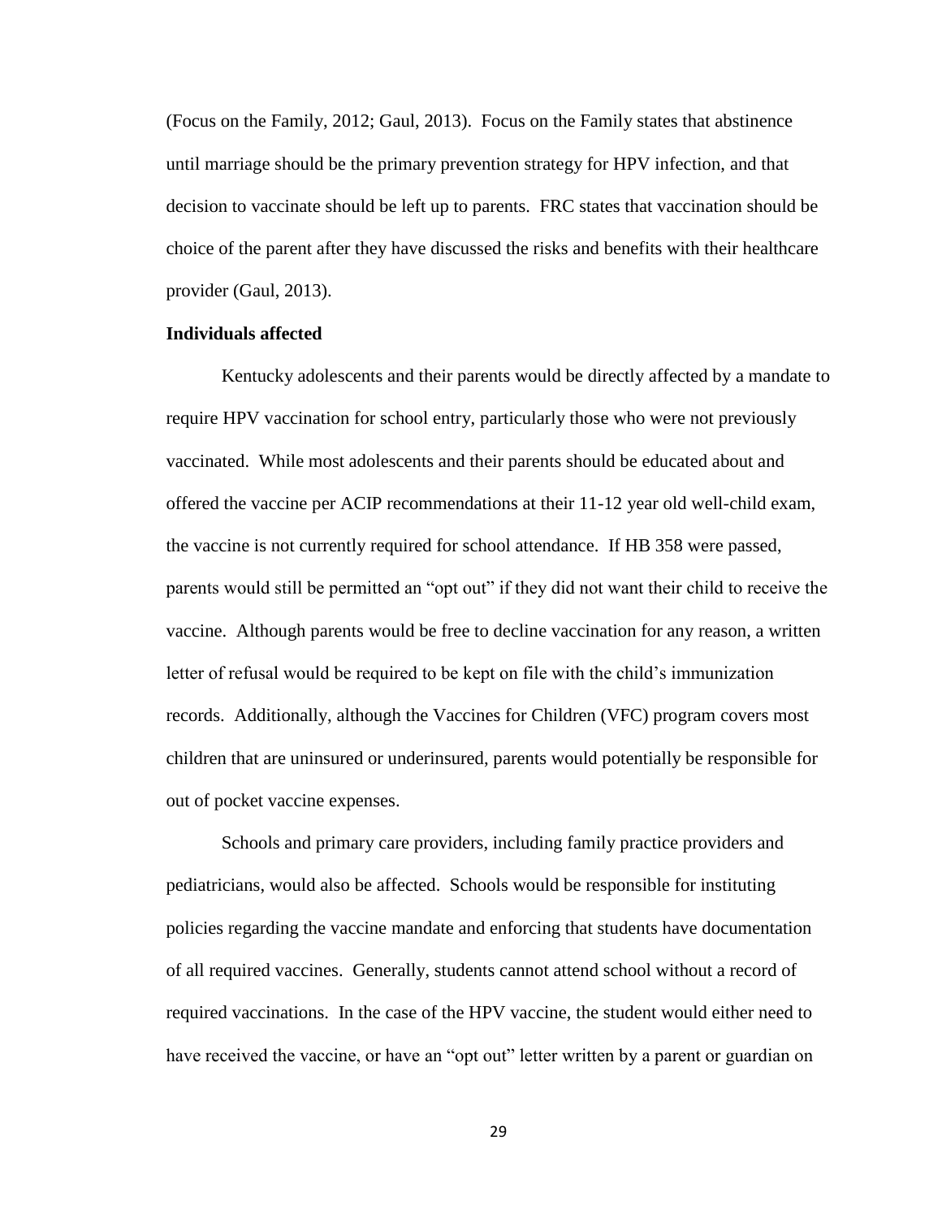(Focus on the Family, 2012; Gaul, 2013). Focus on the Family states that abstinence until marriage should be the primary prevention strategy for HPV infection, and that decision to vaccinate should be left up to parents. FRC states that vaccination should be choice of the parent after they have discussed the risks and benefits with their healthcare provider (Gaul, 2013).

**Individuals affected**

Kentucky adolescents and their parents would be directly affected by a mandate to require HPV vaccination for school entry, particularly those who were not previously vaccinated. While most adolescents and their parents should be educated about and offered the vaccine per ACIP recommendations at their 11-12 year old well-child exam, the vaccine is not currently required for school attendance. If HB 358 were passed, parents would still be permitted an "opt out" if they did not want their child to receive the vaccine. Although parents would be free to decline vaccination for any reason, a written letter of refusal would be required to be kept on file with the child's immunization records. Additionally, although the Vaccines for Children (VFC) program covers most children that are uninsured or underinsured, parents would potentially be responsible for out of pocket vaccine expenses.

Schools and primary care providers, including family practice providers and pediatricians, would also be affected. Schools would be responsible for instituting policies regarding the vaccine mandate and enforcing that students have documentation of all required vaccines. Generally, students cannot attend school without a record of required vaccinations. In the case of the HPV vaccine, the student would either need to have received the vaccine, or have an "opt out" letter written by a parent or guardian on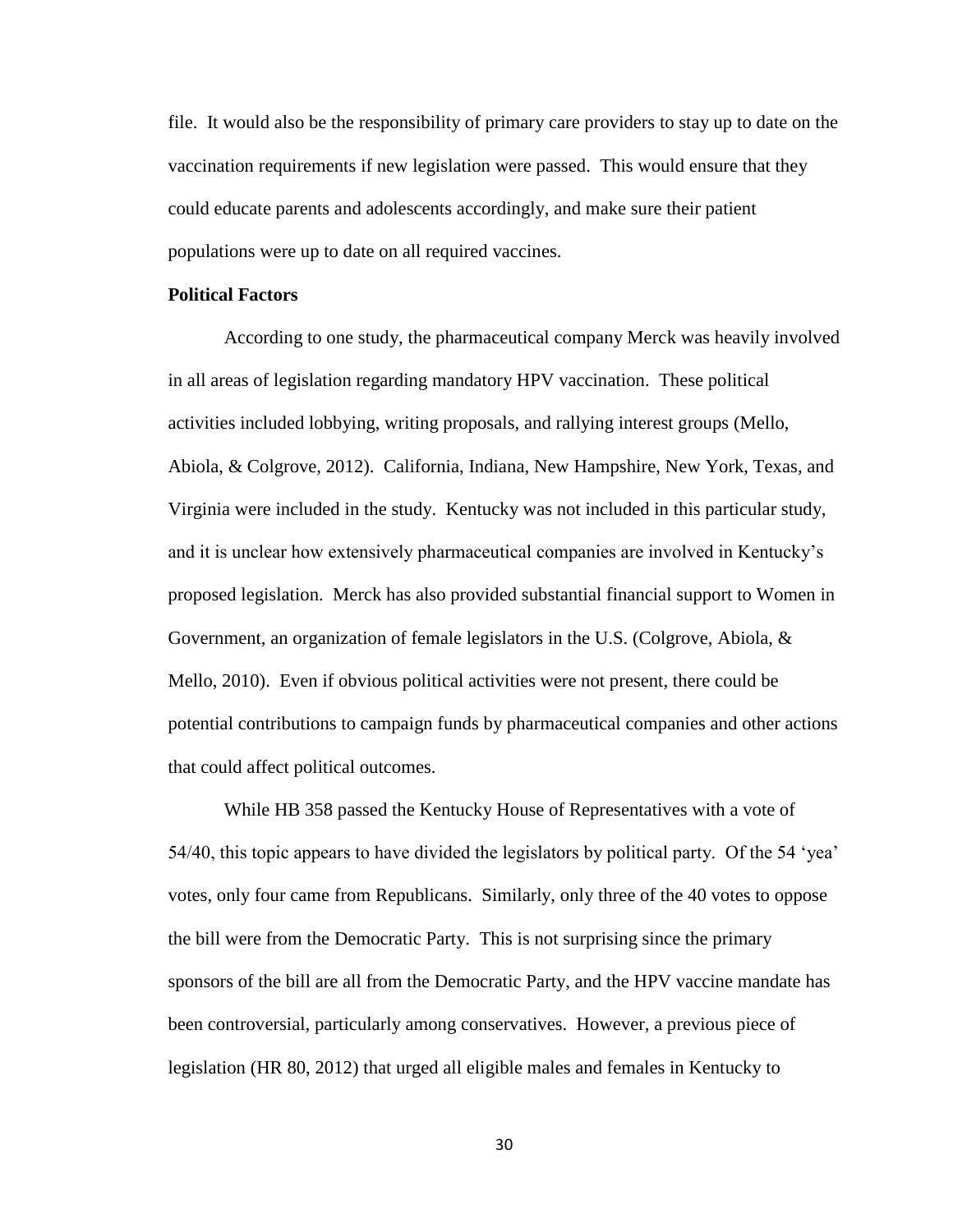file. It would also be the responsibility of primary care providers to stay up to date on the vaccination requirements if new legislation were passed. This would ensure that they could educate parents and adolescents accordingly, and make sure their patient populations were up to date on all required vaccines.

**Political Factors**

According to one study, the pharmaceutical company Merck was heavily involved in all areas of legislation regarding mandatory HPV vaccination. These political activities included lobbying, writing proposals, and rallying interest groups (Mello, Abiola, & Colgrove, 2012). California, Indiana, New Hampshire, New York, Texas, and Virginia were included in the study. Kentucky was not included in this particular study, and it is unclear how extensively pharmaceutical companies are involved in Kentucky's proposed legislation. Merck has also provided substantial financial support to Women in Government, an organization of female legislators in the U.S. (Colgrove, Abiola, & Mello, 2010). Even if obvious political activities were not present, there could be potential contributions to campaign funds by pharmaceutical companies and other actions that could affect political outcomes.

While HB 358 passed the Kentucky House of Representatives with a vote of 54/40, this topic appears to have divided the legislators by political party. Of the 54 'yea' votes, only four came from Republicans. Similarly, only three of the 40 votes to oppose the bill were from the Democratic Party. This is not surprising since the primary sponsors of the bill are all from the Democratic Party, and the HPV vaccine mandate has been controversial, particularly among conservatives. However, a previous piece of legislation (HR 80, 2012) that urged all eligible males and females in Kentucky to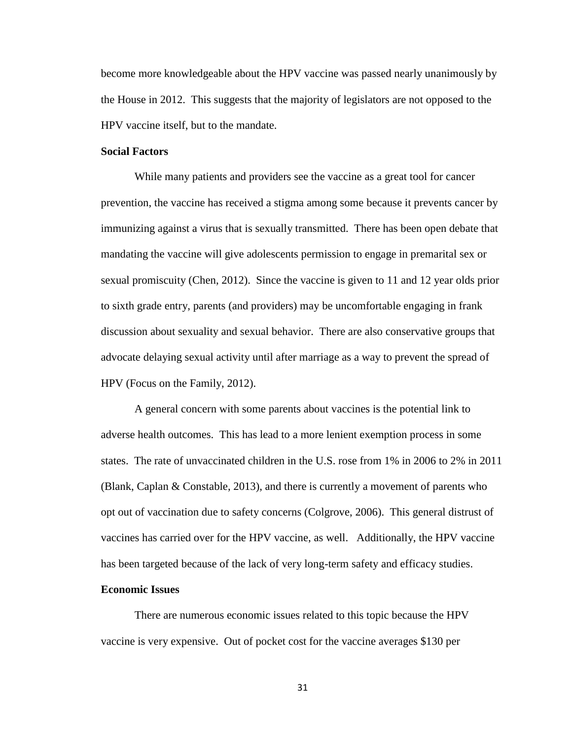become more knowledgeable about the HPV vaccine was passed nearly unanimously by the House in 2012. This suggests that the majority of legislators are not opposed to the HPV vaccine itself, but to the mandate.

**Social Factors**

While many patients and providers see the vaccine as a great tool for cancer prevention, the vaccine has received a stigma among some because it prevents cancer by immunizing against a virus that is sexually transmitted. There has been open debate that mandating the vaccine will give adolescents permission to engage in premarital sex or sexual promiscuity (Chen, 2012). Since the vaccine is given to 11 and 12 year olds prior to sixth grade entry, parents (and providers) may be uncomfortable engaging in frank discussion about sexuality and sexual behavior. There are also conservative groups that advocate delaying sexual activity until after marriage as a way to prevent the spread of HPV (Focus on the Family, 2012).

A general concern with some parents about vaccines is the potential link to adverse health outcomes. This has lead to a more lenient exemption process in some states. The rate of unvaccinated children in the U.S. rose from 1% in 2006 to 2% in 2011 (Blank, Caplan & Constable, 2013), and there is currently a movement of parents who opt out of vaccination due to safety concerns (Colgrove, 2006). This general distrust of vaccines has carried over for the HPV vaccine, as well. Additionally, the HPV vaccine has been targeted because of the lack of very long-term safety and efficacy studies.

**Economic Issues**

There are numerous economic issues related to this topic because the HPV vaccine is very expensive. Out of pocket cost for the vaccine averages $130 per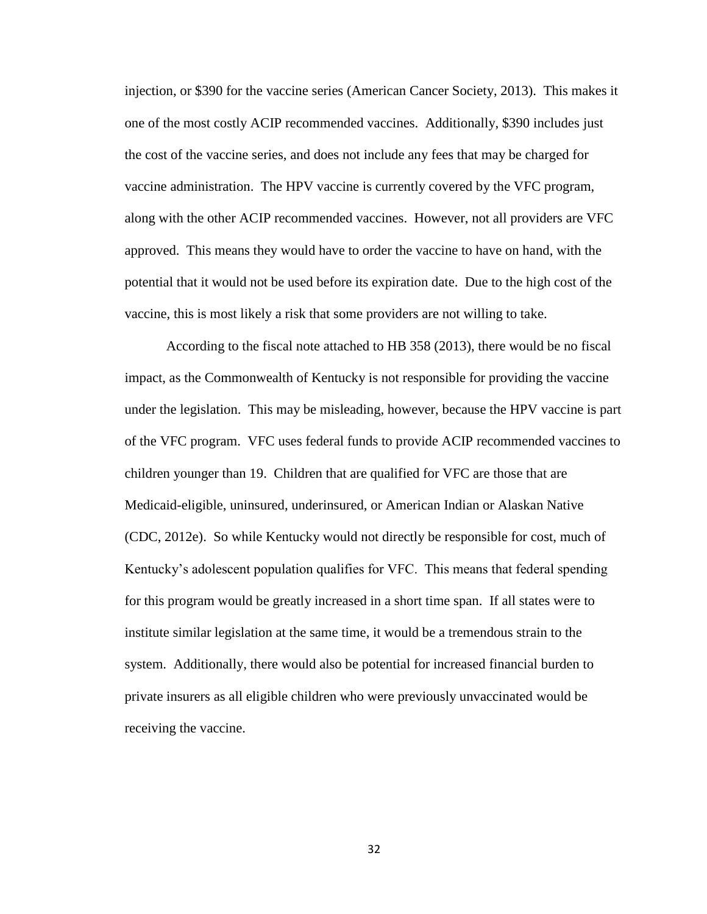injection, or $390 for the vaccine series (American Cancer Society, 2013). This makes it one of the most costly ACIP recommended vaccines. Additionally, $390 includes just the cost of the vaccine series, and does not include any fees that may be charged for vaccine administration. The HPV vaccine is currently covered by the VFC program, along with the other ACIP recommended vaccines. However, not all providers are VFC approved. This means they would have to order the vaccine to have on hand, with the potential that it would not be used before its expiration date. Due to the high cost of the vaccine, this is most likely a risk that some providers are not willing to take.

According to the fiscal note attached to HB 358 (2013), there would be no fiscal impact, as the Commonwealth of Kentucky is not responsible for providing the vaccine under the legislation. This may be misleading, however, because the HPV vaccine is part of the VFC program. VFC uses federal funds to provide ACIP recommended vaccines to children younger than 19. Children that are qualified for VFC are those that are Medicaid-eligible, uninsured, underinsured, or American Indian or Alaskan Native (CDC, 2012e). So while Kentucky would not directly be responsible for cost, much of Kentucky's adolescent population qualifies for VFC. This means that federal spending for this program would be greatly increased in a short time span. If all states were to institute similar legislation at the same time, it would be a tremendous strain to the system. Additionally, there would also be potential for increased financial burden to private insurers as all eligible children who were previously unvaccinated would be receiving the vaccine.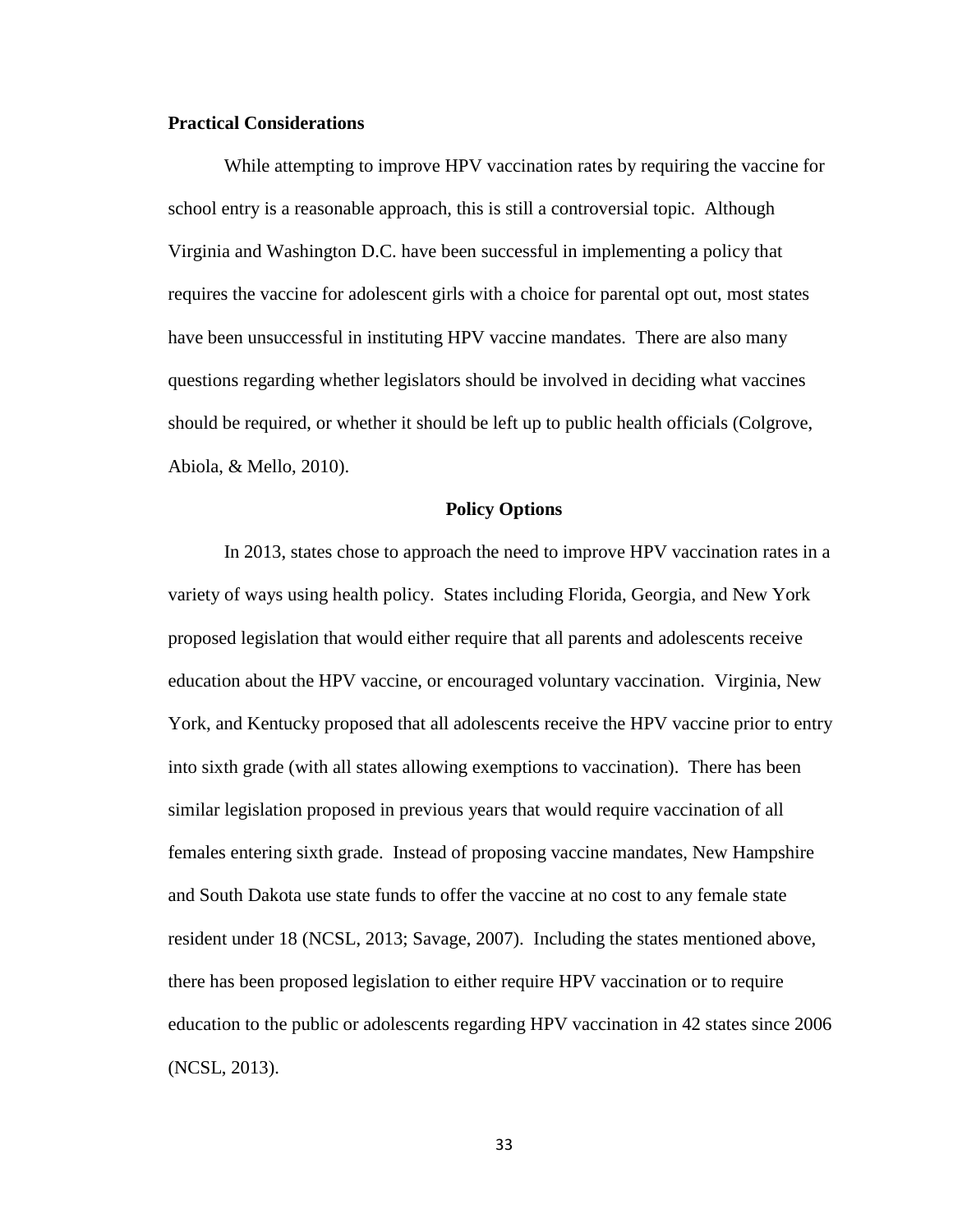**Practical Considerations**

While attempting to improve HPV vaccination rates by requiring the vaccine for school entry is a reasonable approach, this is still a controversial topic. Although Virginia and Washington D.C. have been successful in implementing a policy that requires the vaccine for adolescent girls with a choice for parental opt out, most states have been unsuccessful in instituting HPV vaccine mandates. There are also many questions regarding whether legislators should be involved in deciding what vaccines should be required, or whether it should be left up to public health officials (Colgrove, Abiola, & Mello, 2010).

## Policy Options

In 2013, states chose to approach the need to improve HPV vaccination rates in a variety of ways using health policy. States including Florida, Georgia, and New York proposed legislation that would either require that all parents and adolescents receive education about the HPV vaccine, or encouraged voluntary vaccination. Virginia, New York, and Kentucky proposed that all adolescents receive the HPV vaccine prior to entry into sixth grade (with all states allowing exemptions to vaccination). There has been similar legislation proposed in previous years that would require vaccination of all females entering sixth grade. Instead of proposing vaccine mandates, New Hampshire and South Dakota use state funds to offer the vaccine at no cost to any female state resident under 18 (NCSL, 2013; Savage, 2007). Including the states mentioned above, there has been proposed legislation to either require HPV vaccination or to require education to the public or adolescents regarding HPV vaccination in 42 states since 2006 (NCSL, 2013).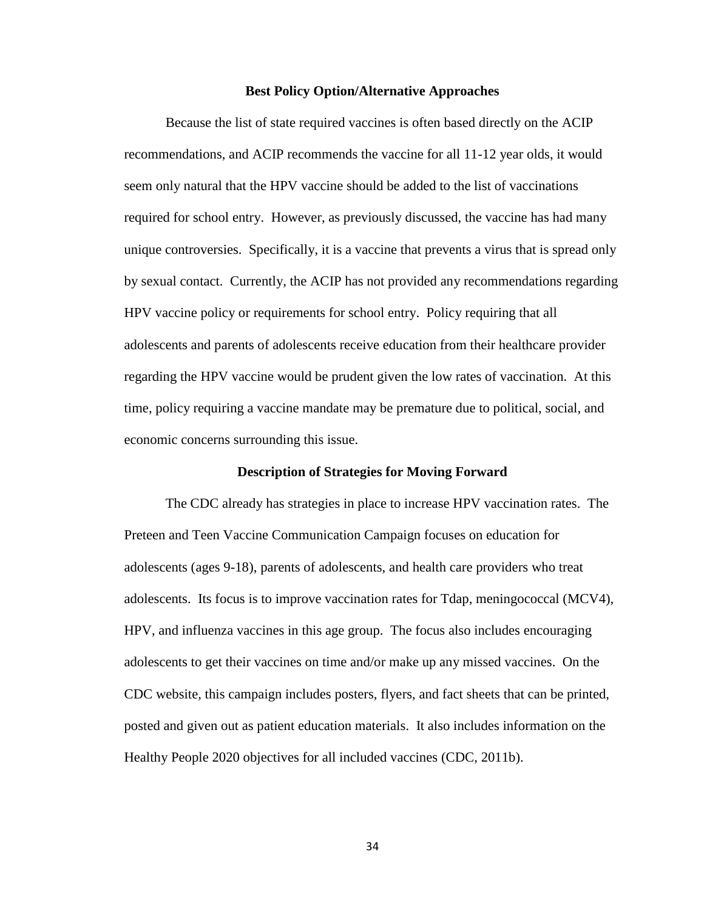## Best Policy Option/Alternative Approaches

Because the list of state required vaccines is often based directly on the ACIP recommendations, and ACIP recommends the vaccine for all 11-12 year olds, it would seem only natural that the HPV vaccine should be added to the list of vaccinations required for school entry. However, as previously discussed, the vaccine has had many unique controversies. Specifically, it is a vaccine that prevents a virus that is spread only by sexual contact. Currently, the ACIP has not provided any recommendations regarding HPV vaccine policy or requirements for school entry. Policy requiring that all adolescents and parents of adolescents receive education from their healthcare provider regarding the HPV vaccine would be prudent given the low rates of vaccination. At this time, policy requiring a vaccine mandate may be premature due to political, social, and economic concerns surrounding this issue.

## Description of Strategies for Moving Forward

The CDC already has strategies in place to increase HPV vaccination rates. The Preteen and Teen Vaccine Communication Campaign focuses on education for adolescents (ages 9-18), parents of adolescents, and health care providers who treat adolescents. Its focus is to improve vaccination rates for Tdap, meningococcal (MCV4), HPV, and influenza vaccines in this age group. The focus also includes encouraging adolescents to get their vaccines on time and/or make up any missed vaccines. On the CDC website, this campaign includes posters, flyers, and fact sheets that can be printed, posted and given out as patient education materials. It also includes information on the Healthy People 2020 objectives for all included vaccines (CDC, 2011b).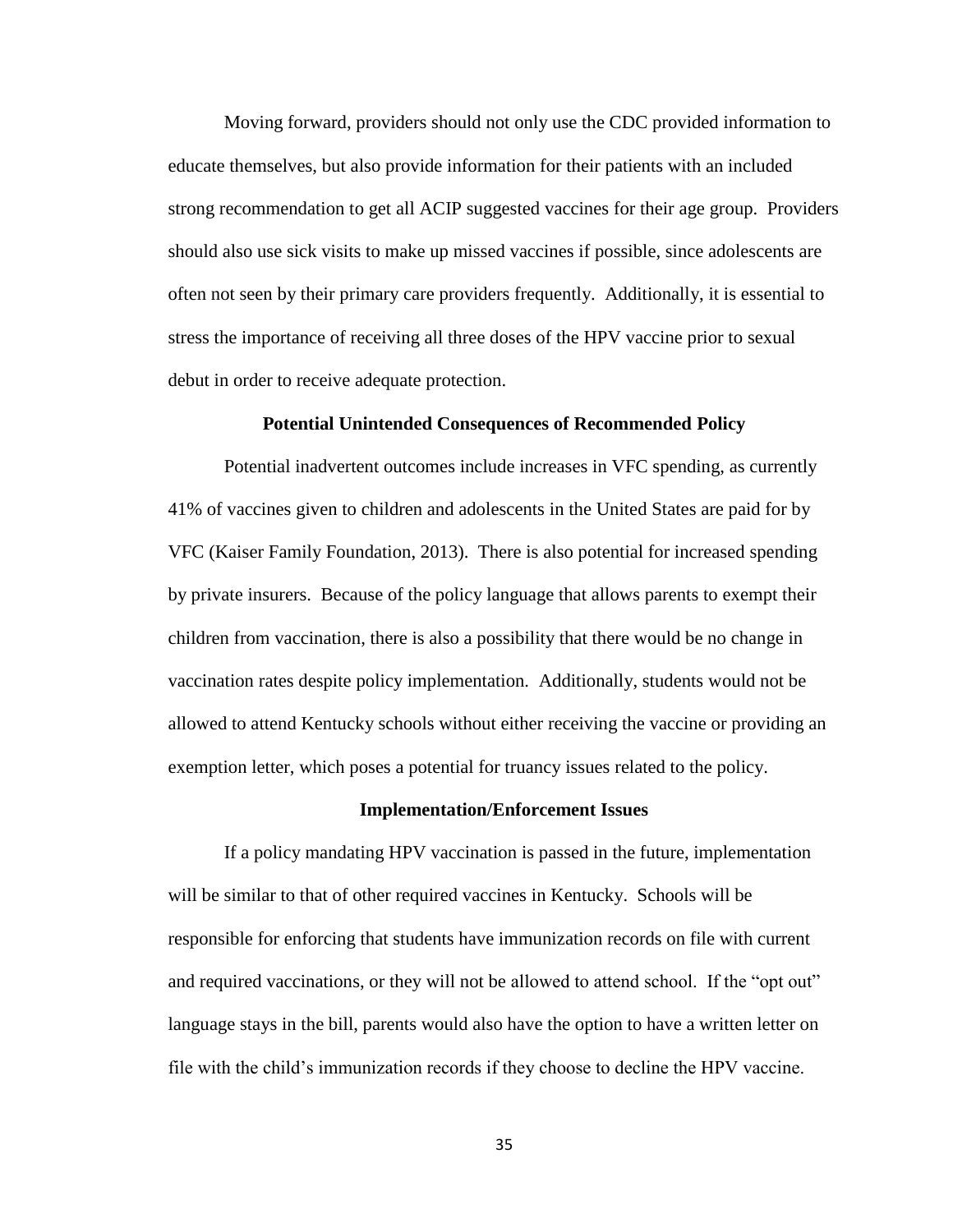Moving forward, providers should not only use the CDC provided information to educate themselves, but also provide information for their patients with an included strong recommendation to get all ACIP suggested vaccines for their age group. Providers should also use sick visits to make up missed vaccines if possible, since adolescents are often not seen by their primary care providers frequently. Additionally, it is essential to stress the importance of receiving all three doses of the HPV vaccine prior to sexual debut in order to receive adequate protection.

### Potential Unintended Consequences of Recommended Policy

Potential inadvertent outcomes include increases in VFC spending, as currently 41% of vaccines given to children and adolescents in the United States are paid for by VFC (Kaiser Family Foundation, 2013). There is also potential for increased spending by private insurers. Because of the policy language that allows parents to exempt their children from vaccination, there is also a possibility that there would be no change in vaccination rates despite policy implementation. Additionally, students would not be allowed to attend Kentucky schools without either receiving the vaccine or providing an exemption letter, which poses a potential for truancy issues related to the policy.

### Implementation/Enforcement Issues

If a policy mandating HPV vaccination is passed in the future, implementation will be similar to that of other required vaccines in Kentucky. Schools will be responsible for enforcing that students have immunization records on file with current and required vaccinations, or they will not be allowed to attend school. If the "opt out" language stays in the bill, parents would also have the option to have a written letter on file with the child's immunization records if they choose to decline the HPV vaccine.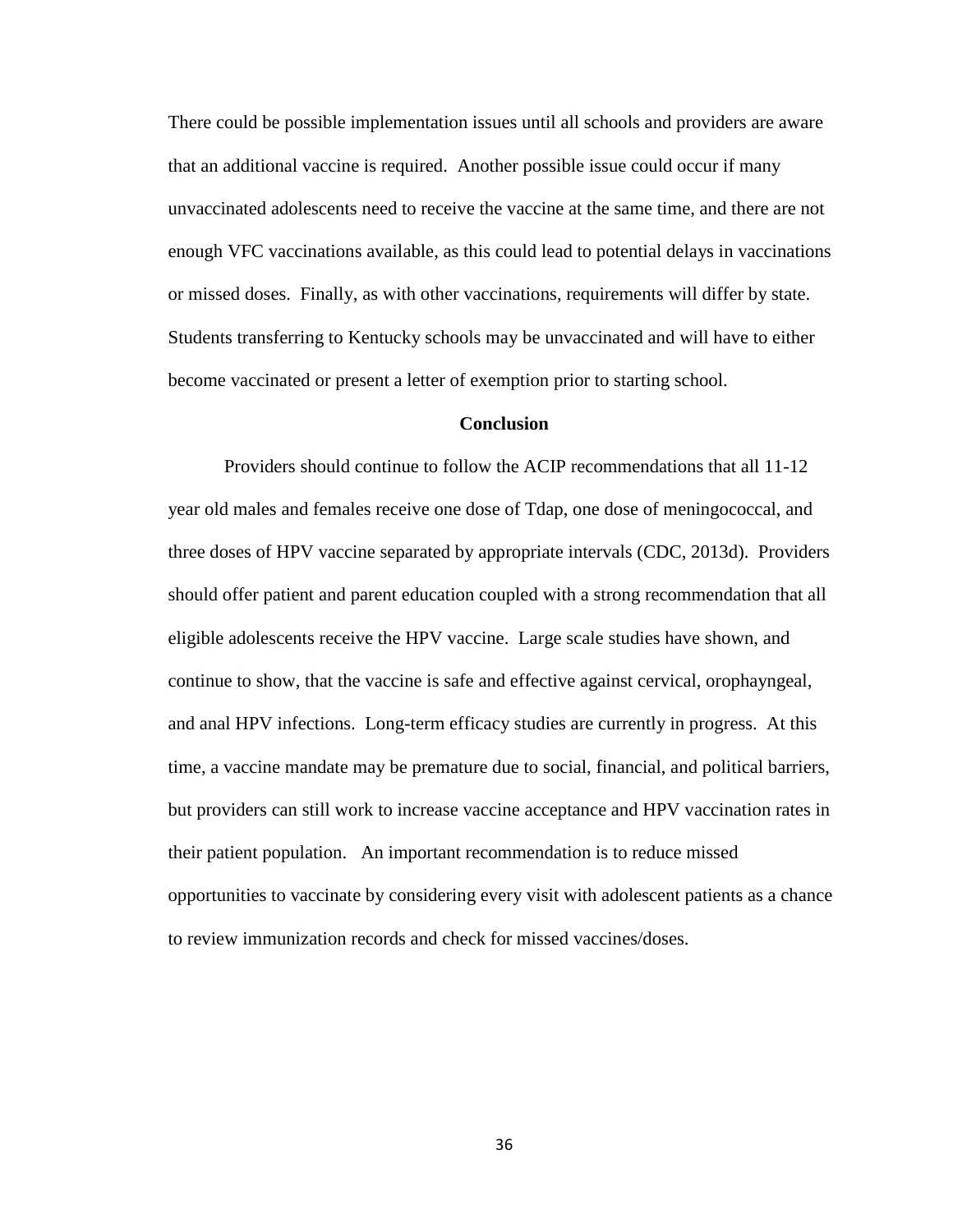There could be possible implementation issues until all schools and providers are aware that an additional vaccine is required. Another possible issue could occur if many unvaccinated adolescents need to receive the vaccine at the same time, and there are not enough VFC vaccinations available, as this could lead to potential delays in vaccinations or missed doses. Finally, as with other vaccinations, requirements will differ by state. Students transferring to Kentucky schools may be unvaccinated and will have to either become vaccinated or present a letter of exemption prior to starting school.

## Conclusion

Providers should continue to follow the ACIP recommendations that all 11-12 year old males and females receive one dose of Tdap, one dose of meningococcal, and three doses of HPV vaccine separated by appropriate intervals (CDC, 2013d). Providers should offer patient and parent education coupled with a strong recommendation that all eligible adolescents receive the HPV vaccine. Large scale studies have shown, and continue to show, that the vaccine is safe and effective against cervical, orophayngeal, and anal HPV infections. Long-term efficacy studies are currently in progress. At this time, a vaccine mandate may be premature due to social, financial, and political barriers, but providers can still work to increase vaccine acceptance and HPV vaccination rates in their patient population. An important recommendation is to reduce missed opportunities to vaccinate by considering every visit with adolescent patients as a chance to review immunization records and check for missed vaccines/doses.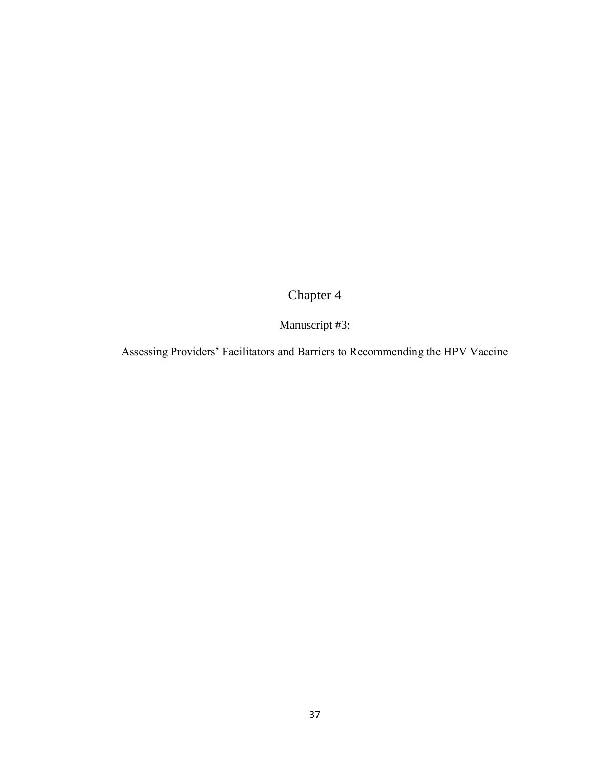# Chapter 4

Manuscript #3:

Assessing Providers' Facilitators and Barriers to Recommending the HPV Vaccine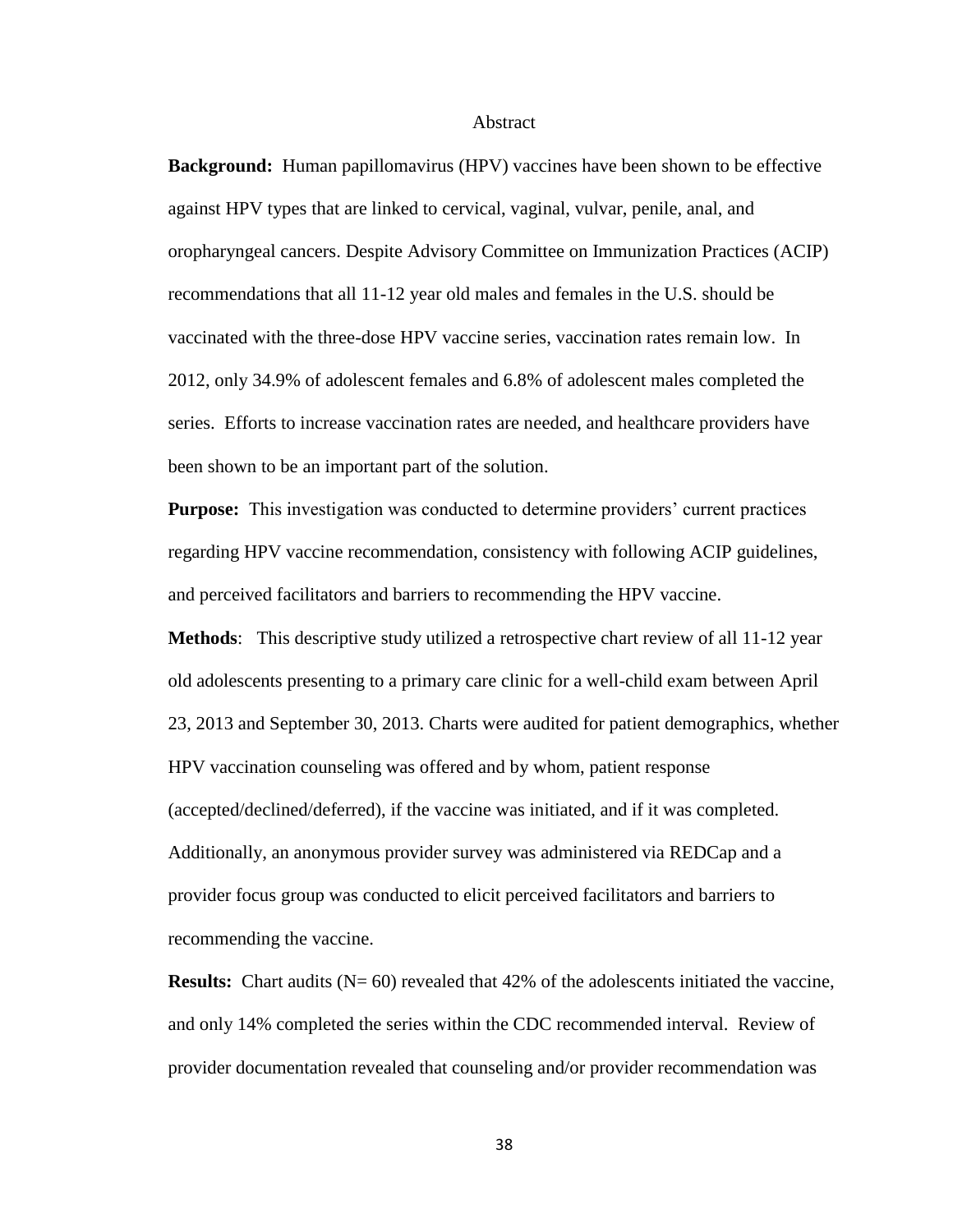# Abstract

**Background:** Human papillomavirus (HPV) vaccines have been shown to be effective against HPV types that are linked to cervical, vaginal, vulvar, penile, anal, and oropharyngeal cancers. Despite Advisory Committee on Immunization Practices (ACIP) recommendations that all 11-12 year old males and females in the U.S. should be vaccinated with the three-dose HPV vaccine series, vaccination rates remain low. In 2012, only 34.9% of adolescent females and 6.8% of adolescent males completed the series. Efforts to increase vaccination rates are needed, and healthcare providers have been shown to be an important part of the solution.

**Purpose:** This investigation was conducted to determine providers' current practices regarding HPV vaccine recommendation, consistency with following ACIP guidelines, and perceived facilitators and barriers to recommending the HPV vaccine.

**Methods**: This descriptive study utilized a retrospective chart review of all 11-12 year old adolescents presenting to a primary care clinic for a well-child exam between April 23, 2013 and September 30, 2013. Charts were audited for patient demographics, whether HPV vaccination counseling was offered and by whom, patient response (accepted/declined/deferred), if the vaccine was initiated, and if it was completed. Additionally, an anonymous provider survey was administered via REDCap and a provider focus group was conducted to elicit perceived facilitators and barriers to recommending the vaccine.

**Results:** Chart audits (N= 60) revealed that 42% of the adolescents initiated the vaccine, and only 14% completed the series within the CDC recommended interval. Review of provider documentation revealed that counseling and/or provider recommendation was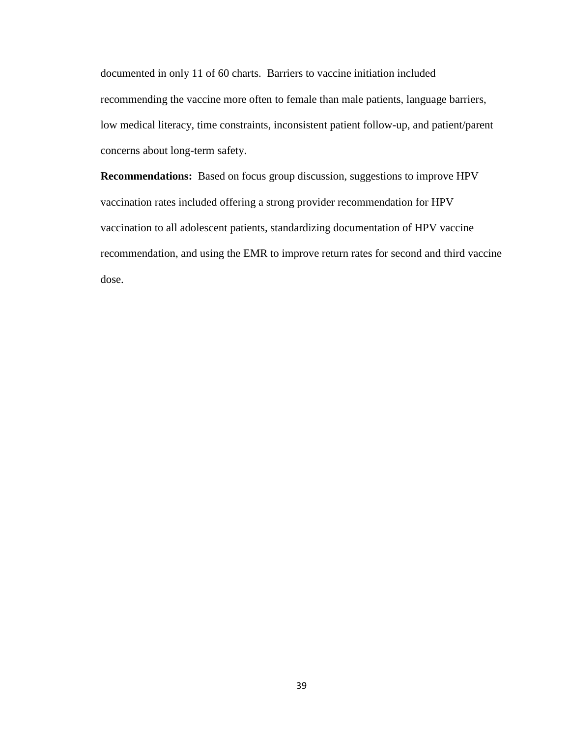documented in only 11 of 60 charts. Barriers to vaccine initiation included recommending the vaccine more often to female than male patients, language barriers, low medical literacy, time constraints, inconsistent patient follow-up, and patient/parent concerns about long-term safety.

**Recommendations:** Based on focus group discussion, suggestions to improve HPV vaccination rates included offering a strong provider recommendation for HPV vaccination to all adolescent patients, standardizing documentation of HPV vaccine recommendation, and using the EMR to improve return rates for second and third vaccine dose.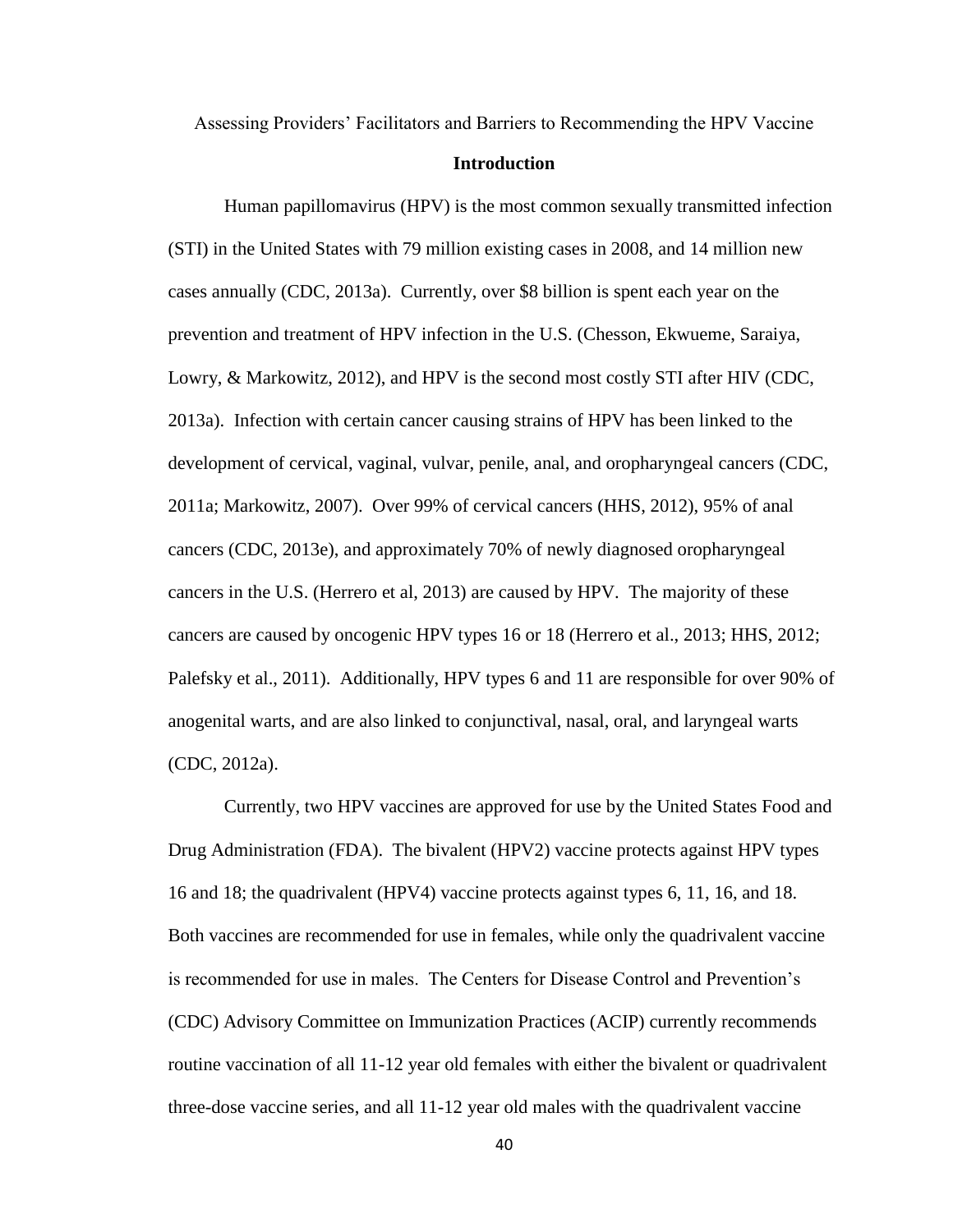Assessing Providers' Facilitators and Barriers to Recommending the HPV Vaccine

## Introduction

Human papillomavirus (HPV) is the most common sexually transmitted infection (STI) in the United States with 79 million existing cases in 2008, and 14 million new cases annually (CDC, 2013a). Currently, over $8 billion is spent each year on the prevention and treatment of HPV infection in the U.S. (Chesson, Ekwueme, Saraiya, Lowry, & Markowitz, 2012), and HPV is the second most costly STI after HIV (CDC, 2013a). Infection with certain cancer causing strains of HPV has been linked to the development of cervical, vaginal, vulvar, penile, anal, and oropharyngeal cancers (CDC, 2011a; Markowitz, 2007). Over 99% of cervical cancers (HHS, 2012), 95% of anal cancers (CDC, 2013e), and approximately 70% of newly diagnosed oropharyngeal cancers in the U.S. (Herrero et al, 2013) are caused by HPV. The majority of these cancers are caused by oncogenic HPV types 16 or 18 (Herrero et al., 2013; HHS, 2012; Palefsky et al., 2011). Additionally, HPV types 6 and 11 are responsible for over 90% of anogenital warts, and are also linked to conjunctival, nasal, oral, and laryngeal warts (CDC, 2012a).

Currently, two HPV vaccines are approved for use by the United States Food and Drug Administration (FDA). The bivalent (HPV2) vaccine protects against HPV types 16 and 18; the quadrivalent (HPV4) vaccine protects against types 6, 11, 16, and 18. Both vaccines are recommended for use in females, while only the quadrivalent vaccine is recommended for use in males. The Centers for Disease Control and Prevention's (CDC) Advisory Committee on Immunization Practices (ACIP) currently recommends routine vaccination of all 11-12 year old females with either the bivalent or quadrivalent three-dose vaccine series, and all 11-12 year old males with the quadrivalent vaccine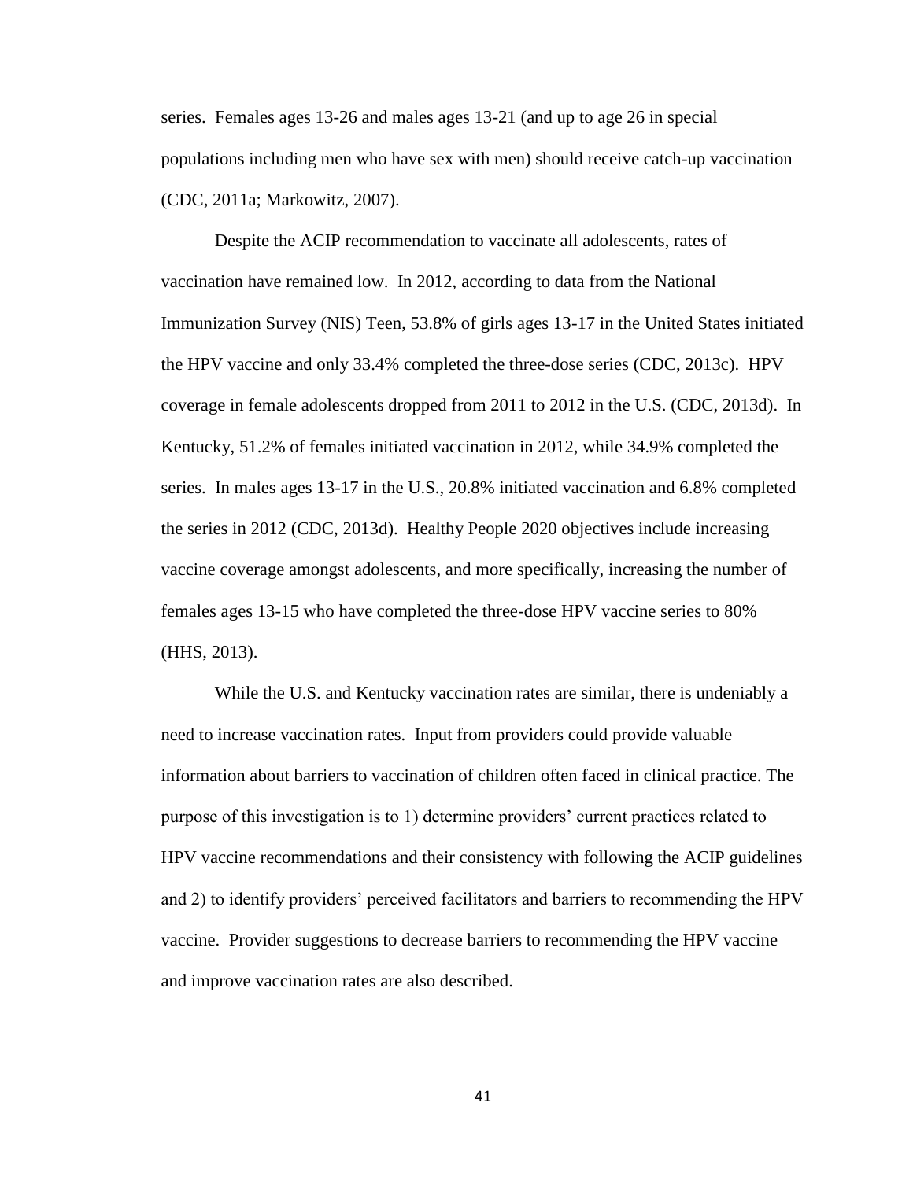series. Females ages 13-26 and males ages 13-21 (and up to age 26 in special populations including men who have sex with men) should receive catch-up vaccination (CDC, 2011a; Markowitz, 2007).

Despite the ACIP recommendation to vaccinate all adolescents, rates of vaccination have remained low. In 2012, according to data from the National Immunization Survey (NIS) Teen, 53.8% of girls ages 13-17 in the United States initiated the HPV vaccine and only 33.4% completed the three-dose series (CDC, 2013c). HPV coverage in female adolescents dropped from 2011 to 2012 in the U.S. (CDC, 2013d). In Kentucky, 51.2% of females initiated vaccination in 2012, while 34.9% completed the series. In males ages 13-17 in the U.S., 20.8% initiated vaccination and 6.8% completed the series in 2012 (CDC, 2013d). Healthy People 2020 objectives include increasing vaccine coverage amongst adolescents, and more specifically, increasing the number of females ages 13-15 who have completed the three-dose HPV vaccine series to 80% (HHS, 2013).

While the U.S. and Kentucky vaccination rates are similar, there is undeniably a need to increase vaccination rates. Input from providers could provide valuable information about barriers to vaccination of children often faced in clinical practice. The purpose of this investigation is to 1) determine providers' current practices related to HPV vaccine recommendations and their consistency with following the ACIP guidelines and 2) to identify providers' perceived facilitators and barriers to recommending the HPV vaccine. Provider suggestions to decrease barriers to recommending the HPV vaccine and improve vaccination rates are also described.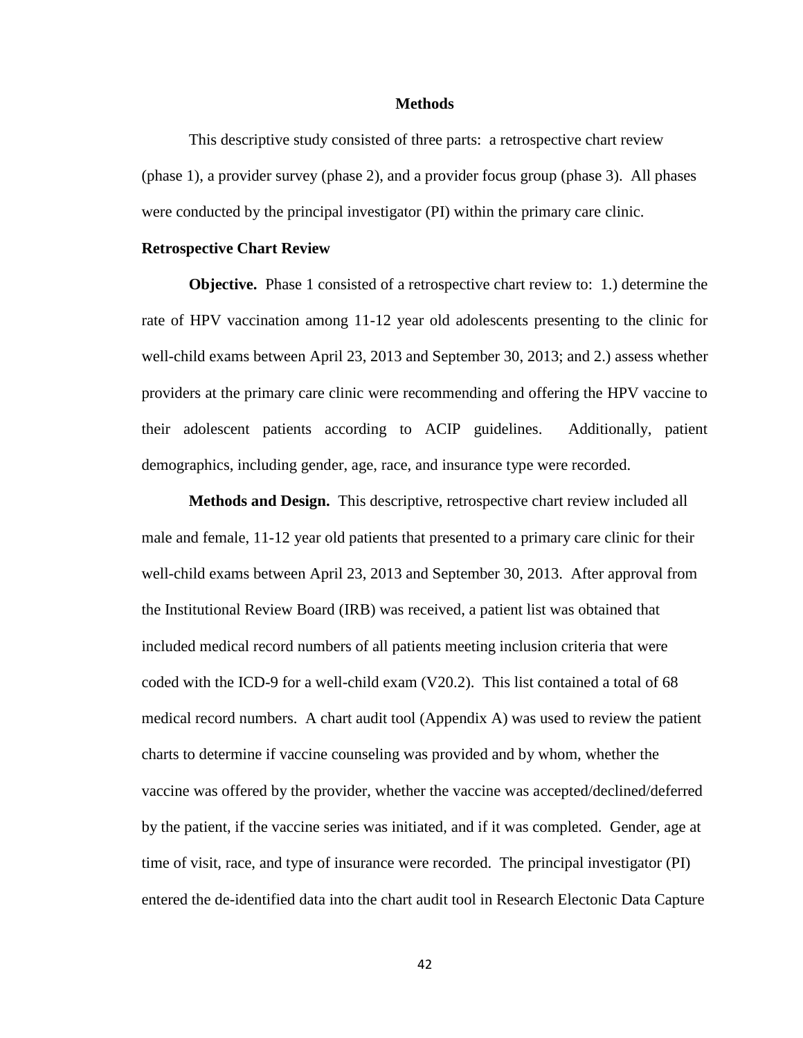## Methods

This descriptive study consisted of three parts: a retrospective chart review (phase 1), a provider survey (phase 2), and a provider focus group (phase 3). All phases were conducted by the principal investigator (PI) within the primary care clinic.

### Retrospective Chart Review

**Objective.** Phase 1 consisted of a retrospective chart review to: 1.) determine the rate of HPV vaccination among 11-12 year old adolescents presenting to the clinic for well-child exams between April 23, 2013 and September 30, 2013; and 2.) assess whether providers at the primary care clinic were recommending and offering the HPV vaccine to their adolescent patients according to ACIP guidelines. Additionally, patient demographics, including gender, age, race, and insurance type were recorded.

**Methods and Design.** This descriptive, retrospective chart review included all male and female, 11-12 year old patients that presented to a primary care clinic for their well-child exams between April 23, 2013 and September 30, 2013. After approval from the Institutional Review Board (IRB) was received, a patient list was obtained that included medical record numbers of all patients meeting inclusion criteria that were coded with the ICD-9 for a well-child exam (V20.2). This list contained a total of 68 medical record numbers. A chart audit tool (Appendix A) was used to review the patient charts to determine if vaccine counseling was provided and by whom, whether the vaccine was offered by the provider, whether the vaccine was accepted/declined/deferred by the patient, if the vaccine series was initiated, and if it was completed. Gender, age at time of visit, race, and type of insurance were recorded. The principal investigator (PI) entered the de-identified data into the chart audit tool in Research Electonic Data Capture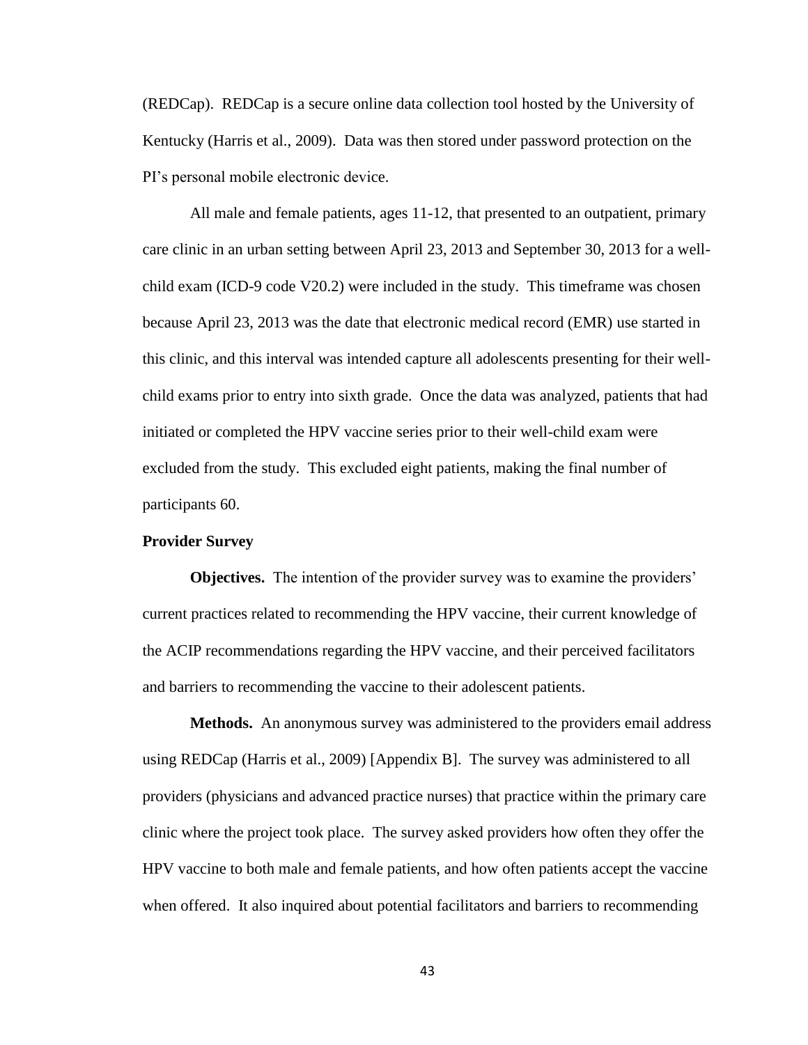(REDCap). REDCap is a secure online data collection tool hosted by the University of Kentucky (Harris et al., 2009). Data was then stored under password protection on the PI's personal mobile electronic device.

All male and female patients, ages 11-12, that presented to an outpatient, primary care clinic in an urban setting between April 23, 2013 and September 30, 2013 for a well-child exam (ICD-9 code V20.2) were included in the study. This timeframe was chosen because April 23, 2013 was the date that electronic medical record (EMR) use started in this clinic, and this interval was intended capture all adolescents presenting for their well-child exams prior to entry into sixth grade. Once the data was analyzed, patients that had initiated or completed the HPV vaccine series prior to their well-child exam were excluded from the study. This excluded eight patients, making the final number of participants 60.

### Provider Survey

**Objectives.** The intention of the provider survey was to examine the providers' current practices related to recommending the HPV vaccine, their current knowledge of the ACIP recommendations regarding the HPV vaccine, and their perceived facilitators and barriers to recommending the vaccine to their adolescent patients.

**Methods.** An anonymous survey was administered to the providers email address using REDCap (Harris et al., 2009) [Appendix B]. The survey was administered to all providers (physicians and advanced practice nurses) that practice within the primary care clinic where the project took place. The survey asked providers how often they offer the HPV vaccine to both male and female patients, and how often patients accept the vaccine when offered. It also inquired about potential facilitators and barriers to recommending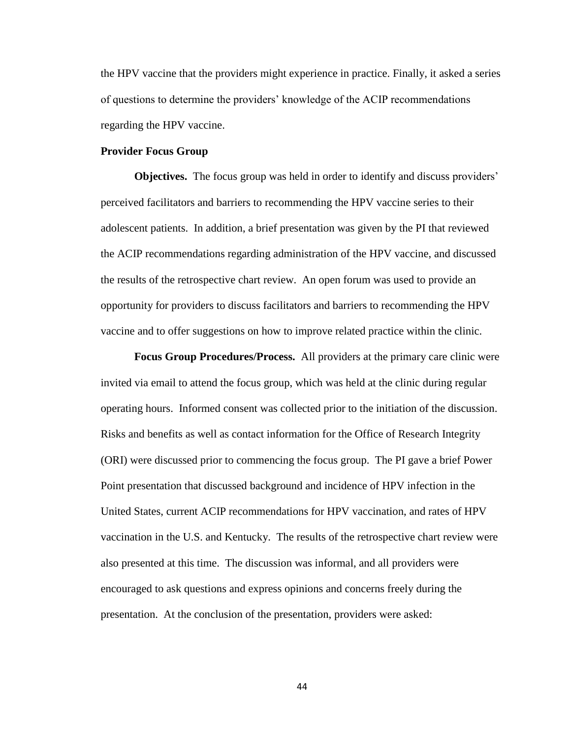the HPV vaccine that the providers might experience in practice. Finally, it asked a series of questions to determine the providers' knowledge of the ACIP recommendations regarding the HPV vaccine.

**Provider Focus Group**

**Objectives.** The focus group was held in order to identify and discuss providers' perceived facilitators and barriers to recommending the HPV vaccine series to their adolescent patients. In addition, a brief presentation was given by the PI that reviewed the ACIP recommendations regarding administration of the HPV vaccine, and discussed the results of the retrospective chart review. An open forum was used to provide an opportunity for providers to discuss facilitators and barriers to recommending the HPV vaccine and to offer suggestions on how to improve related practice within the clinic.

**Focus Group Procedures/Process.** All providers at the primary care clinic were invited via email to attend the focus group, which was held at the clinic during regular operating hours. Informed consent was collected prior to the initiation of the discussion. Risks and benefits as well as contact information for the Office of Research Integrity (ORI) were discussed prior to commencing the focus group. The PI gave a brief Power Point presentation that discussed background and incidence of HPV infection in the United States, current ACIP recommendations for HPV vaccination, and rates of HPV vaccination in the U.S. and Kentucky. The results of the retrospective chart review were also presented at this time. The discussion was informal, and all providers were encouraged to ask questions and express opinions and concerns freely during the presentation. At the conclusion of the presentation, providers were asked: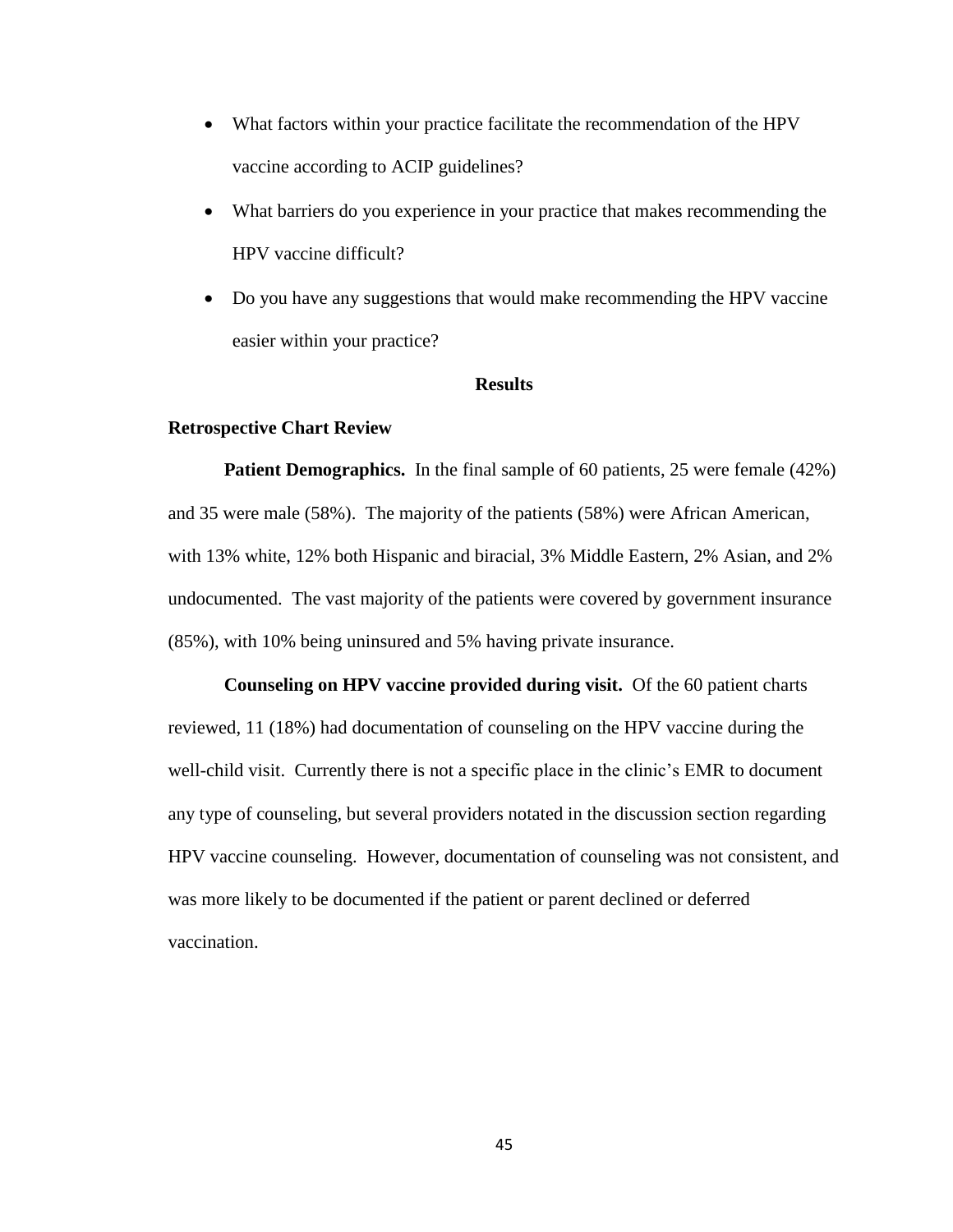- What factors within your practice facilitate the recommendation of the HPV vaccine according to ACIP guidelines?
- What barriers do you experience in your practice that makes recommending the HPV vaccine difficult?
- Do you have any suggestions that would make recommending the HPV vaccine easier within your practice?

## Results

### Retrospective Chart Review

**Patient Demographics.** In the final sample of 60 patients, 25 were female (42%) and 35 were male (58%). The majority of the patients (58%) were African American, with 13% white, 12% both Hispanic and biracial, 3% Middle Eastern, 2% Asian, and 2% undocumented. The vast majority of the patients were covered by government insurance (85%), with 10% being uninsured and 5% having private insurance.

**Counseling on HPV vaccine provided during visit.** Of the 60 patient charts reviewed, 11 (18%) had documentation of counseling on the HPV vaccine during the well-child visit. Currently there is not a specific place in the clinic's EMR to document any type of counseling, but several providers notated in the discussion section regarding HPV vaccine counseling. However, documentation of counseling was not consistent, and was more likely to be documented if the patient or parent declined or deferred vaccination.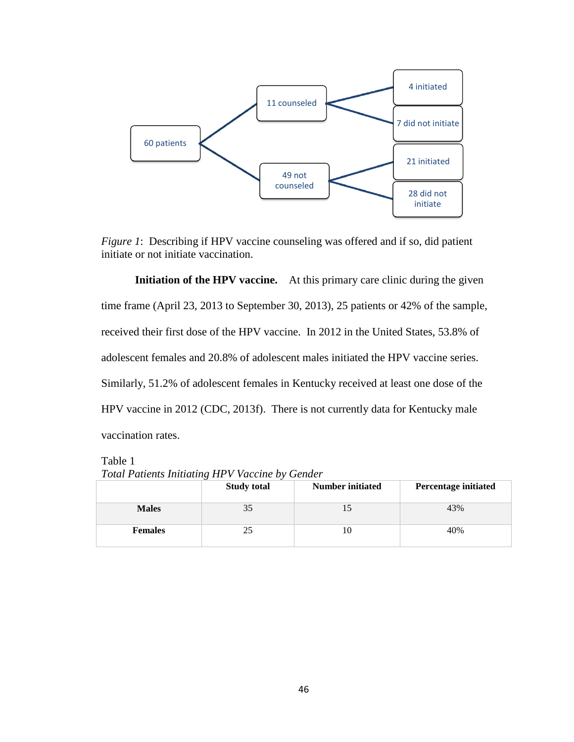60 patients

11 counseled

4 initiated

7 did not initiate

49 not counseled

21 initiated

28 did not initiate

*Figure 1*: Describing if HPV vaccine counseling was offered and if so, did patient initiate or not initiate vaccination.

**Initiation of the HPV vaccine.** At this primary care clinic during the given time frame (April 23, 2013 to September 30, 2013), 25 patients or 42% of the sample, received their first dose of the HPV vaccine. In 2012 in the United States, 53.8% of adolescent females and 20.8% of adolescent males initiated the HPV vaccine series. Similarly, 51.2% of adolescent females in Kentucky received at least one dose of the HPV vaccine in 2012 (CDC, 2013f). There is not currently data for Kentucky male vaccination rates.

Table 1

*Total Patients Initiating HPV Vaccine by Gender*

| | Study total | Number initiated | Percentage initiated |
|---|---|---|---|
| **Males** | 35 | 15 | 43% |
| **Females** | 25 | 10 | 40% |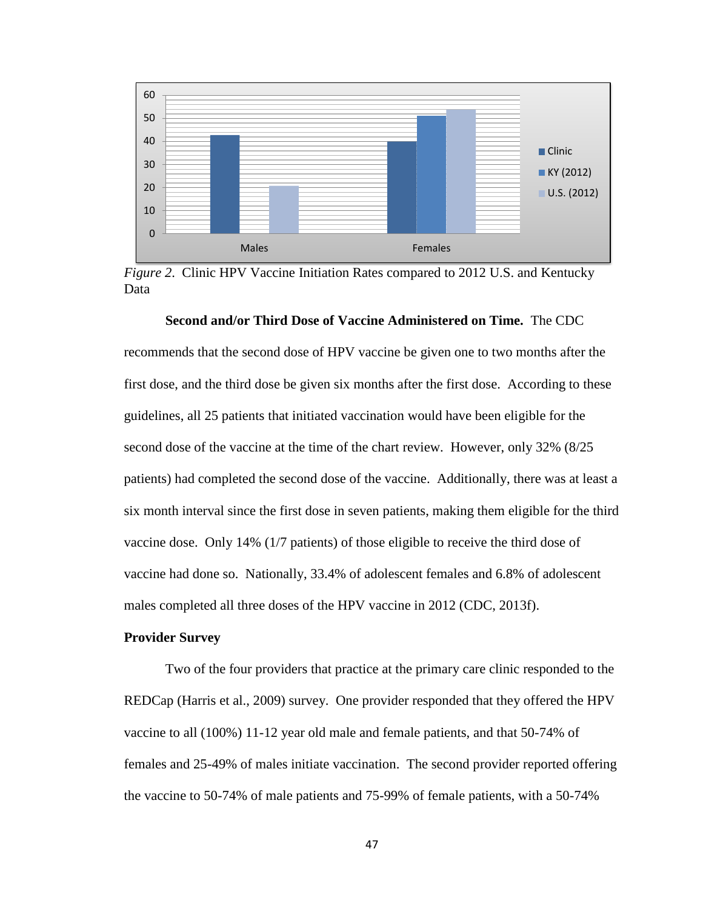*Figure 2*. Clinic HPV Vaccine Initiation Rates compared to 2012 U.S. and Kentucky Data

**Second and/or Third Dose of Vaccine Administered on Time.** The CDC recommends that the second dose of HPV vaccine be given one to two months after the first dose, and the third dose be given six months after the first dose. According to these guidelines, all 25 patients that initiated vaccination would have been eligible for the second dose of the vaccine at the time of the chart review. However, only 32% (8/25 patients) had completed the second dose of the vaccine. Additionally, there was at least a six month interval since the first dose in seven patients, making them eligible for the third vaccine dose. Only 14% (1/7 patients) of those eligible to receive the third dose of vaccine had done so. Nationally, 33.4% of adolescent females and 6.8% of adolescent males completed all three doses of the HPV vaccine in 2012 (CDC, 2013f).

### Provider Survey

Two of the four providers that practice at the primary care clinic responded to the REDCap (Harris et al., 2009) survey. One provider responded that they offered the HPV vaccine to all (100%) 11-12 year old male and female patients, and that 50-74% of females and 25-49% of males initiate vaccination. The second provider reported offering the vaccine to 50-74% of male patients and 75-99% of female patients, with a 50-74%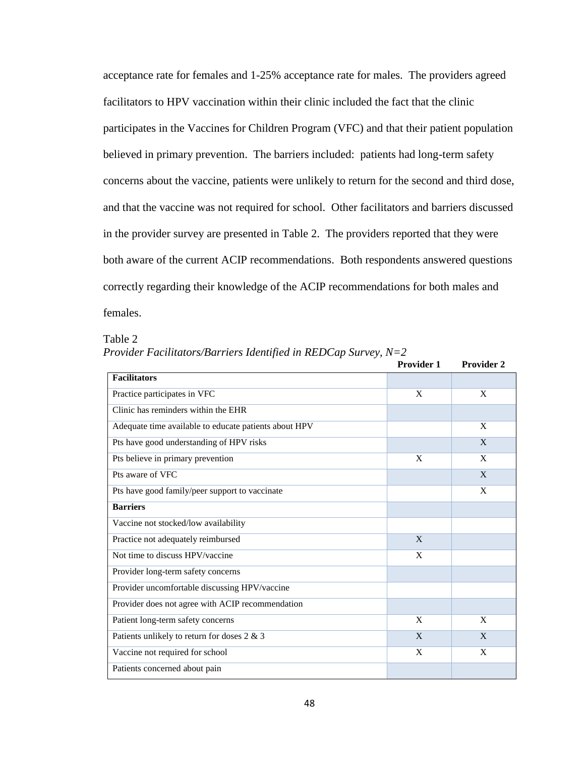acceptance rate for females and 1-25% acceptance rate for males. The providers agreed facilitators to HPV vaccination within their clinic included the fact that the clinic participates in the Vaccines for Children Program (VFC) and that their patient population believed in primary prevention. The barriers included: patients had long-term safety concerns about the vaccine, patients were unlikely to return for the second and third dose, and that the vaccine was not required for school. Other facilitators and barriers discussed in the provider survey are presented in Table 2. The providers reported that they were both aware of the current ACIP recommendations. Both respondents answered questions correctly regarding their knowledge of the ACIP recommendations for both males and females.

Table 2
*Provider Facilitators/Barriers Identified in REDCap Survey, N=2*

| | **Provider 1** | **Provider 2** |
|---|---|---|
| **Facilitators** | | |
| Practice participates in VFC | X | X |
| Clinic has reminders within the EHR | | |
| Adequate time available to educate patients about HPV | | X |
| Pts have good understanding of HPV risks | | X |
| Pts believe in primary prevention | X | X |
| Pts aware of VFC | | X |
| Pts have good family/peer support to vaccinate | | X |
| **Barriers** | | |
| Vaccine not stocked/low availability | | |
| Practice not adequately reimbursed | X | |
| Not time to discuss HPV/vaccine | X | |
| Provider long-term safety concerns | | |
| Provider uncomfortable discussing HPV/vaccine | | |
| Provider does not agree with ACIP recommendation | | |
| Patient long-term safety concerns | X | X |
| Patients unlikely to return for doses 2 & 3 | X | X |
| Vaccine not required for school | X | X |
| Patients concerned about pain | | |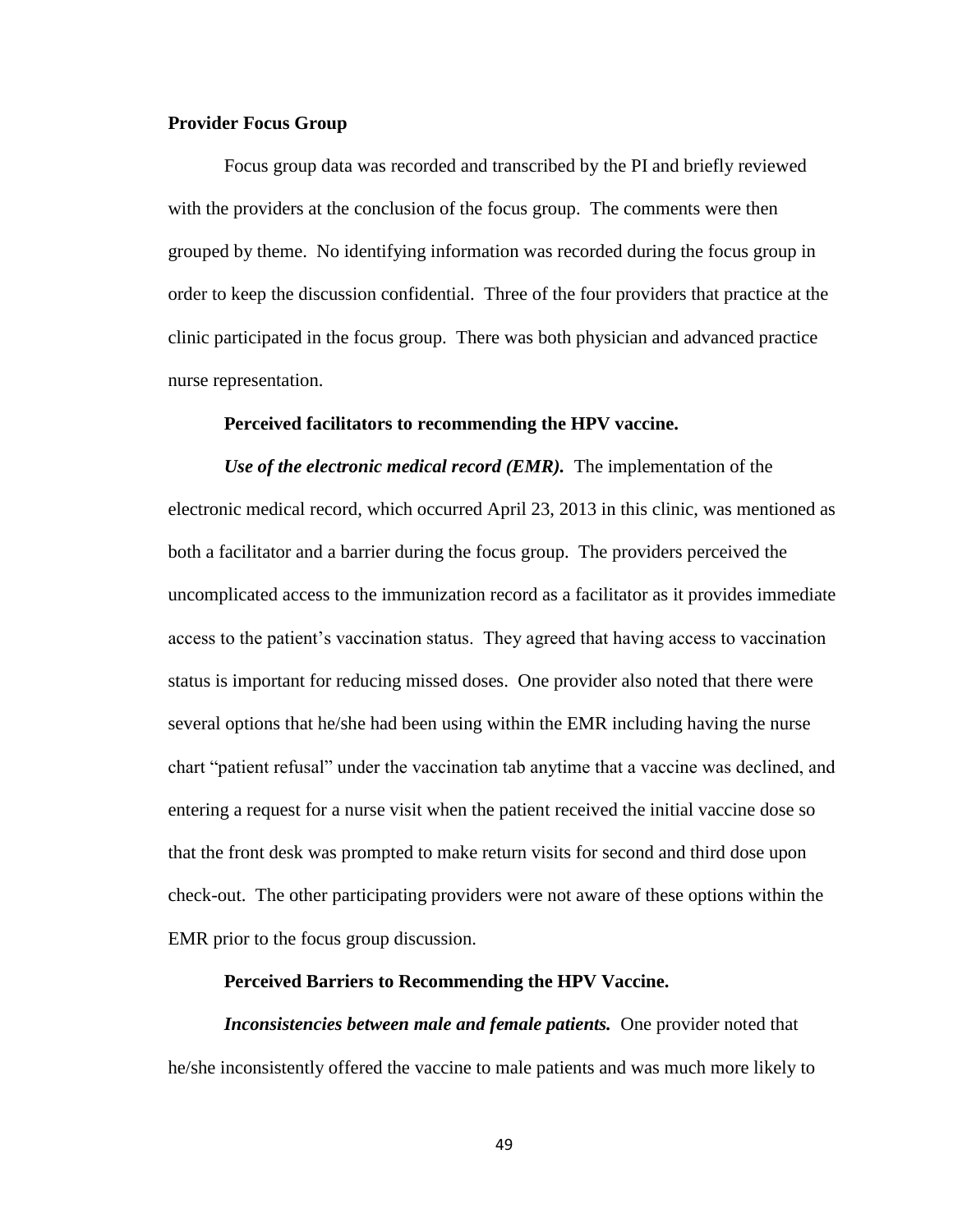## Provider Focus Group

Focus group data was recorded and transcribed by the PI and briefly reviewed with the providers at the conclusion of the focus group. The comments were then grouped by theme. No identifying information was recorded during the focus group in order to keep the discussion confidential. Three of the four providers that practice at the clinic participated in the focus group. There was both physician and advanced practice nurse representation.

### Perceived facilitators to recommending the HPV vaccine.

***Use of the electronic medical record (EMR).*** The implementation of the electronic medical record, which occurred April 23, 2013 in this clinic, was mentioned as both a facilitator and a barrier during the focus group. The providers perceived the uncomplicated access to the immunization record as a facilitator as it provides immediate access to the patient's vaccination status. They agreed that having access to vaccination status is important for reducing missed doses. One provider also noted that there were several options that he/she had been using within the EMR including having the nurse chart "patient refusal" under the vaccination tab anytime that a vaccine was declined, and entering a request for a nurse visit when the patient received the initial vaccine dose so that the front desk was prompted to make return visits for second and third dose upon check-out. The other participating providers were not aware of these options within the EMR prior to the focus group discussion.

### Perceived Barriers to Recommending the HPV Vaccine.

***Inconsistencies between male and female patients.*** One provider noted that he/she inconsistently offered the vaccine to male patients and was much more likely to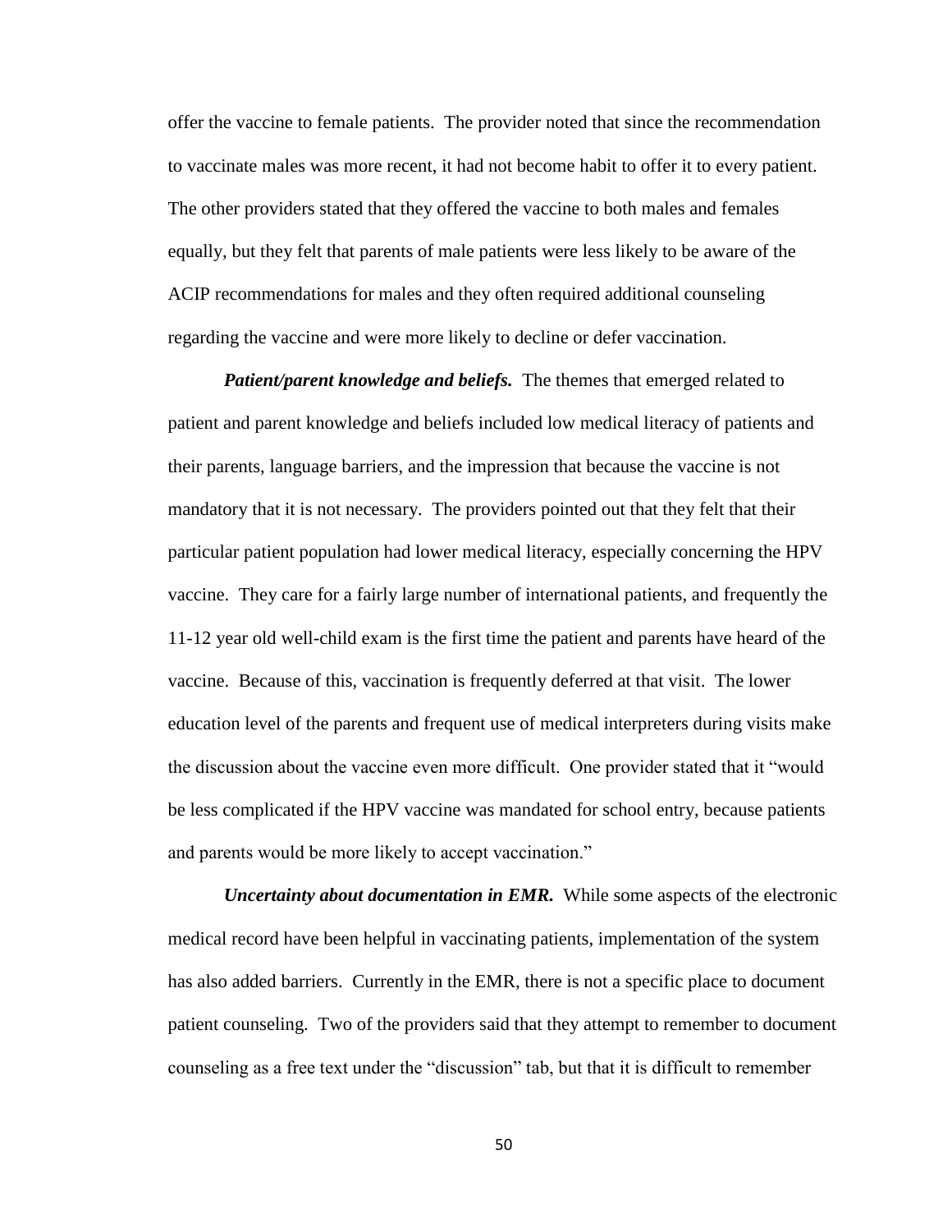offer the vaccine to female patients. The provider noted that since the recommendation to vaccinate males was more recent, it had not become habit to offer it to every patient. The other providers stated that they offered the vaccine to both males and females equally, but they felt that parents of male patients were less likely to be aware of the ACIP recommendations for males and they often required additional counseling regarding the vaccine and were more likely to decline or defer vaccination.

***Patient/parent knowledge and beliefs.*** The themes that emerged related to patient and parent knowledge and beliefs included low medical literacy of patients and their parents, language barriers, and the impression that because the vaccine is not mandatory that it is not necessary. The providers pointed out that they felt that their particular patient population had lower medical literacy, especially concerning the HPV vaccine. They care for a fairly large number of international patients, and frequently the 11-12 year old well-child exam is the first time the patient and parents have heard of the vaccine. Because of this, vaccination is frequently deferred at that visit. The lower education level of the parents and frequent use of medical interpreters during visits make the discussion about the vaccine even more difficult. One provider stated that it "would be less complicated if the HPV vaccine was mandated for school entry, because patients and parents would be more likely to accept vaccination."

***Uncertainty about documentation in EMR.*** While some aspects of the electronic medical record have been helpful in vaccinating patients, implementation of the system has also added barriers. Currently in the EMR, there is not a specific place to document patient counseling. Two of the providers said that they attempt to remember to document counseling as a free text under the "discussion" tab, but that it is difficult to remember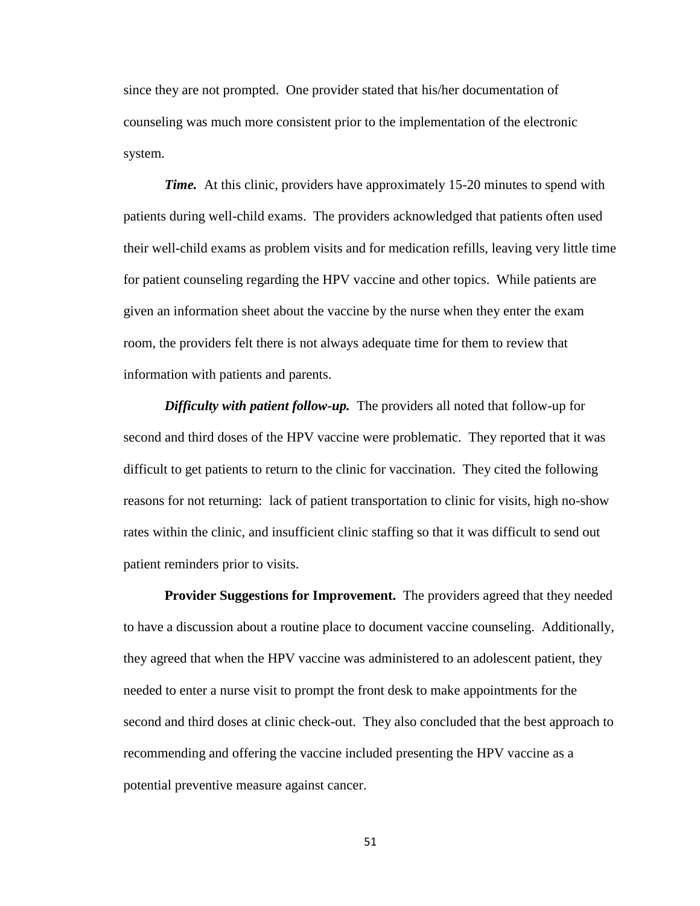since they are not prompted. One provider stated that his/her documentation of counseling was much more consistent prior to the implementation of the electronic system.

***Time.*** At this clinic, providers have approximately 15-20 minutes to spend with patients during well-child exams. The providers acknowledged that patients often used their well-child exams as problem visits and for medication refills, leaving very little time for patient counseling regarding the HPV vaccine and other topics. While patients are given an information sheet about the vaccine by the nurse when they enter the exam room, the providers felt there is not always adequate time for them to review that information with patients and parents.

***Difficulty with patient follow-up.*** The providers all noted that follow-up for second and third doses of the HPV vaccine were problematic. They reported that it was difficult to get patients to return to the clinic for vaccination. They cited the following reasons for not returning: lack of patient transportation to clinic for visits, high no-show rates within the clinic, and insufficient clinic staffing so that it was difficult to send out patient reminders prior to visits.

**Provider Suggestions for Improvement.** The providers agreed that they needed to have a discussion about a routine place to document vaccine counseling. Additionally, they agreed that when the HPV vaccine was administered to an adolescent patient, they needed to enter a nurse visit to prompt the front desk to make appointments for the second and third doses at clinic check-out. They also concluded that the best approach to recommending and offering the vaccine included presenting the HPV vaccine as a potential preventive measure against cancer.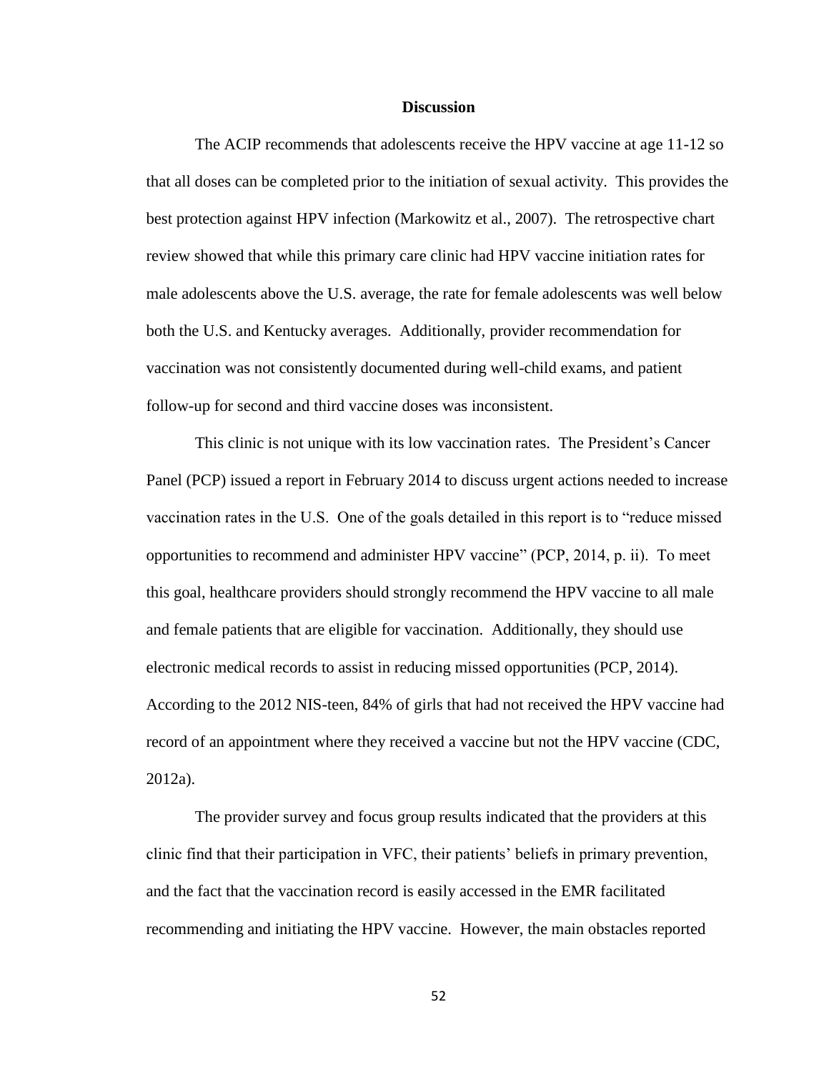## Discussion

The ACIP recommends that adolescents receive the HPV vaccine at age 11-12 so that all doses can be completed prior to the initiation of sexual activity. This provides the best protection against HPV infection (Markowitz et al., 2007). The retrospective chart review showed that while this primary care clinic had HPV vaccine initiation rates for male adolescents above the U.S. average, the rate for female adolescents was well below both the U.S. and Kentucky averages. Additionally, provider recommendation for vaccination was not consistently documented during well-child exams, and patient follow-up for second and third vaccine doses was inconsistent.

This clinic is not unique with its low vaccination rates. The President's Cancer Panel (PCP) issued a report in February 2014 to discuss urgent actions needed to increase vaccination rates in the U.S. One of the goals detailed in this report is to "reduce missed opportunities to recommend and administer HPV vaccine" (PCP, 2014, p. ii). To meet this goal, healthcare providers should strongly recommend the HPV vaccine to all male and female patients that are eligible for vaccination. Additionally, they should use electronic medical records to assist in reducing missed opportunities (PCP, 2014). According to the 2012 NIS-teen, 84% of girls that had not received the HPV vaccine had record of an appointment where they received a vaccine but not the HPV vaccine (CDC, 2012a).

The provider survey and focus group results indicated that the providers at this clinic find that their participation in VFC, their patients' beliefs in primary prevention, and the fact that the vaccination record is easily accessed in the EMR facilitated recommending and initiating the HPV vaccine. However, the main obstacles reported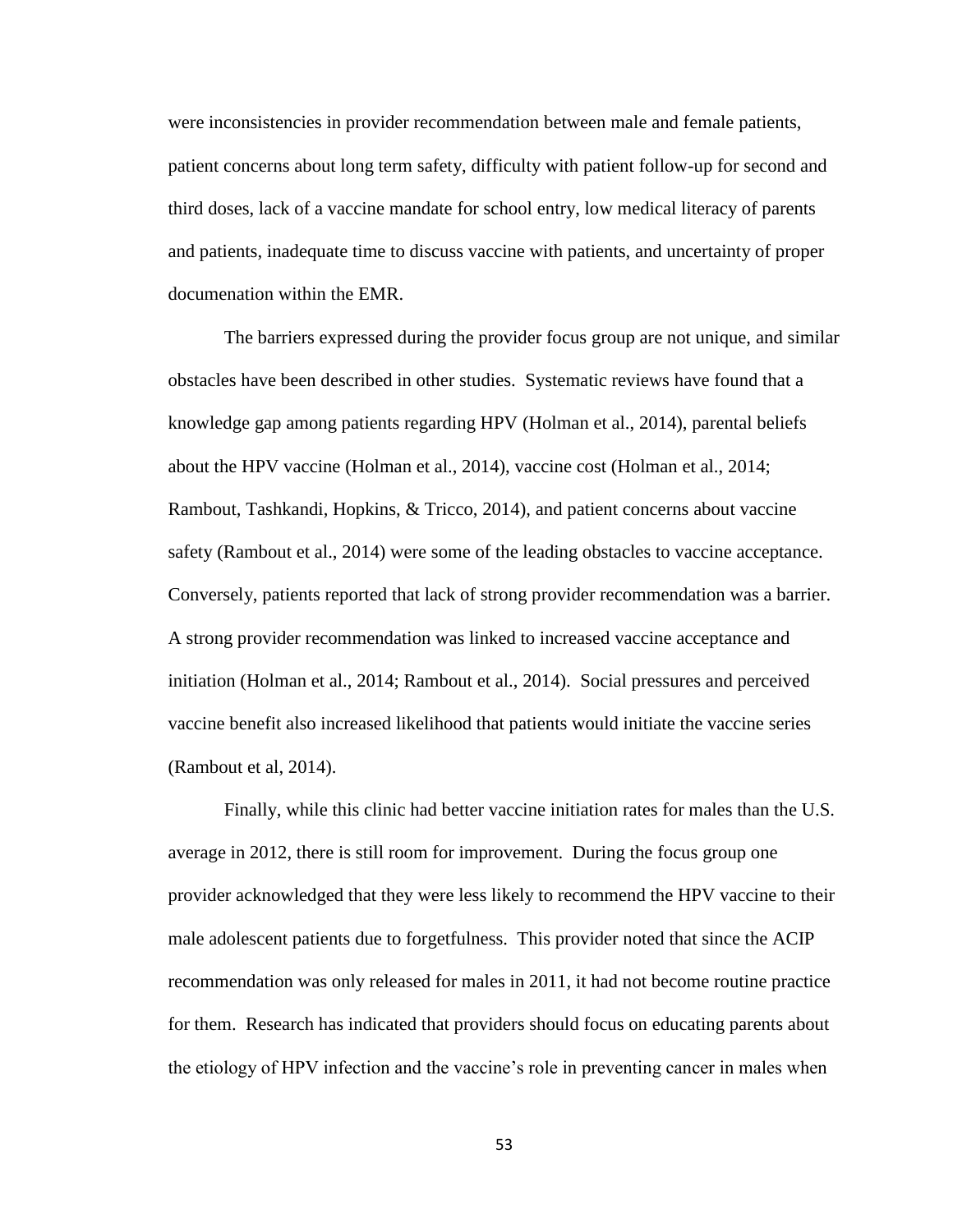were inconsistencies in provider recommendation between male and female patients, patient concerns about long term safety, difficulty with patient follow-up for second and third doses, lack of a vaccine mandate for school entry, low medical literacy of parents and patients, inadequate time to discuss vaccine with patients, and uncertainty of proper documenation within the EMR.

The barriers expressed during the provider focus group are not unique, and similar obstacles have been described in other studies. Systematic reviews have found that a knowledge gap among patients regarding HPV (Holman et al., 2014), parental beliefs about the HPV vaccine (Holman et al., 2014), vaccine cost (Holman et al., 2014; Rambout, Tashkandi, Hopkins, & Tricco, 2014), and patient concerns about vaccine safety (Rambout et al., 2014) were some of the leading obstacles to vaccine acceptance. Conversely, patients reported that lack of strong provider recommendation was a barrier. A strong provider recommendation was linked to increased vaccine acceptance and initiation (Holman et al., 2014; Rambout et al., 2014). Social pressures and perceived vaccine benefit also increased likelihood that patients would initiate the vaccine series (Rambout et al, 2014).

Finally, while this clinic had better vaccine initiation rates for males than the U.S. average in 2012, there is still room for improvement. During the focus group one provider acknowledged that they were less likely to recommend the HPV vaccine to their male adolescent patients due to forgetfulness. This provider noted that since the ACIP recommendation was only released for males in 2011, it had not become routine practice for them. Research has indicated that providers should focus on educating parents about the etiology of HPV infection and the vaccine's role in preventing cancer in males when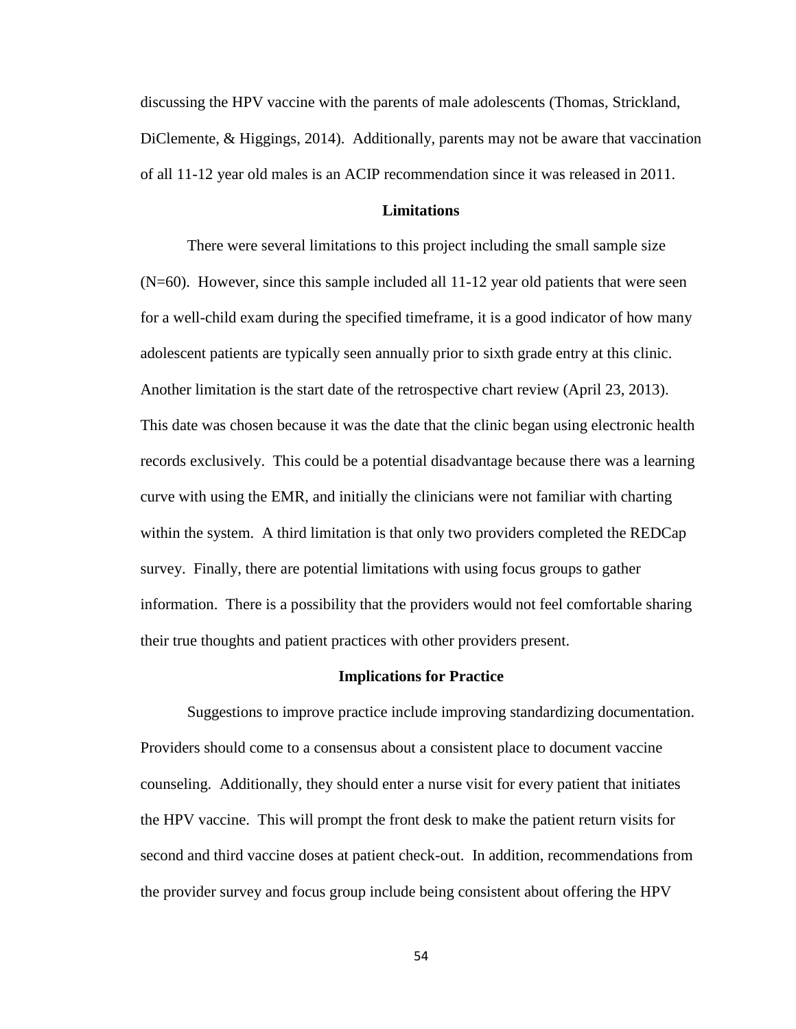discussing the HPV vaccine with the parents of male adolescents (Thomas, Strickland, DiClemente, & Higgings, 2014). Additionally, parents may not be aware that vaccination of all 11-12 year old males is an ACIP recommendation since it was released in 2011.

## Limitations

There were several limitations to this project including the small sample size (N=60). However, since this sample included all 11-12 year old patients that were seen for a well-child exam during the specified timeframe, it is a good indicator of how many adolescent patients are typically seen annually prior to sixth grade entry at this clinic. Another limitation is the start date of the retrospective chart review (April 23, 2013). This date was chosen because it was the date that the clinic began using electronic health records exclusively. This could be a potential disadvantage because there was a learning curve with using the EMR, and initially the clinicians were not familiar with charting within the system. A third limitation is that only two providers completed the REDCap survey. Finally, there are potential limitations with using focus groups to gather information. There is a possibility that the providers would not feel comfortable sharing their true thoughts and patient practices with other providers present.

## Implications for Practice

Suggestions to improve practice include improving standardizing documentation. Providers should come to a consensus about a consistent place to document vaccine counseling. Additionally, they should enter a nurse visit for every patient that initiates the HPV vaccine. This will prompt the front desk to make the patient return visits for second and third vaccine doses at patient check-out. In addition, recommendations from the provider survey and focus group include being consistent about offering the HPV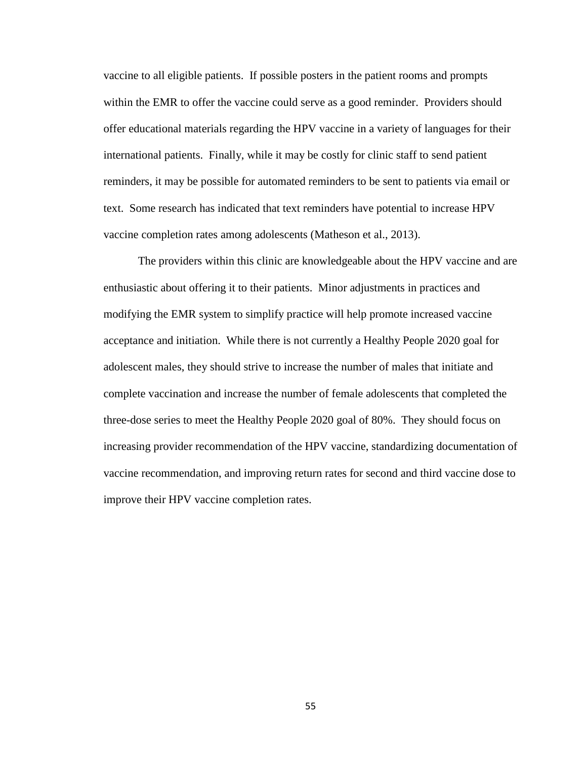vaccine to all eligible patients. If possible posters in the patient rooms and prompts within the EMR to offer the vaccine could serve as a good reminder. Providers should offer educational materials regarding the HPV vaccine in a variety of languages for their international patients. Finally, while it may be costly for clinic staff to send patient reminders, it may be possible for automated reminders to be sent to patients via email or text. Some research has indicated that text reminders have potential to increase HPV vaccine completion rates among adolescents (Matheson et al., 2013).

The providers within this clinic are knowledgeable about the HPV vaccine and are enthusiastic about offering it to their patients. Minor adjustments in practices and modifying the EMR system to simplify practice will help promote increased vaccine acceptance and initiation. While there is not currently a Healthy People 2020 goal for adolescent males, they should strive to increase the number of males that initiate and complete vaccination and increase the number of female adolescents that completed the three-dose series to meet the Healthy People 2020 goal of 80%. They should focus on increasing provider recommendation of the HPV vaccine, standardizing documentation of vaccine recommendation, and improving return rates for second and third vaccine dose to improve their HPV vaccine completion rates.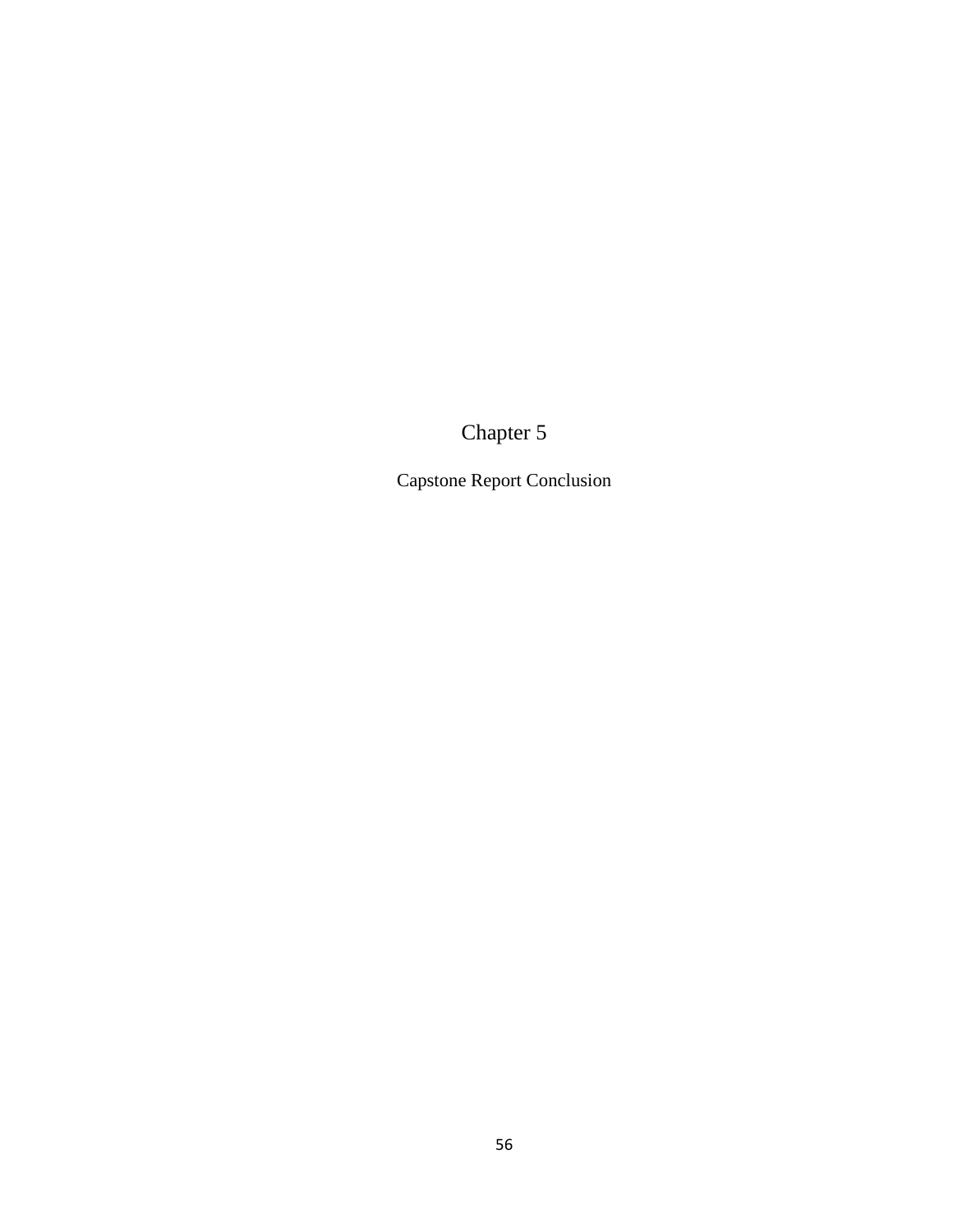# Chapter 5

## Capstone Report Conclusion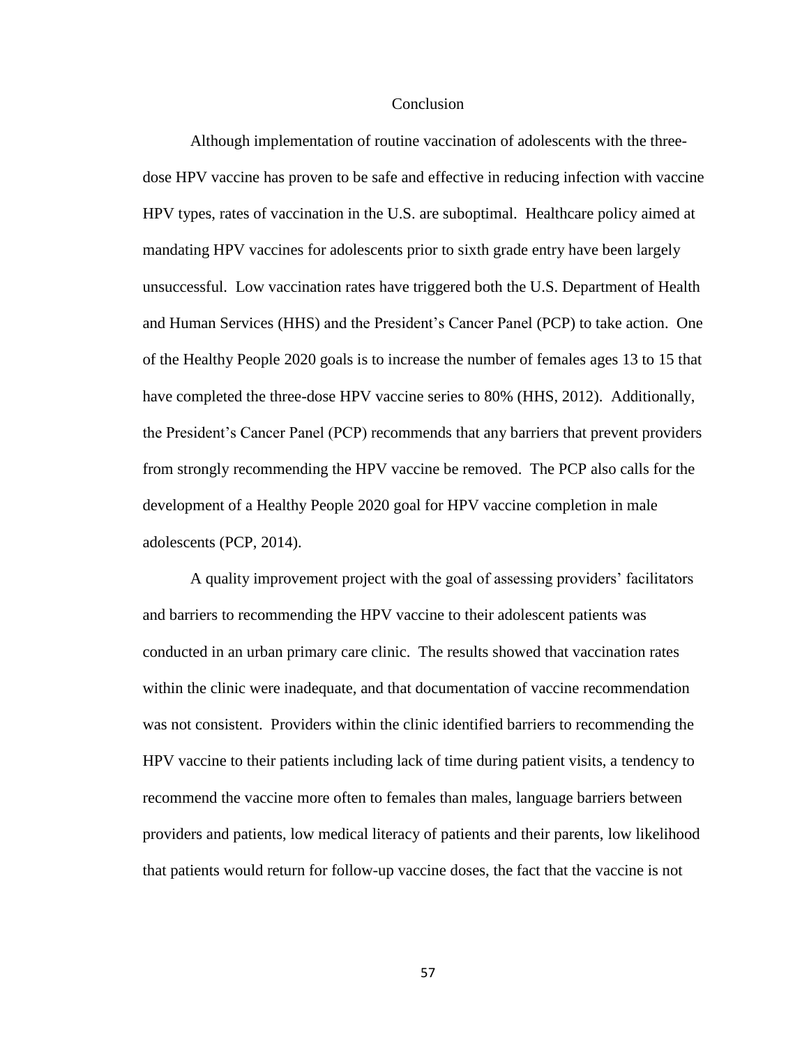# Conclusion

Although implementation of routine vaccination of adolescents with the three-dose HPV vaccine has proven to be safe and effective in reducing infection with vaccine HPV types, rates of vaccination in the U.S. are suboptimal. Healthcare policy aimed at mandating HPV vaccines for adolescents prior to sixth grade entry have been largely unsuccessful. Low vaccination rates have triggered both the U.S. Department of Health and Human Services (HHS) and the President's Cancer Panel (PCP) to take action. One of the Healthy People 2020 goals is to increase the number of females ages 13 to 15 that have completed the three-dose HPV vaccine series to 80% (HHS, 2012). Additionally, the President's Cancer Panel (PCP) recommends that any barriers that prevent providers from strongly recommending the HPV vaccine be removed. The PCP also calls for the development of a Healthy People 2020 goal for HPV vaccine completion in male adolescents (PCP, 2014).

A quality improvement project with the goal of assessing providers' facilitators and barriers to recommending the HPV vaccine to their adolescent patients was conducted in an urban primary care clinic. The results showed that vaccination rates within the clinic were inadequate, and that documentation of vaccine recommendation was not consistent. Providers within the clinic identified barriers to recommending the HPV vaccine to their patients including lack of time during patient visits, a tendency to recommend the vaccine more often to females than males, language barriers between providers and patients, low medical literacy of patients and their parents, low likelihood that patients would return for follow-up vaccine doses, the fact that the vaccine is not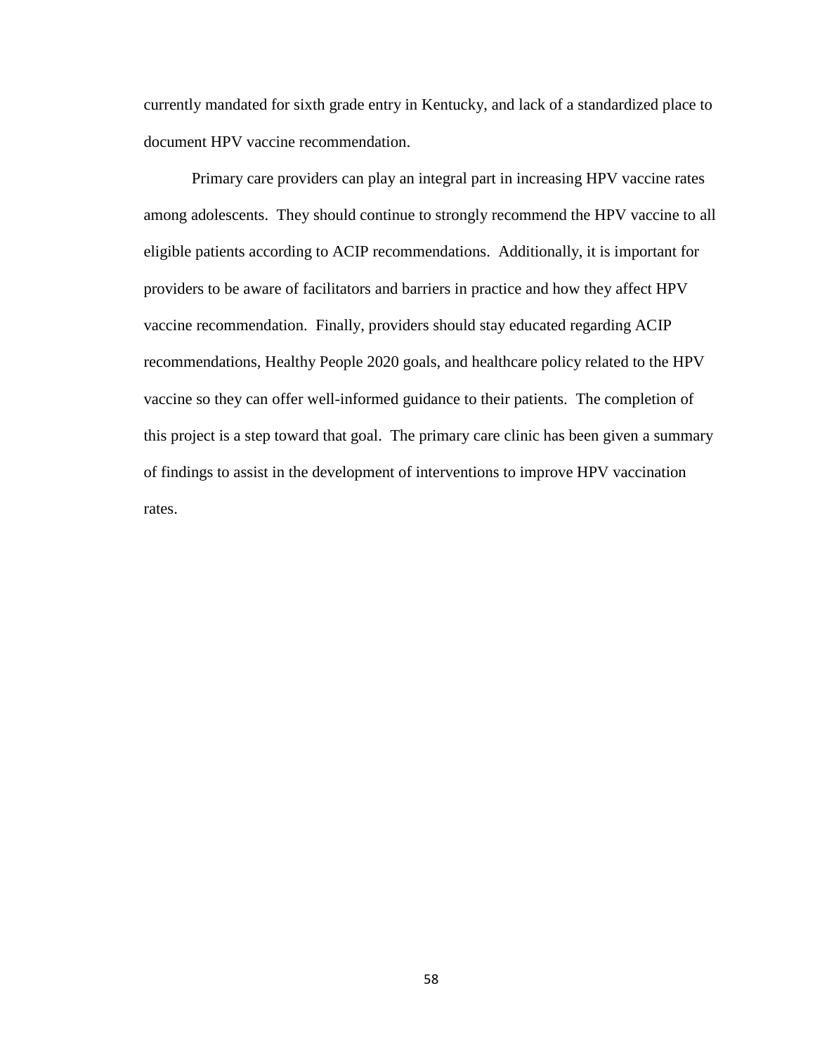currently mandated for sixth grade entry in Kentucky, and lack of a standardized place to document HPV vaccine recommendation.

Primary care providers can play an integral part in increasing HPV vaccine rates among adolescents. They should continue to strongly recommend the HPV vaccine to all eligible patients according to ACIP recommendations. Additionally, it is important for providers to be aware of facilitators and barriers in practice and how they affect HPV vaccine recommendation. Finally, providers should stay educated regarding ACIP recommendations, Healthy People 2020 goals, and healthcare policy related to the HPV vaccine so they can offer well-informed guidance to their patients. The completion of this project is a step toward that goal. The primary care clinic has been given a summary of findings to assist in the development of interventions to improve HPV vaccination rates.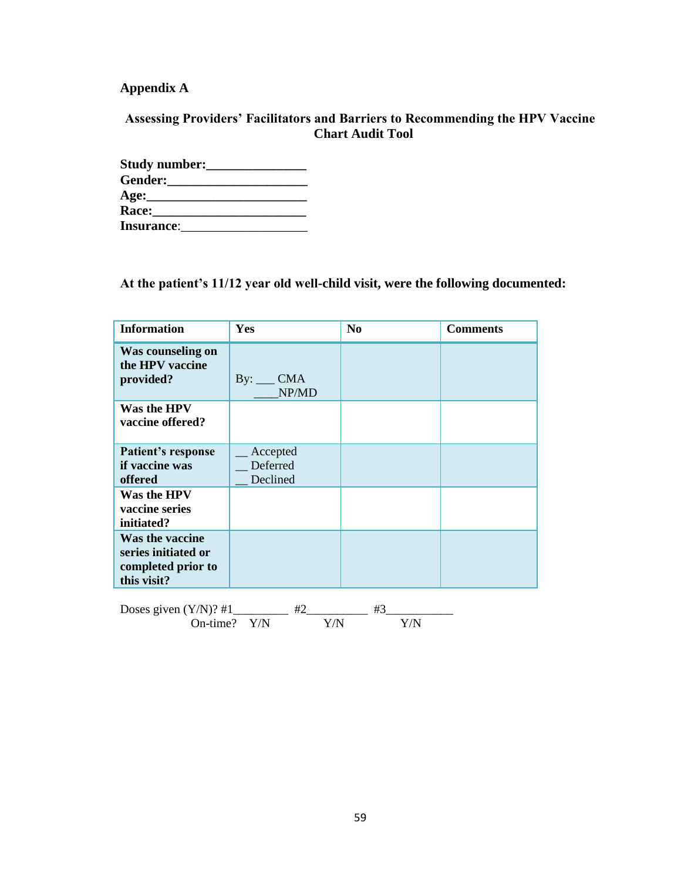# Appendix A

**Assessing Providers' Facilitators and Barriers to Recommending the HPV Vaccine Chart Audit Tool**

**Study number:**_______________
**Gender:**_____________________
**Age:**________________________
**Race:**_______________________
**Insurance**:___________________

**At the patient's 11/12 year old well-child visit, were the following documented:**

| Information | Yes | No | Comments |
|---|---|---|---|
| **Was counseling on the HPV vaccine provided?** | By: ___ CMA ____NP/MD | | |
| **Was the HPV vaccine offered?** | | | |
| **Patient's response if vaccine was offered** | __ Accepted __ Deferred __ Declined | | |
| **Was the HPV vaccine series initiated?** | | | |
| **Was the vaccine series initiated or completed prior to this visit?** | | | |

Doses given (Y/N)? #1_________ #2__________ #3___________
On-time? Y/N Y/N Y/N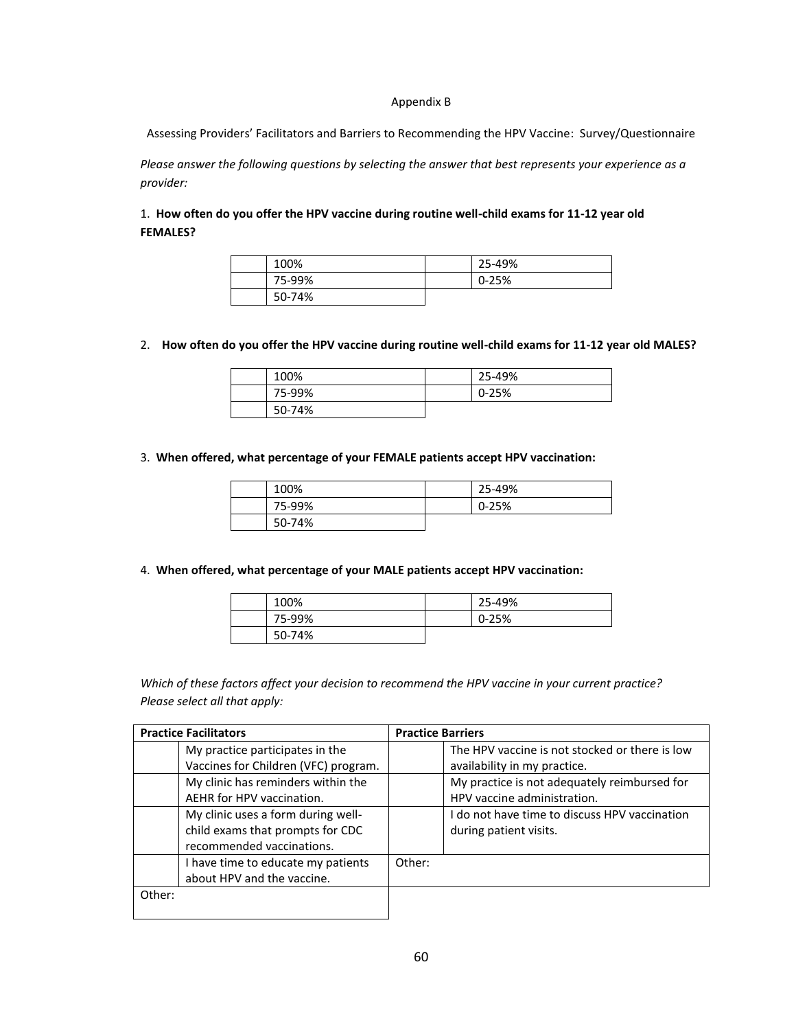Appendix B

Assessing Providers' Facilitators and Barriers to Recommending the HPV Vaccine: Survey/Questionnaire

*Please answer the following questions by selecting the answer that best represents your experience as a provider:*

1. **How often do you offer the HPV vaccine during routine well-child exams for 11-12 year old FEMALES?**

| | | | |
|---|---|---|---|
| | 100% | | 25-49% |
| | 75-99% | | 0-25% |
| | 50-74% | | |

2. **How often do you offer the HPV vaccine during routine well-child exams for 11-12 year old MALES?**

| | | | |
|---|---|---|---|
| | 100% | | 25-49% |
| | 75-99% | | 0-25% |
| | 50-74% | | |

3. **When offered, what percentage of your FEMALE patients accept HPV vaccination:**

| | | | |
|---|---|---|---|
| | 100% | | 25-49% |
| | 75-99% | | 0-25% |
| | 50-74% | | |

4. **When offered, what percentage of your MALE patients accept HPV vaccination:**

| | | | |
|---|---|---|---|
| | 100% | | 25-49% |
| | 75-99% | | 0-25% |
| | 50-74% | | |

*Which of these factors affect your decision to recommend the HPV vaccine in your current practice? Please select all that apply:*

| **Practice Facilitators** | | **Practice Barriers** | |
|---|---|---|---|
| | My practice participates in the Vaccines for Children (VFC) program. | | The HPV vaccine is not stocked or there is low availability in my practice. |
| | My clinic has reminders within the AEHR for HPV vaccination. | | My practice is not adequately reimbursed for HPV vaccine administration. |
| | My clinic uses a form during well-child exams that prompts for CDC recommended vaccinations. | | I do not have time to discuss HPV vaccination during patient visits. |
| | I have time to educate my patients about HPV and the vaccine. | Other: | |
| Other: | | | |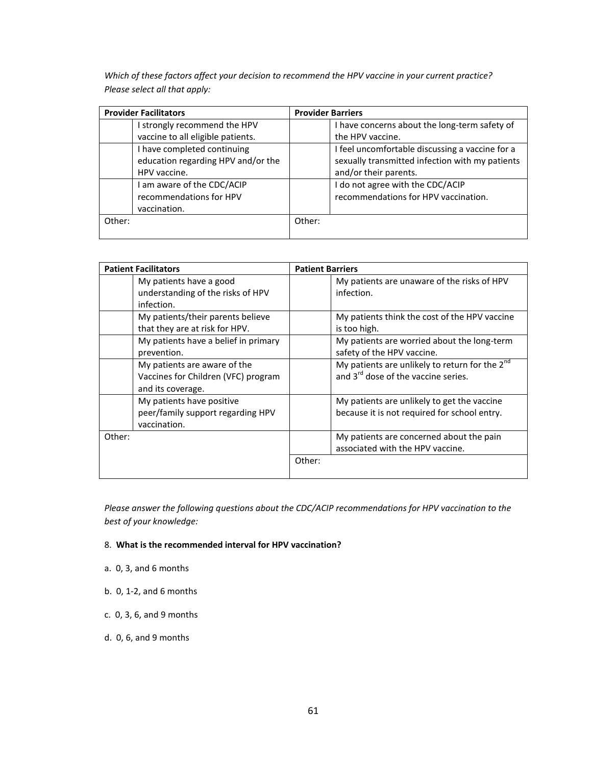*Which of these factors affect your decision to recommend the HPV vaccine in your current practice? Please select all that apply:*

| **Provider Facilitators** | | **Provider Barriers** | |
|---|---|---|---|
| | I strongly recommend the HPV vaccine to all eligible patients. | | I have concerns about the long-term safety of the HPV vaccine. |
| | I have completed continuing education regarding HPV and/or the HPV vaccine. | | I feel uncomfortable discussing a vaccine for a sexually transmitted infection with my patients and/or their parents. |
| | I am aware of the CDC/ACIP recommendations for HPV vaccination. | | I do not agree with the CDC/ACIP recommendations for HPV vaccination. |
| Other: | | Other: | |

| **Patient Facilitators** | | **Patient Barriers** | |
|---|---|---|---|
| | My patients have a good understanding of the risks of HPV infection. | | My patients are unaware of the risks of HPV infection. |
| | My patients/their parents believe that they are at risk for HPV. | | My patients think the cost of the HPV vaccine is too high. |
| | My patients have a belief in primary prevention. | | My patients are worried about the long-term safety of the HPV vaccine. |
| | My patients are aware of the Vaccines for Children (VFC) program and its coverage. | | My patients are unlikely to return for the 2nd and 3rd dose of the vaccine series. |
| | My patients have positive peer/family support regarding HPV vaccination. | | My patients are unlikely to get the vaccine because it is not required for school entry. |
| Other: | | | My patients are concerned about the pain associated with the HPV vaccine. |
| | | Other: | |

*Please answer the following questions about the CDC/ACIP recommendations for HPV vaccination to the best of your knowledge:*

8. **What is the recommended interval for HPV vaccination?**

a. 0, 3, and 6 months

b. 0, 1-2, and 6 months

c. 0, 3, 6, and 9 months

d. 0, 6, and 9 months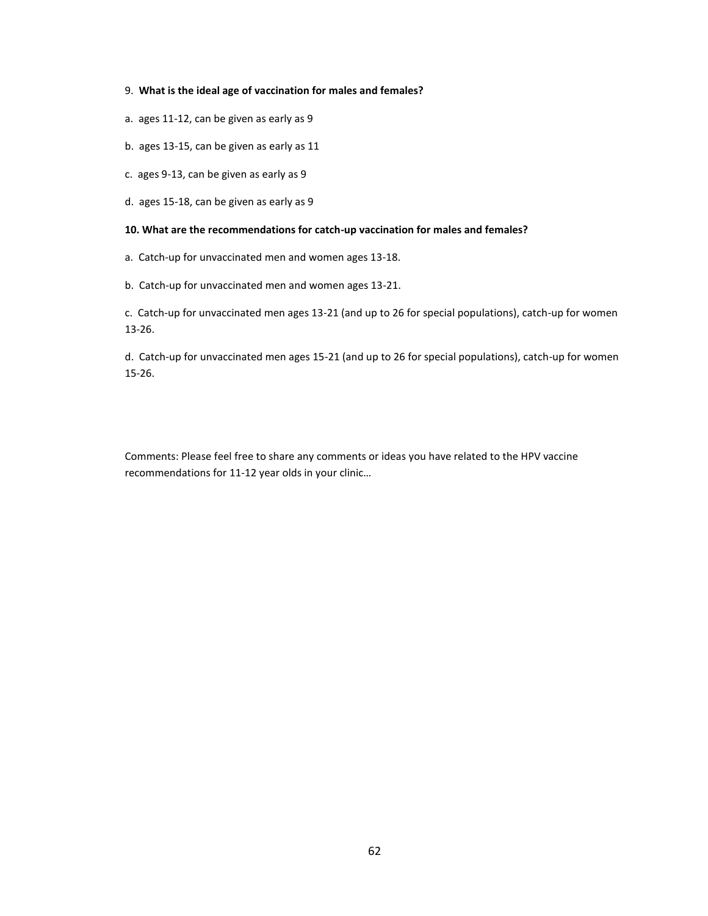9. **What is the ideal age of vaccination for males and females?**

a. ages 11-12, can be given as early as 9

b. ages 13-15, can be given as early as 11

c. ages 9-13, can be given as early as 9

d. ages 15-18, can be given as early as 9

**10. What are the recommendations for catch-up vaccination for males and females?**

a. Catch-up for unvaccinated men and women ages 13-18.

b. Catch-up for unvaccinated men and women ages 13-21.

c. Catch-up for unvaccinated men ages 13-21 (and up to 26 for special populations), catch-up for women 13-26.

d. Catch-up for unvaccinated men ages 15-21 (and up to 26 for special populations), catch-up for women 15-26.

Comments: Please feel free to share any comments or ideas you have related to the HPV vaccine recommendations for 11-12 year olds in your clinic…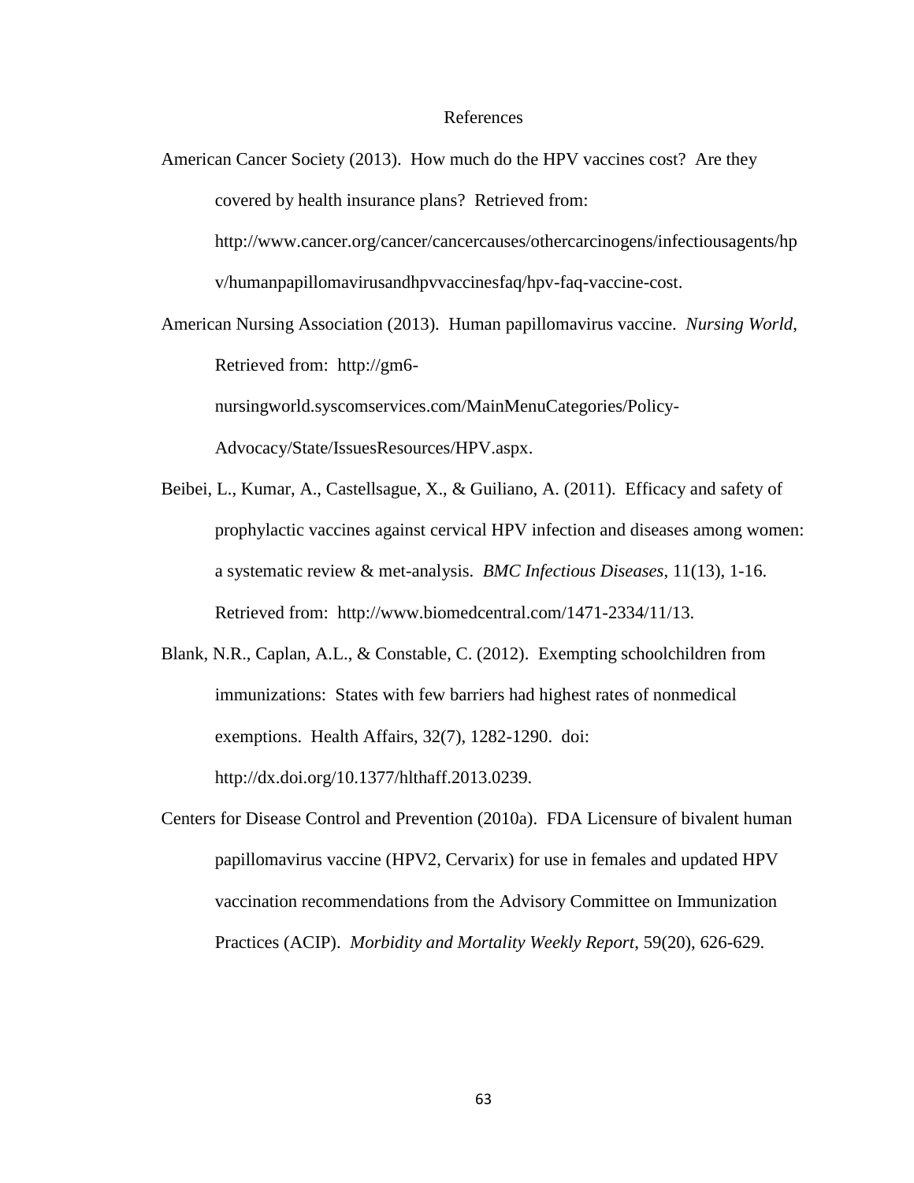# References

American Cancer Society (2013). How much do the HPV vaccines cost? Are they covered by health insurance plans? Retrieved from: http://www.cancer.org/cancer/cancercauses/othercarcinogens/infectiousagents/hpv/humanpapillomavirusandhpvvaccinesfaq/hpv-faq-vaccine-cost.

American Nursing Association (2013). Human papillomavirus vaccine. *Nursing World*, Retrieved from: http://gm6-nursingworld.syscomservices.com/MainMenuCategories/Policy-Advocacy/State/IssuesResources/HPV.aspx.

Beibei, L., Kumar, A., Castellsague, X., & Guiliano, A. (2011). Efficacy and safety of prophylactic vaccines against cervical HPV infection and diseases among women: a systematic review & met-analysis. *BMC Infectious Diseases*, 11(13), 1-16. Retrieved from: http://www.biomedcentral.com/1471-2334/11/13.

Blank, N.R., Caplan, A.L., & Constable, C. (2012). Exempting schoolchildren from immunizations: States with few barriers had highest rates of nonmedical exemptions. Health Affairs, 32(7), 1282-1290. doi: http://dx.doi.org/10.1377/hlthaff.2013.0239.

Centers for Disease Control and Prevention (2010a). FDA Licensure of bivalent human papillomavirus vaccine (HPV2, Cervarix) for use in females and updated HPV vaccination recommendations from the Advisory Committee on Immunization Practices (ACIP). *Morbidity and Mortality Weekly Report*, 59(20), 626-629.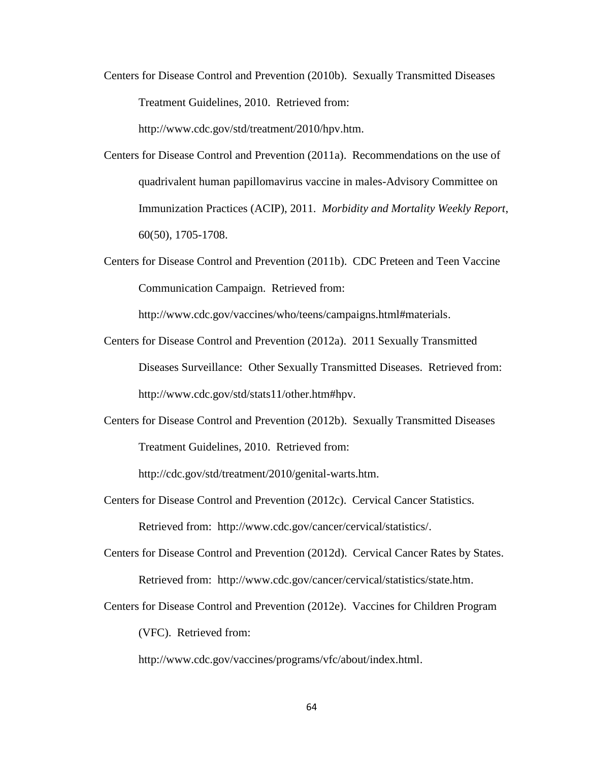Centers for Disease Control and Prevention (2010b). Sexually Transmitted Diseases Treatment Guidelines, 2010. Retrieved from: http://www.cdc.gov/std/treatment/2010/hpv.htm.

Centers for Disease Control and Prevention (2011a). Recommendations on the use of quadrivalent human papillomavirus vaccine in males-Advisory Committee on Immunization Practices (ACIP), 2011. *Morbidity and Mortality Weekly Report*, 60(50), 1705-1708.

Centers for Disease Control and Prevention (2011b). CDC Preteen and Teen Vaccine Communication Campaign. Retrieved from: http://www.cdc.gov/vaccines/who/teens/campaigns.html#materials.

Centers for Disease Control and Prevention (2012a). 2011 Sexually Transmitted Diseases Surveillance: Other Sexually Transmitted Diseases. Retrieved from: http://www.cdc.gov/std/stats11/other.htm#hpv.

Centers for Disease Control and Prevention (2012b). Sexually Transmitted Diseases Treatment Guidelines, 2010. Retrieved from: http://cdc.gov/std/treatment/2010/genital-warts.htm.

Centers for Disease Control and Prevention (2012c). Cervical Cancer Statistics. Retrieved from: http://www.cdc.gov/cancer/cervical/statistics/.

Centers for Disease Control and Prevention (2012d). Cervical Cancer Rates by States. Retrieved from: http://www.cdc.gov/cancer/cervical/statistics/state.htm.

Centers for Disease Control and Prevention (2012e). Vaccines for Children Program (VFC). Retrieved from: http://www.cdc.gov/vaccines/programs/vfc/about/index.html.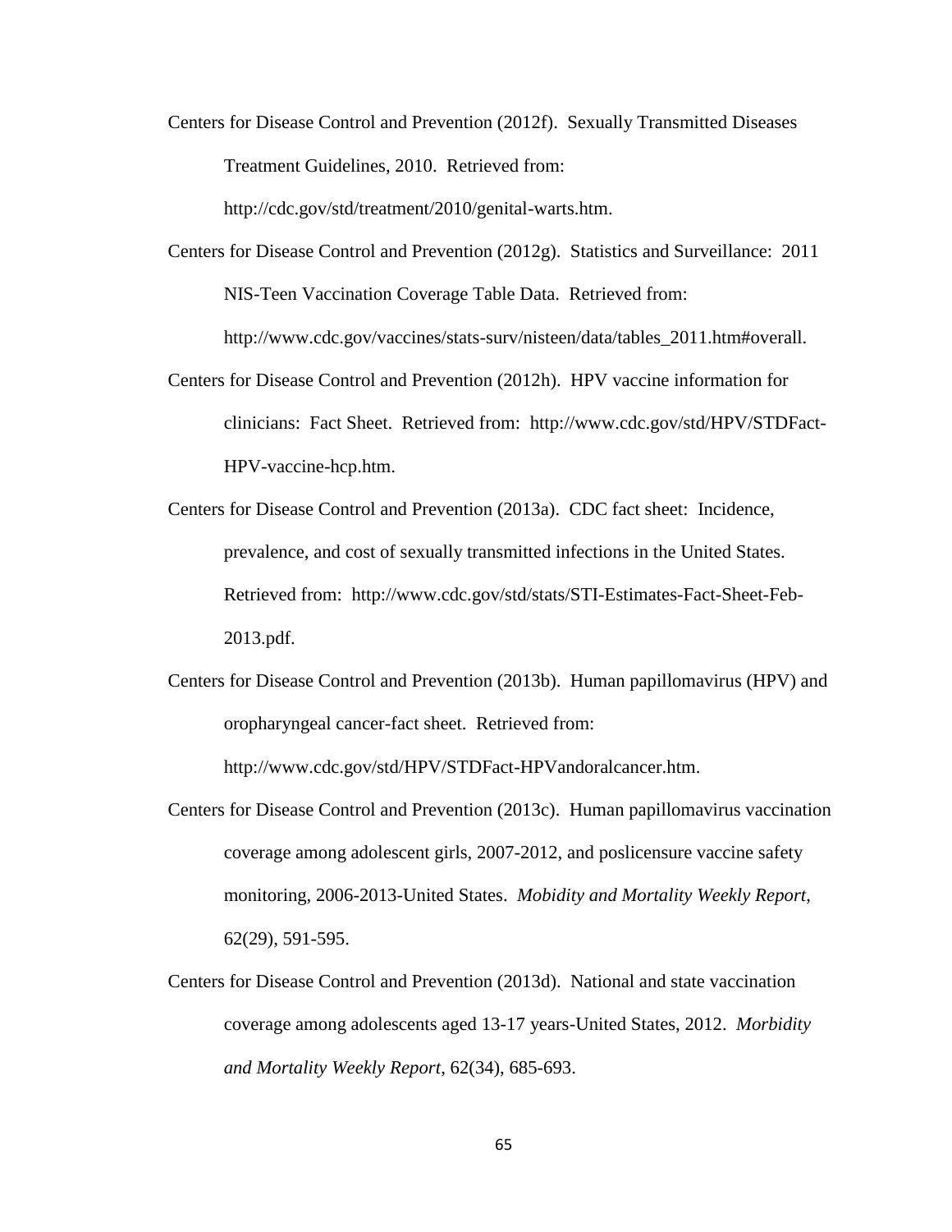Centers for Disease Control and Prevention (2012f). Sexually Transmitted Diseases Treatment Guidelines, 2010. Retrieved from: http://cdc.gov/std/treatment/2010/genital-warts.htm.

Centers for Disease Control and Prevention (2012g). Statistics and Surveillance: 2011 NIS-Teen Vaccination Coverage Table Data. Retrieved from: http://www.cdc.gov/vaccines/stats-surv/nisteen/data/tables_2011.htm#overall.

Centers for Disease Control and Prevention (2012h). HPV vaccine information for clinicians: Fact Sheet. Retrieved from: http://www.cdc.gov/std/HPV/STDFact-HPV-vaccine-hcp.htm.

Centers for Disease Control and Prevention (2013a). CDC fact sheet: Incidence, prevalence, and cost of sexually transmitted infections in the United States. Retrieved from: http://www.cdc.gov/std/stats/STI-Estimates-Fact-Sheet-Feb-2013.pdf.

Centers for Disease Control and Prevention (2013b). Human papillomavirus (HPV) and oropharyngeal cancer-fact sheet. Retrieved from: http://www.cdc.gov/std/HPV/STDFact-HPVandoralcancer.htm.

Centers for Disease Control and Prevention (2013c). Human papillomavirus vaccination coverage among adolescent girls, 2007-2012, and poslicensure vaccine safety monitoring, 2006-2013-United States. *Mobidity and Mortality Weekly Report*, 62(29), 591-595.

Centers for Disease Control and Prevention (2013d). National and state vaccination coverage among adolescents aged 13-17 years-United States, 2012. *Morbidity and Mortality Weekly Report*, 62(34), 685-693.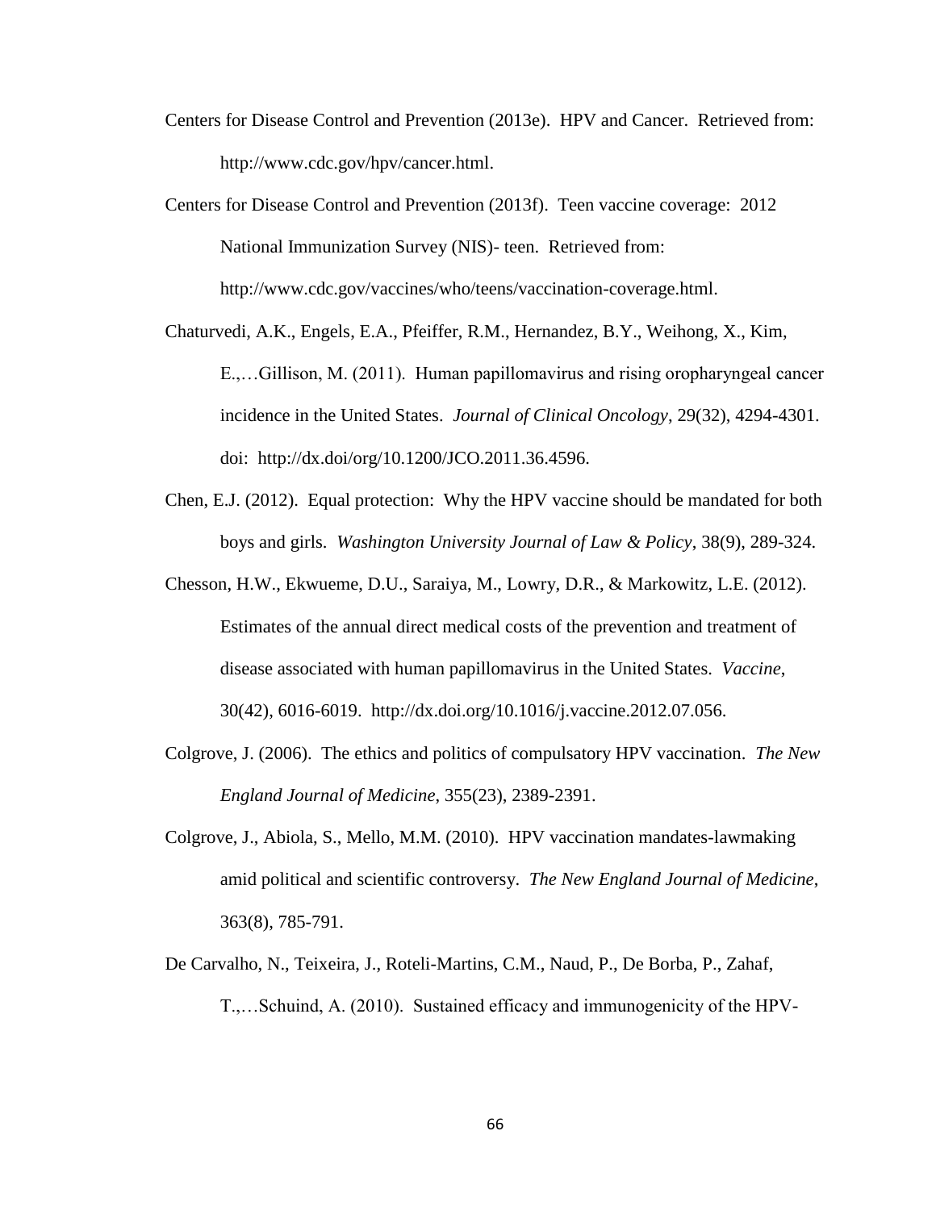Centers for Disease Control and Prevention (2013e). HPV and Cancer. Retrieved from: http://www.cdc.gov/hpv/cancer.html.

Centers for Disease Control and Prevention (2013f). Teen vaccine coverage: 2012 National Immunization Survey (NIS)- teen. Retrieved from: http://www.cdc.gov/vaccines/who/teens/vaccination-coverage.html.

Chaturvedi, A.K., Engels, E.A., Pfeiffer, R.M., Hernandez, B.Y., Weihong, X., Kim, E.,…Gillison, M. (2011). Human papillomavirus and rising oropharyngeal cancer incidence in the United States. *Journal of Clinical Oncology*, 29(32), 4294-4301. doi: http://dx.doi/org/10.1200/JCO.2011.36.4596.

Chen, E.J. (2012). Equal protection: Why the HPV vaccine should be mandated for both boys and girls. *Washington University Journal of Law & Policy*, 38(9), 289-324.

Chesson, H.W., Ekwueme, D.U., Saraiya, M., Lowry, D.R., & Markowitz, L.E. (2012). Estimates of the annual direct medical costs of the prevention and treatment of disease associated with human papillomavirus in the United States. *Vaccine*, 30(42), 6016-6019. http://dx.doi.org/10.1016/j.vaccine.2012.07.056.

Colgrove, J. (2006). The ethics and politics of compulsatory HPV vaccination. *The New England Journal of Medicine*, 355(23), 2389-2391.

Colgrove, J., Abiola, S., Mello, M.M. (2010). HPV vaccination mandates-lawmaking amid political and scientific controversy. *The New England Journal of Medicine*, 363(8), 785-791.

De Carvalho, N., Teixeira, J., Roteli-Martins, C.M., Naud, P., De Borba, P., Zahaf, T.,…Schuind, A. (2010). Sustained efficacy and immunogenicity of the HPV-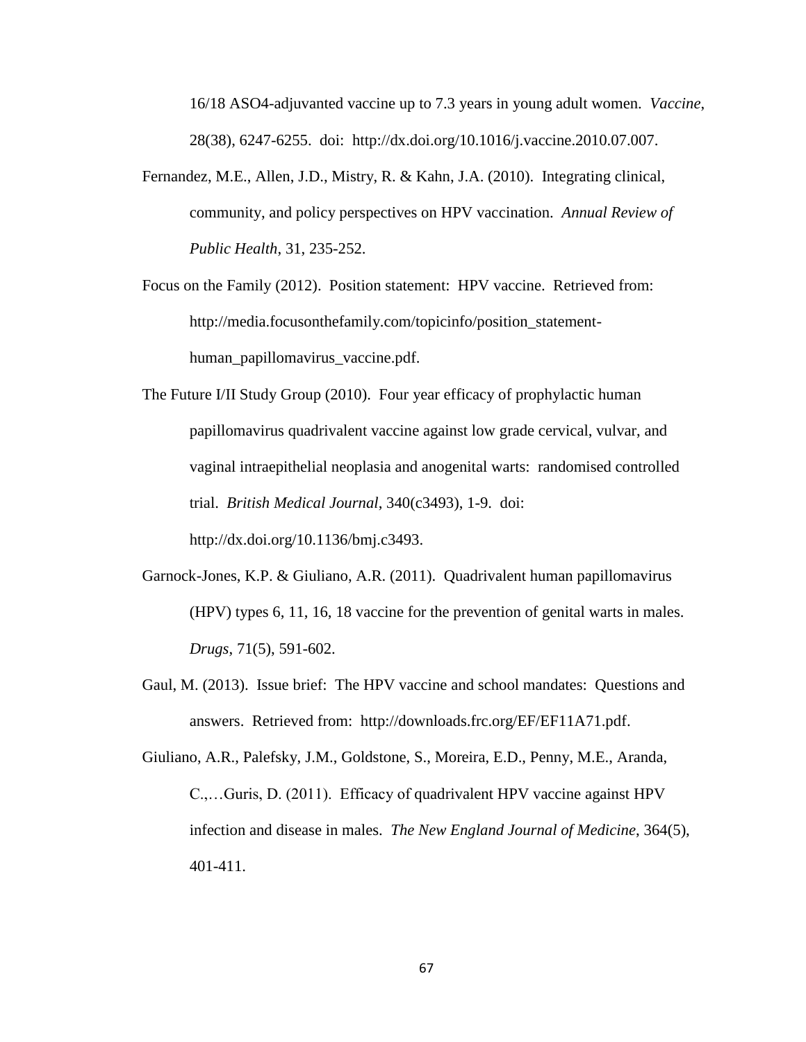16/18 ASO4-adjuvanted vaccine up to 7.3 years in young adult women. *Vaccine*, 28(38), 6247-6255. doi: http://dx.doi.org/10.1016/j.vaccine.2010.07.007.

Fernandez, M.E., Allen, J.D., Mistry, R. & Kahn, J.A. (2010). Integrating clinical, community, and policy perspectives on HPV vaccination. *Annual Review of Public Health*, 31, 235-252.

Focus on the Family (2012). Position statement: HPV vaccine. Retrieved from: http://media.focusonthefamily.com/topicinfo/position_statement-human_papillomavirus_vaccine.pdf.

The Future I/II Study Group (2010). Four year efficacy of prophylactic human papillomavirus quadrivalent vaccine against low grade cervical, vulvar, and vaginal intraepithelial neoplasia and anogenital warts: randomised controlled trial. *British Medical Journal*, 340(c3493), 1-9. doi: http://dx.doi.org/10.1136/bmj.c3493.

Garnock-Jones, K.P. & Giuliano, A.R. (2011). Quadrivalent human papillomavirus (HPV) types 6, 11, 16, 18 vaccine for the prevention of genital warts in males. *Drugs*, 71(5), 591-602.

Gaul, M. (2013). Issue brief: The HPV vaccine and school mandates: Questions and answers. Retrieved from: http://downloads.frc.org/EF/EF11A71.pdf.

Giuliano, A.R., Palefsky, J.M., Goldstone, S., Moreira, E.D., Penny, M.E., Aranda, C.,…Guris, D. (2011). Efficacy of quadrivalent HPV vaccine against HPV infection and disease in males. *The New England Journal of Medicine*, 364(5), 401-411.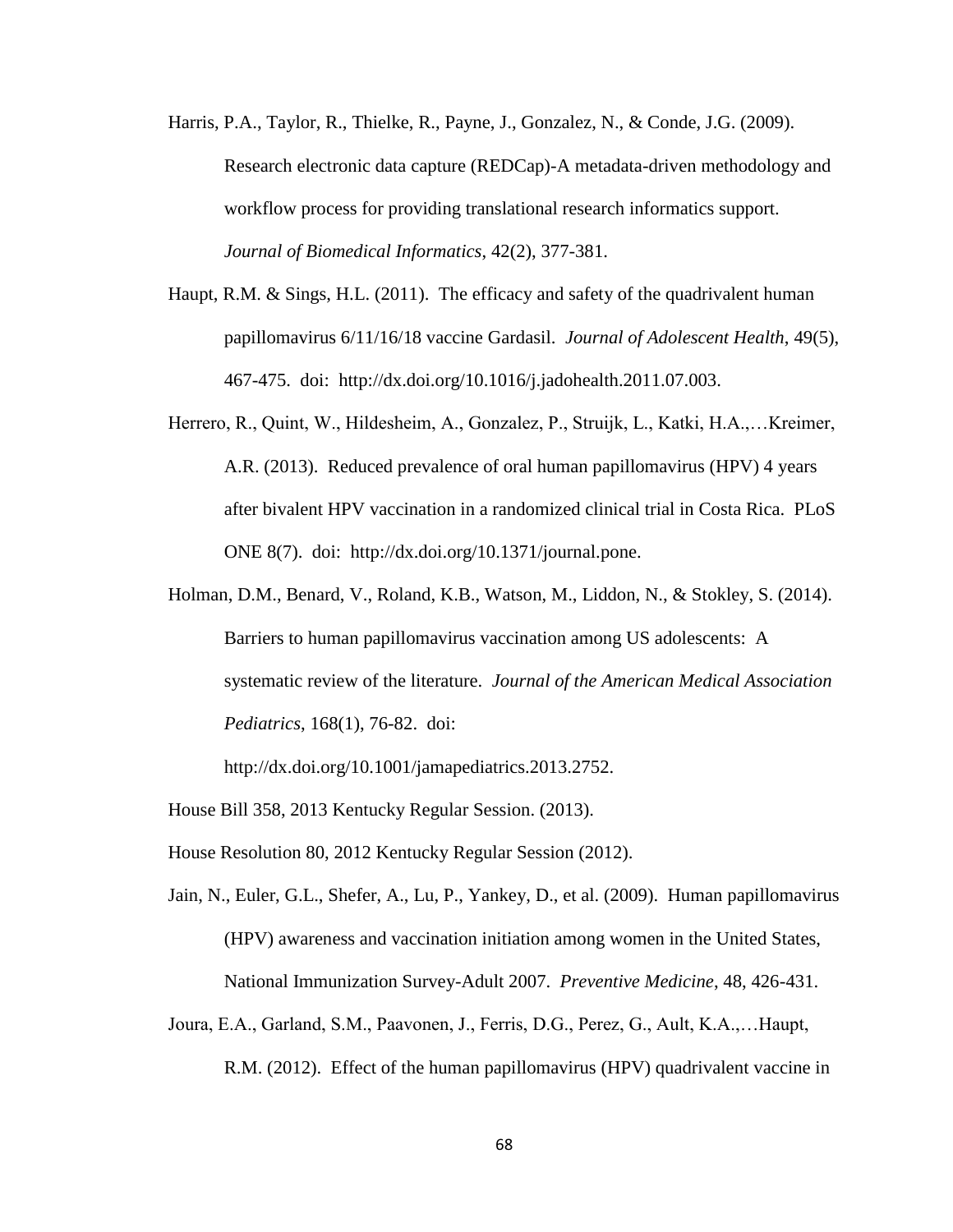Harris, P.A., Taylor, R., Thielke, R., Payne, J., Gonzalez, N., & Conde, J.G. (2009). Research electronic data capture (REDCap)-A metadata-driven methodology and workflow process for providing translational research informatics support. *Journal of Biomedical Informatics*, 42(2), 377-381.

Haupt, R.M. & Sings, H.L. (2011). The efficacy and safety of the quadrivalent human papillomavirus 6/11/16/18 vaccine Gardasil. *Journal of Adolescent Health*, 49(5), 467-475. doi: http://dx.doi.org/10.1016/j.jadohealth.2011.07.003.

Herrero, R., Quint, W., Hildesheim, A., Gonzalez, P., Struijk, L., Katki, H.A.,…Kreimer, A.R. (2013). Reduced prevalence of oral human papillomavirus (HPV) 4 years after bivalent HPV vaccination in a randomized clinical trial in Costa Rica. PLoS ONE 8(7). doi: http://dx.doi.org/10.1371/journal.pone.

Holman, D.M., Benard, V., Roland, K.B., Watson, M., Liddon, N., & Stokley, S. (2014). Barriers to human papillomavirus vaccination among US adolescents: A systematic review of the literature. *Journal of the American Medical Association Pediatrics*, 168(1), 76-82. doi: http://dx.doi.org/10.1001/jamapediatrics.2013.2752.

House Bill 358, 2013 Kentucky Regular Session. (2013).

House Resolution 80, 2012 Kentucky Regular Session (2012).

Jain, N., Euler, G.L., Shefer, A., Lu, P., Yankey, D., et al. (2009). Human papillomavirus (HPV) awareness and vaccination initiation among women in the United States, National Immunization Survey-Adult 2007. *Preventive Medicine*, 48, 426-431.

Joura, E.A., Garland, S.M., Paavonen, J., Ferris, D.G., Perez, G., Ault, K.A.,…Haupt, R.M. (2012). Effect of the human papillomavirus (HPV) quadrivalent vaccine in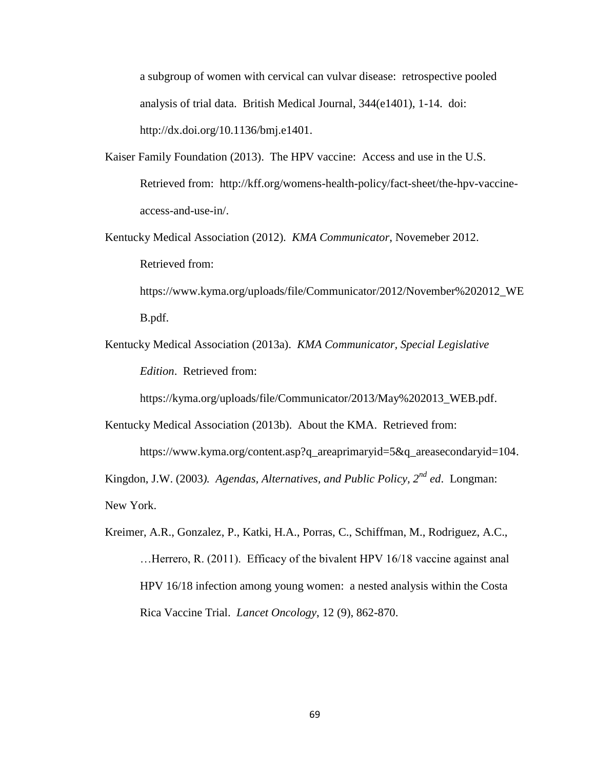a subgroup of women with cervical can vulvar disease: retrospective pooled analysis of trial data. British Medical Journal, 344(e1401), 1-14. doi: http://dx.doi.org/10.1136/bmj.e1401.

Kaiser Family Foundation (2013). The HPV vaccine: Access and use in the U.S. Retrieved from: http://kff.org/womens-health-policy/fact-sheet/the-hpv-vaccine-access-and-use-in/.

Kentucky Medical Association (2012). *KMA Communicator*, Novemeber 2012. Retrieved from: https://www.kyma.org/uploads/file/Communicator/2012/November%202012_WEB.pdf.

Kentucky Medical Association (2013a). *KMA Communicator, Special Legislative Edition*. Retrieved from: https://kyma.org/uploads/file/Communicator/2013/May%202013_WEB.pdf.

Kentucky Medical Association (2013b). About the KMA. Retrieved from: https://www.kyma.org/content.asp?q_areaprimaryid=5&q_areasecondaryid=104.

Kingdon, J.W. (2003*). Agendas, Alternatives, and Public Policy, 2nd ed*. Longman: New York.

Kreimer, A.R., Gonzalez, P., Katki, H.A., Porras, C., Schiffman, M., Rodriguez, A.C., …Herrero, R. (2011). Efficacy of the bivalent HPV 16/18 vaccine against anal HPV 16/18 infection among young women: a nested analysis within the Costa Rica Vaccine Trial. *Lancet Oncology*, 12 (9), 862-870.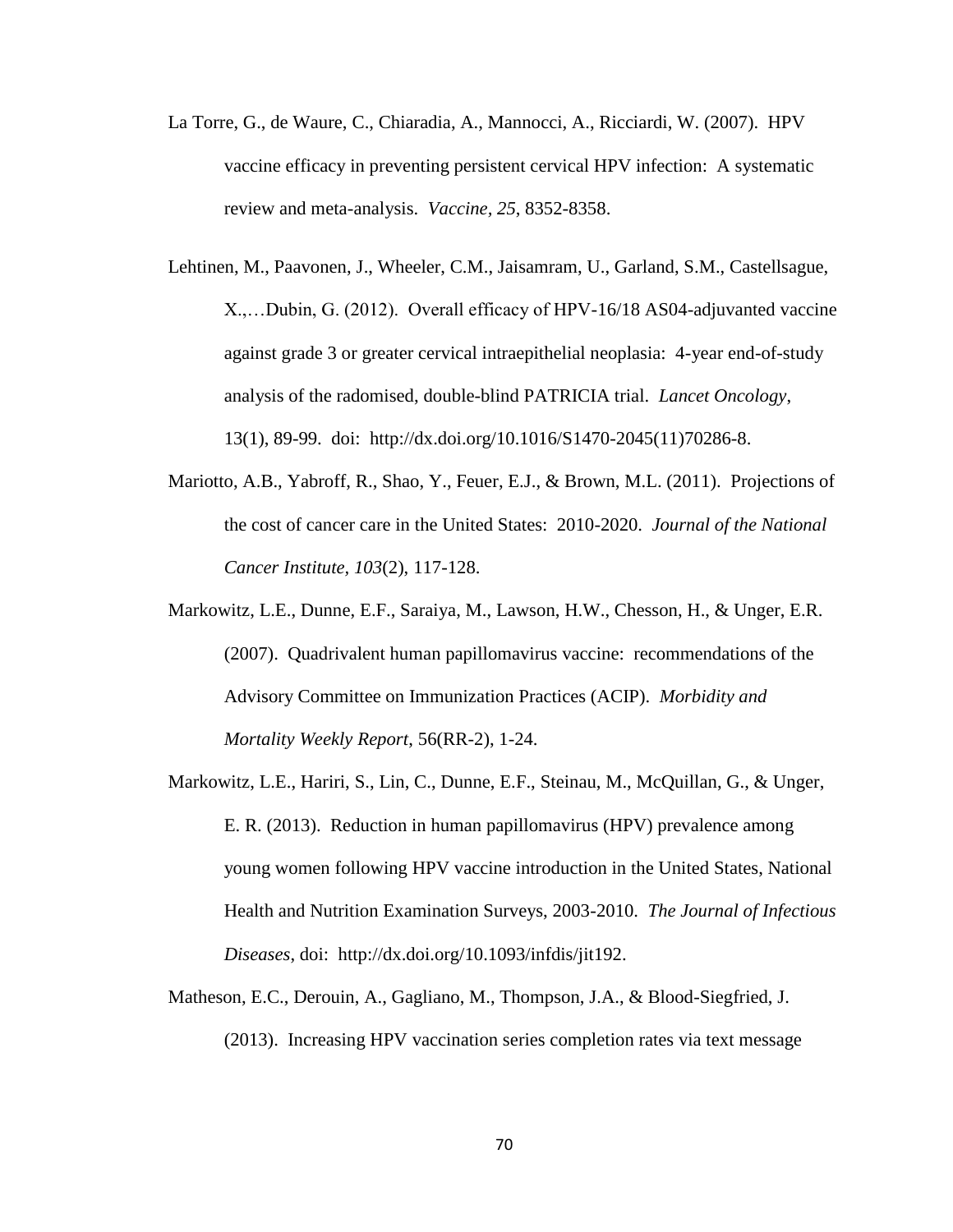La Torre, G., de Waure, C., Chiaradia, A., Mannocci, A., Ricciardi, W. (2007). HPV vaccine efficacy in preventing persistent cervical HPV infection: A systematic review and meta-analysis. *Vaccine, 25*, 8352-8358.

Lehtinen, M., Paavonen, J., Wheeler, C.M., Jaisamram, U., Garland, S.M., Castellsague, X.,…Dubin, G. (2012). Overall efficacy of HPV-16/18 AS04-adjuvanted vaccine against grade 3 or greater cervical intraepithelial neoplasia: 4-year end-of-study analysis of the radomised, double-blind PATRICIA trial. *Lancet Oncology*, 13(1), 89-99. doi: http://dx.doi.org/10.1016/S1470-2045(11)70286-8.

Mariotto, A.B., Yabroff, R., Shao, Y., Feuer, E.J., & Brown, M.L. (2011). Projections of the cost of cancer care in the United States: 2010-2020. *Journal of the National Cancer Institute, 103*(2), 117-128.

Markowitz, L.E., Dunne, E.F., Saraiya, M., Lawson, H.W., Chesson, H., & Unger, E.R. (2007). Quadrivalent human papillomavirus vaccine: recommendations of the Advisory Committee on Immunization Practices (ACIP). *Morbidity and Mortality Weekly Report*, 56(RR-2), 1-24.

Markowitz, L.E., Hariri, S., Lin, C., Dunne, E.F., Steinau, M., McQuillan, G., & Unger, E. R. (2013). Reduction in human papillomavirus (HPV) prevalence among young women following HPV vaccine introduction in the United States, National Health and Nutrition Examination Surveys, 2003-2010. *The Journal of Infectious Diseases*, doi: http://dx.doi.org/10.1093/infdis/jit192.

Matheson, E.C., Derouin, A., Gagliano, M., Thompson, J.A., & Blood-Siegfried, J. (2013). Increasing HPV vaccination series completion rates via text message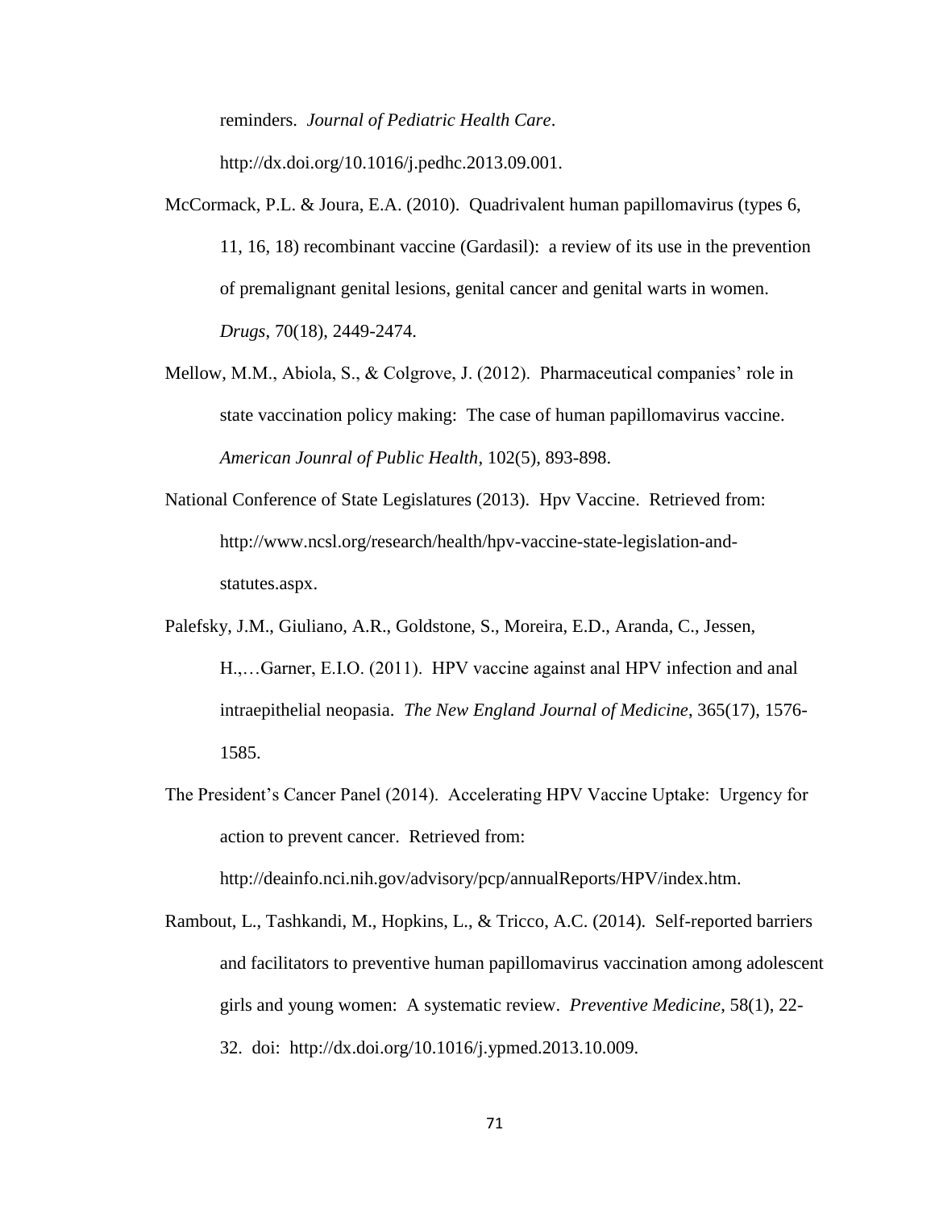reminders. *Journal of Pediatric Health Care*. http://dx.doi.org/10.1016/j.pedhc.2013.09.001.

McCormack, P.L. & Joura, E.A. (2010). Quadrivalent human papillomavirus (types 6, 11, 16, 18) recombinant vaccine (Gardasil): a review of its use in the prevention of premalignant genital lesions, genital cancer and genital warts in women. *Drugs*, 70(18), 2449-2474.

Mellow, M.M., Abiola, S., & Colgrove, J. (2012). Pharmaceutical companies' role in state vaccination policy making: The case of human papillomavirus vaccine. *American Jounral of Public Health*, 102(5), 893-898.

National Conference of State Legislatures (2013). Hpv Vaccine. Retrieved from: http://www.ncsl.org/research/health/hpv-vaccine-state-legislation-and-statutes.aspx.

Palefsky, J.M., Giuliano, A.R., Goldstone, S., Moreira, E.D., Aranda, C., Jessen, H.,…Garner, E.I.O. (2011). HPV vaccine against anal HPV infection and anal intraepithelial neopasia. *The New England Journal of Medicine*, 365(17), 1576-1585.

The President's Cancer Panel (2014). Accelerating HPV Vaccine Uptake: Urgency for action to prevent cancer. Retrieved from: http://deainfo.nci.nih.gov/advisory/pcp/annualReports/HPV/index.htm.

Rambout, L., Tashkandi, M., Hopkins, L., & Tricco, A.C. (2014). Self-reported barriers and facilitators to preventive human papillomavirus vaccination among adolescent girls and young women: A systematic review. *Preventive Medicine*, 58(1), 22-32. doi: http://dx.doi.org/10.1016/j.ypmed.2013.10.009.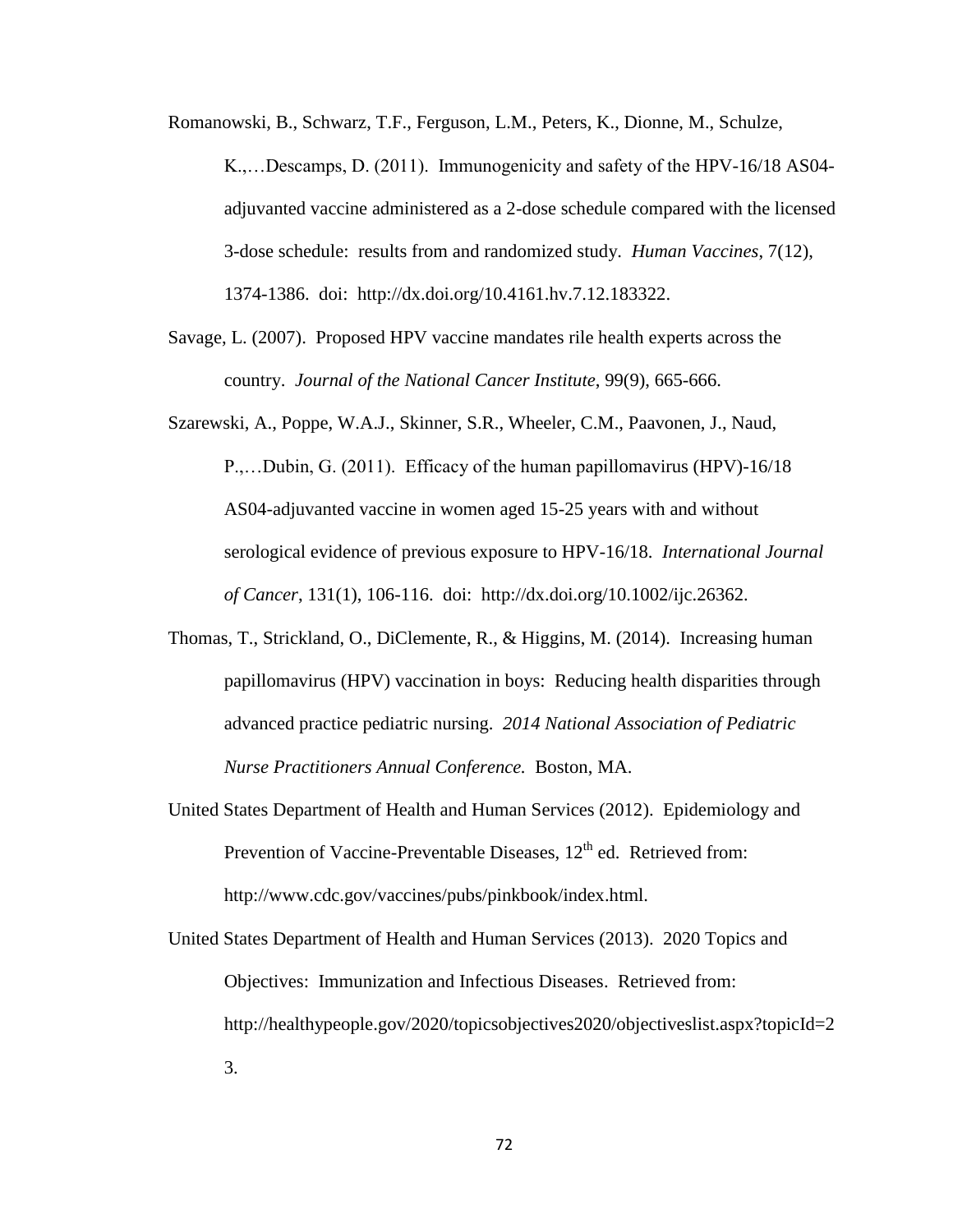Romanowski, B., Schwarz, T.F., Ferguson, L.M., Peters, K., Dionne, M., Schulze, K.,…Descamps, D. (2011). Immunogenicity and safety of the HPV-16/18 AS04-adjuvanted vaccine administered as a 2-dose schedule compared with the licensed 3-dose schedule: results from and randomized study. *Human Vaccines*, 7(12), 1374-1386. doi: http://dx.doi.org/10.4161.hv.7.12.183322.

Savage, L. (2007). Proposed HPV vaccine mandates rile health experts across the country. *Journal of the National Cancer Institute*, 99(9), 665-666.

Szarewski, A., Poppe, W.A.J., Skinner, S.R., Wheeler, C.M., Paavonen, J., Naud, P.,…Dubin, G. (2011). Efficacy of the human papillomavirus (HPV)-16/18 AS04-adjuvanted vaccine in women aged 15-25 years with and without serological evidence of previous exposure to HPV-16/18. *International Journal of Cancer*, 131(1), 106-116. doi: http://dx.doi.org/10.1002/ijc.26362.

Thomas, T., Strickland, O., DiClemente, R., & Higgins, M. (2014). Increasing human papillomavirus (HPV) vaccination in boys: Reducing health disparities through advanced practice pediatric nursing. *2014 National Association of Pediatric Nurse Practitioners Annual Conference.* Boston, MA.

United States Department of Health and Human Services (2012). Epidemiology and Prevention of Vaccine-Preventable Diseases, 12th ed. Retrieved from: http://www.cdc.gov/vaccines/pubs/pinkbook/index.html.

United States Department of Health and Human Services (2013). 2020 Topics and Objectives: Immunization and Infectious Diseases. Retrieved from: http://healthypeople.gov/2020/topicsobjectives2020/objectiveslist.aspx?topicId=23.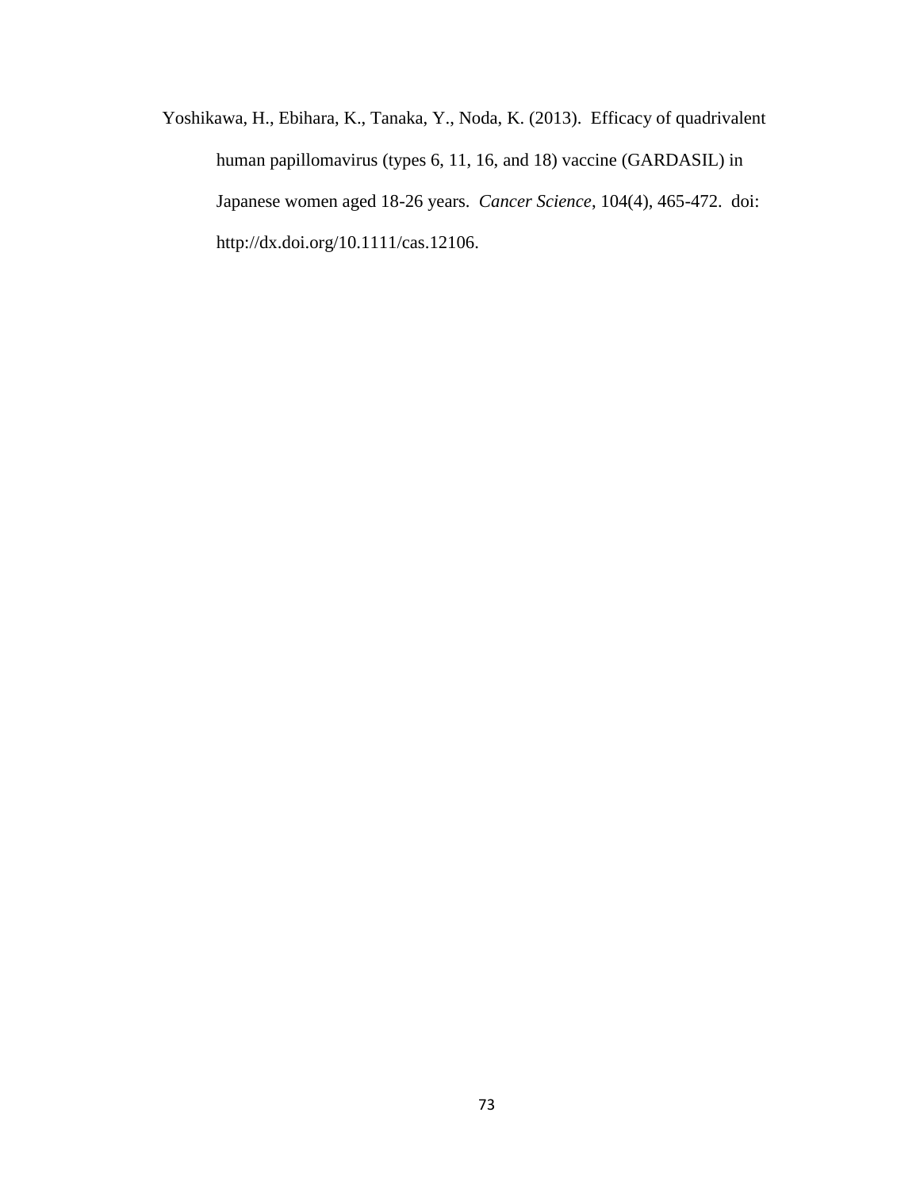Yoshikawa, H., Ebihara, K., Tanaka, Y., Noda, K. (2013). Efficacy of quadrivalent human papillomavirus (types 6, 11, 16, and 18) vaccine (GARDASIL) in Japanese women aged 18-26 years. *Cancer Science*, 104(4), 465-472. doi: http://dx.doi.org/10.1111/cas.12106.